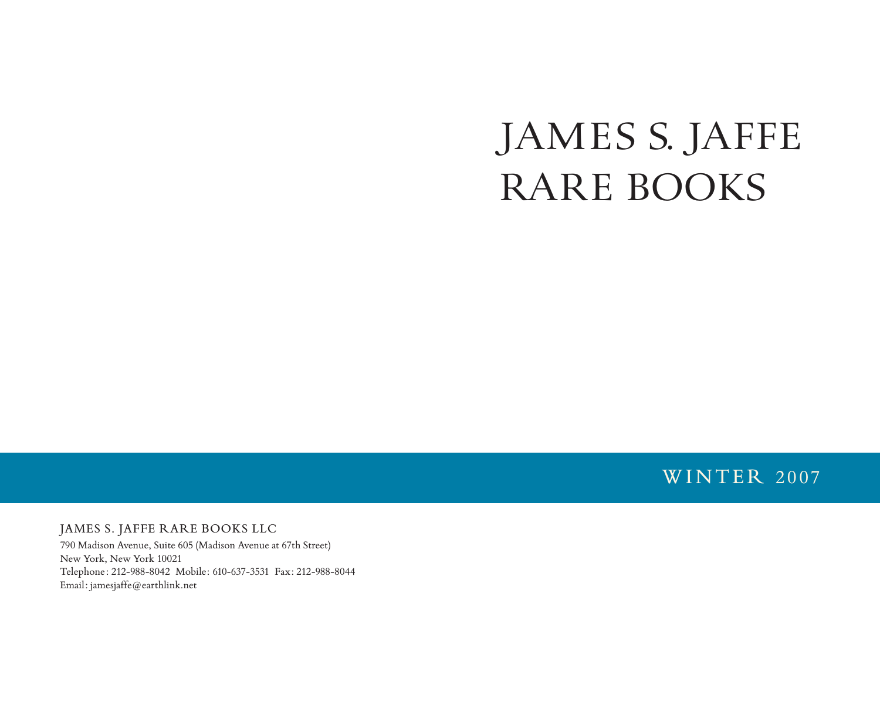# JAMES S. JAFFE RARE BOOKS

## WINTER 2007

JAMES S. JAFFE RARE BOOKS LLC

790 Madison Avenue, Suite 605 (Madison Avenue at 67th Street)
New York, New York 10021
Telephone: 212-988-8042 Mobile: 610-637-3531 Fax: 212-988-8044
Email: jamesjaffe@earthlink.net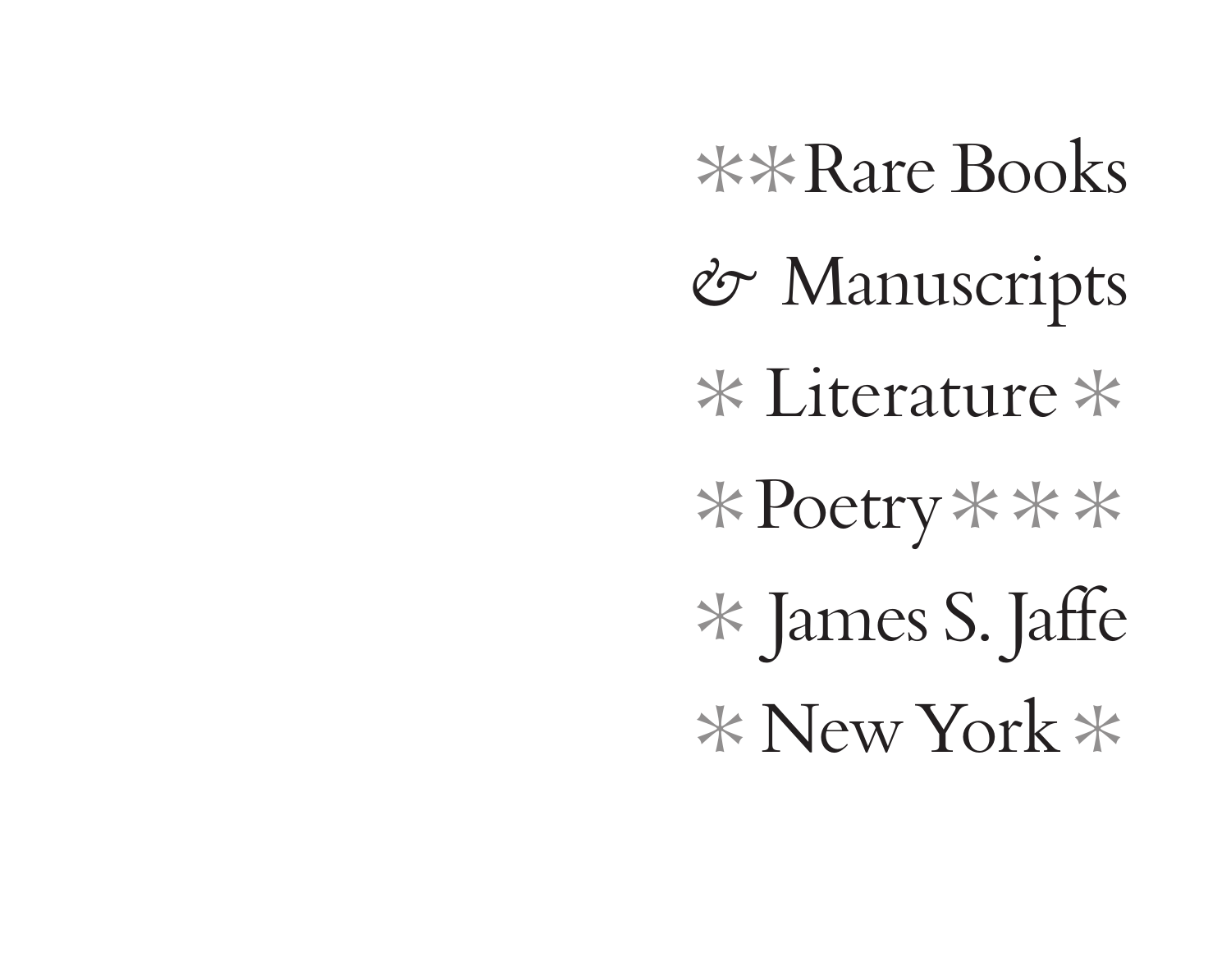**Rare Books

& Manuscripts

* Literature *

* Poetry * * *

* James S. Jaffe

* New York *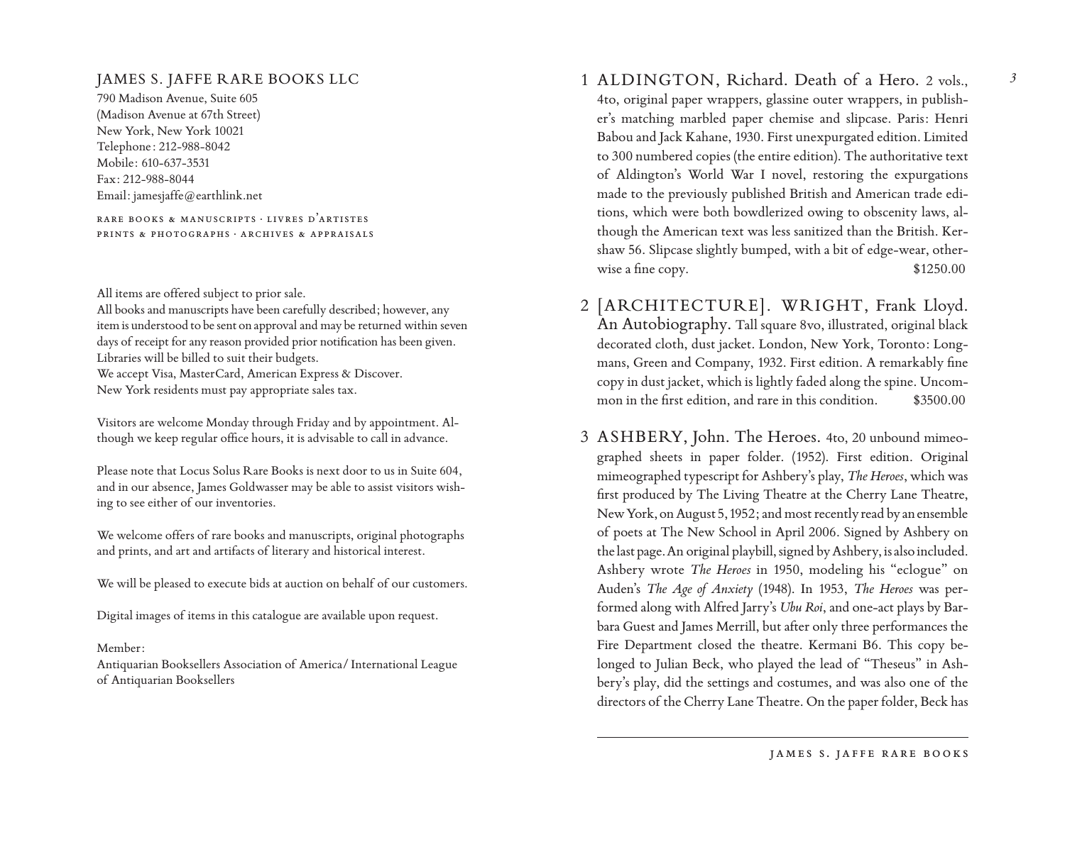## JAMES S. JAFFE RARE BOOKS LLC

790 Madison Avenue, Suite 605
(Madison Avenue at 67th Street)
New York, New York 10021
Telephone: 212-988-8042
Mobile: 610-637-3531
Fax: 212-988-8044
Email: jamesjaffe@earthlink.net

RARE BOOKS & MANUSCRIPTS · LIVRES D'ARTISTES
PRINTS & PHOTOGRAPHS · ARCHIVES & APPRAISALS

All items are offered subject to prior sale.
All books and manuscripts have been carefully described; however, any item is understood to be sent on approval and may be returned within seven days of receipt for any reason provided prior notification has been given.
Libraries will be billed to suit their budgets.
We accept Visa, MasterCard, American Express & Discover.
New York residents must pay appropriate sales tax.

Visitors are welcome Monday through Friday and by appointment. Although we keep regular office hours, it is advisable to call in advance.

Please note that Locus Solus Rare Books is next door to us in Suite 604, and in our absence, James Goldwasser may be able to assist visitors wishing to see either of our inventories.

We welcome offers of rare books and manuscripts, original photographs and prints, and art and artifacts of literary and historical interest.

We will be pleased to execute bids at auction on behalf of our customers.

Digital images of items in this catalogue are available upon request.

Member:
Antiquarian Booksellers Association of America/ International League of Antiquarian Booksellers

1 ALDINGTON, Richard. Death of a Hero. 2 vols., 4to, original paper wrappers, glassine outer wrappers, in publisher's matching marbled paper chemise and slipcase. Paris: Henri Babou and Jack Kahane, 1930. First unexpurgated edition. Limited to 300 numbered copies (the entire edition). The authoritative text of Aldington's World War I novel, restoring the expurgations made to the previously published British and American trade editions, which were both bowdlerized owing to obscenity laws, although the American text was less sanitized than the British. Kershaw 56. Slipcase slightly bumped, with a bit of edge-wear, otherwise a fine copy. $1250.00

2 [ARCHITECTURE]. WRIGHT, Frank Lloyd. An Autobiography. Tall square 8vo, illustrated, original black decorated cloth, dust jacket. London, New York, Toronto: Longmans, Green and Company, 1932. First edition. A remarkably fine copy in dust jacket, which is lightly faded along the spine. Uncommon in the first edition, and rare in this condition. $3500.00

3 ASHBERY, John. The Heroes. 4to, 20 unbound mimeographed sheets in paper folder. (1952). First edition. Original mimeographed typescript for Ashbery's play, *The Heroes*, which was first produced by The Living Theatre at the Cherry Lane Theatre, New York, on August 5, 1952; and most recently read by an ensemble of poets at The New School in April 2006. Signed by Ashbery on the last page. An original playbill, signed by Ashbery, is also included. Ashbery wrote *The Heroes* in 1950, modeling his "eclogue" on Auden's *The Age of Anxiety* (1948). In 1953, *The Heroes* was performed along with Alfred Jarry's *Ubu Roi*, and one-act plays by Barbara Guest and James Merrill, but after only three performances the Fire Department closed the theatre. Kermani B6. This copy belonged to Julian Beck, who played the lead of "Theseus" in Ashbery's play, did the settings and costumes, and was also one of the directors of the Cherry Lane Theatre. On the paper folder, Beck has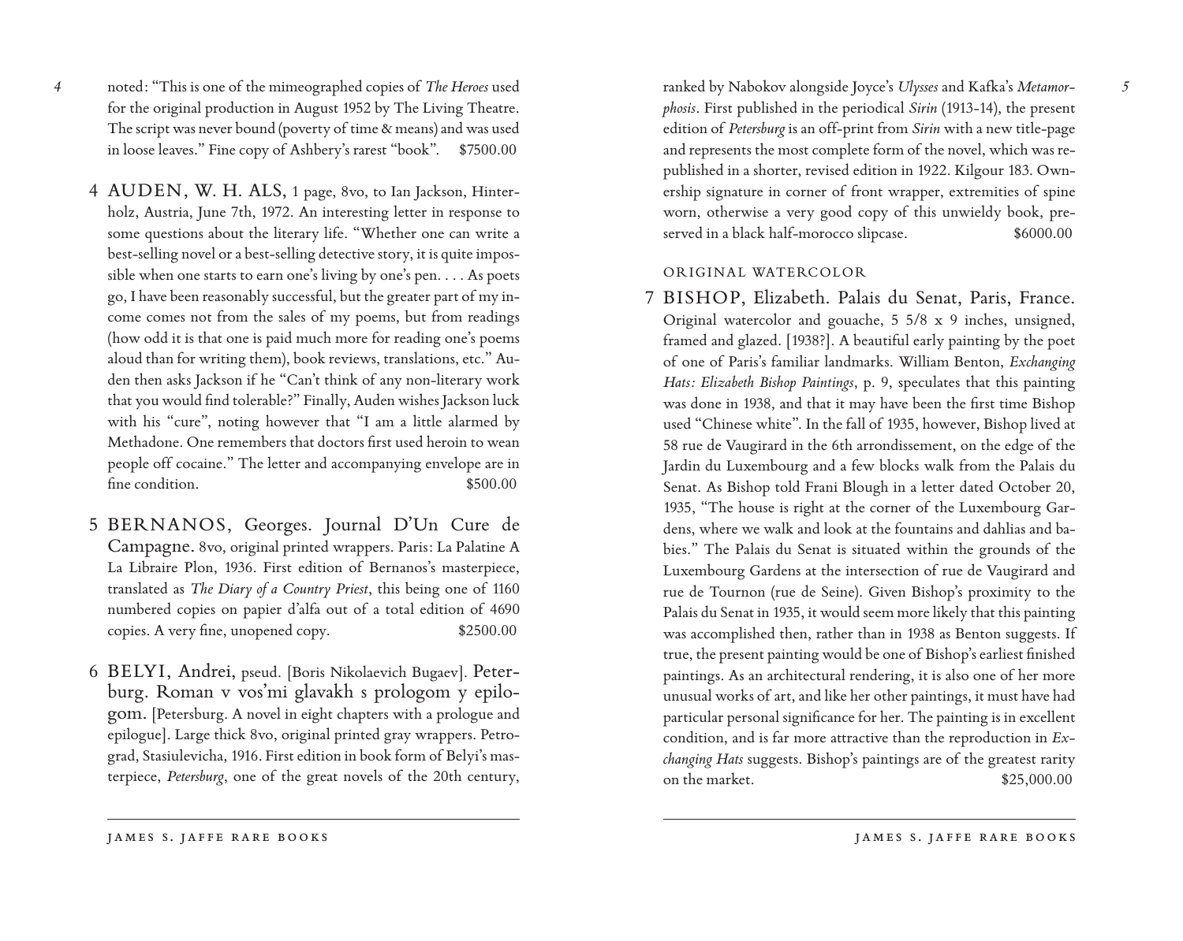noted: "This is one of the mimeographed copies of *The Heroes* used for the original production in August 1952 by The Living Theatre. The script was never bound (poverty of time & means) and was used in loose leaves." Fine copy of Ashbery's rarest "book". $7500.00

4 AUDEN, W. H. ALS, 1 page, 8vo, to Ian Jackson, Hinterholz, Austria, June 7th, 1972. An interesting letter in response to some questions about the literary life. "Whether one can write a best-selling novel or a best-selling detective story, it is quite impossible when one starts to earn one's living by one's pen. . . . As poets go, I have been reasonably successful, but the greater part of my income comes not from the sales of my poems, but from readings (how odd it is that one is paid much more for reading one's poems aloud than for writing them), book reviews, translations, etc." Auden then asks Jackson if he "Can't think of any non-literary work that you would find tolerable?" Finally, Auden wishes Jackson luck with his "cure", noting however that "I am a little alarmed by Methadone. One remembers that doctors first used heroin to wean people off cocaine." The letter and accompanying envelope are in fine condition. $500.00

5 BERNANOS, Georges. Journal D'Un Cure de Campagne. 8vo, original printed wrappers. Paris: La Palatine A La Libraire Plon, 1936. First edition of Bernanos's masterpiece, translated as *The Diary of a Country Priest*, this being one of 1160 numbered copies on papier d'alfa out of a total edition of 4690 copies. A very fine, unopened copy. $2500.00

6 BELYI, Andrei, pseud. [Boris Nikolaevich Bugaev]. Peterburg. Roman v vos'mi glavakh s prologom y epilogom. [Petersburg. A novel in eight chapters with a prologue and epilogue]. Large thick 8vo, original printed gray wrappers. Petrograd, Stasiulevicha, 1916. First edition in book form of Belyi's masterpiece, *Petersburg*, one of the great novels of the 20th century, ranked by Nabokov alongside Joyce's *Ulysses* and Kafka's *Metamorphosis*. First published in the periodical *Sirin* (1913-14), the present edition of *Petersburg* is an off-print from *Sirin* with a new title-page and represents the most complete form of the novel, which was republished in a shorter, revised edition in 1922. Kilgour 183. Ownership signature in corner of front wrapper, extremities of spine worn, otherwise a very good copy of this unwieldy book, preserved in a black half-morocco slipcase. $6000.00

ORIGINAL WATERCOLOR

7 BISHOP, Elizabeth. Palais du Senat, Paris, France. Original watercolor and gouache, 5 5/8 x 9 inches, unsigned, framed and glazed. [1938?]. A beautiful early painting by the poet of one of Paris's familiar landmarks. William Benton, *Exchanging Hats: Elizabeth Bishop Paintings*, p. 9, speculates that this painting was done in 1938, and that it may have been the first time Bishop used "Chinese white". In the fall of 1935, however, Bishop lived at 58 rue de Vaugirard in the 6th arrondissement, on the edge of the Jardin du Luxembourg and a few blocks walk from the Palais du Senat. As Bishop told Frani Blough in a letter dated October 20, 1935, "The house is right at the corner of the Luxembourg Gardens, where we walk and look at the fountains and dahlias and babies." The Palais du Senat is situated within the grounds of the Luxembourg Gardens at the intersection of rue de Vaugirard and rue de Tournon (rue de Seine). Given Bishop's proximity to the Palais du Senat in 1935, it would seem more likely that this painting was accomplished then, rather than in 1938 as Benton suggests. If true, the present painting would be one of Bishop's earliest finished paintings. As an architectural rendering, it is also one of her more unusual works of art, and like her other paintings, it must have had particular personal significance for her. The painting is in excellent condition, and is far more attractive than the reproduction in *Exchanging Hats* suggests. Bishop's paintings are of the greatest rarity on the market. $25,000.00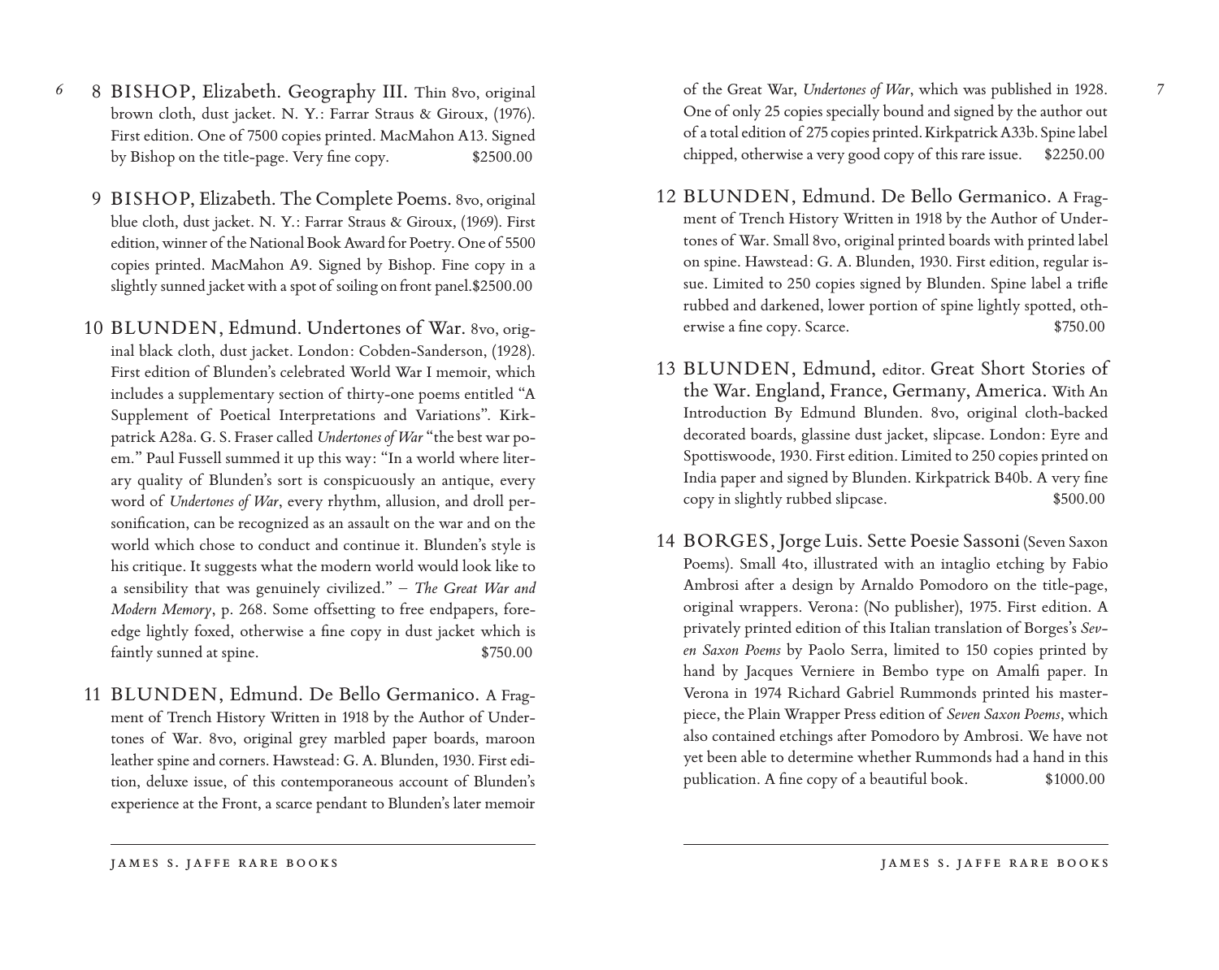8 BISHOP, Elizabeth. Geography III. Thin 8vo, original brown cloth, dust jacket. N. Y.: Farrar Straus & Giroux, (1976). First edition. One of 7500 copies printed. MacMahon A13. Signed by Bishop on the title-page. Very fine copy. $2500.00

9 BISHOP, Elizabeth. The Complete Poems. 8vo, original blue cloth, dust jacket. N. Y.: Farrar Straus & Giroux, (1969). First edition, winner of the National Book Award for Poetry. One of 5500 copies printed. MacMahon A9. Signed by Bishop. Fine copy in a slightly sunned jacket with a spot of soiling on front panel. $2500.00

10 BLUNDEN, Edmund. Undertones of War. 8vo, original black cloth, dust jacket. London: Cobden-Sanderson, (1928). First edition of Blunden's celebrated World War I memoir, which includes a supplementary section of thirty-one poems entitled "A Supplement of Poetical Interpretations and Variations". Kirkpatrick A28a. G. S. Fraser called *Undertones of War* "the best war poem." Paul Fussell summed it up this way: "In a world where literary quality of Blunden's sort is conspicuously an antique, every word of *Undertones of War*, every rhythm, allusion, and droll personification, can be recognized as an assault on the war and on the world which chose to conduct and continue it. Blunden's style is his critique. It suggests what the modern world would look like to a sensibility that was genuinely civilized." – *The Great War and Modern Memory*, p. 268. Some offsetting to free endpapers, fore-edge lightly foxed, otherwise a fine copy in dust jacket which is faintly sunned at spine. $750.00

11 BLUNDEN, Edmund. De Bello Germanico. A Fragment of Trench History Written in 1918 by the Author of Undertones of War. 8vo, original grey marbled paper boards, maroon leather spine and corners. Hawstead: G. A. Blunden, 1930. First edition, deluxe issue, of this contemporaneous account of Blunden's experience at the Front, a scarce pendant to Blunden's later memoir of the Great War, *Undertones of War*, which was published in 1928. One of only 25 copies specially bound and signed by the author out of a total edition of 275 copies printed. Kirkpatrick A33b. Spine label chipped, otherwise a very good copy of this rare issue. $2250.00

12 BLUNDEN, Edmund. De Bello Germanico. A Fragment of Trench History Written in 1918 by the Author of Undertones of War. Small 8vo, original printed boards with printed label on spine. Hawstead: G. A. Blunden, 1930. First edition, regular issue. Limited to 250 copies signed by Blunden. Spine label a trifle rubbed and darkened, lower portion of spine lightly spotted, otherwise a fine copy. Scarce. $750.00

13 BLUNDEN, Edmund, editor. Great Short Stories of the War. England, France, Germany, America. With An Introduction By Edmund Blunden. 8vo, original cloth-backed decorated boards, glassine dust jacket, slipcase. London: Eyre and Spottiswoode, 1930. First edition. Limited to 250 copies printed on India paper and signed by Blunden. Kirkpatrick B40b. A very fine copy in slightly rubbed slipcase. $500.00

14 BORGES, Jorge Luis. Sette Poesie Sassoni (Seven Saxon Poems). Small 4to, illustrated with an intaglio etching by Fabio Ambrosi after a design by Arnaldo Pomodoro on the title-page, original wrappers. Verona: (No publisher), 1975. First edition. A privately printed edition of this Italian translation of Borges's *Seven Saxon Poems* by Paolo Serra, limited to 150 copies printed by hand by Jacques Verniere in Bembo type on Amalfi paper. In Verona in 1974 Richard Gabriel Rummonds printed his masterpiece, the Plain Wrapper Press edition of *Seven Saxon Poems*, which also contained etchings after Pomodoro by Ambrosi. We have not yet been able to determine whether Rummonds had a hand in this publication. A fine copy of a beautiful book. $1000.00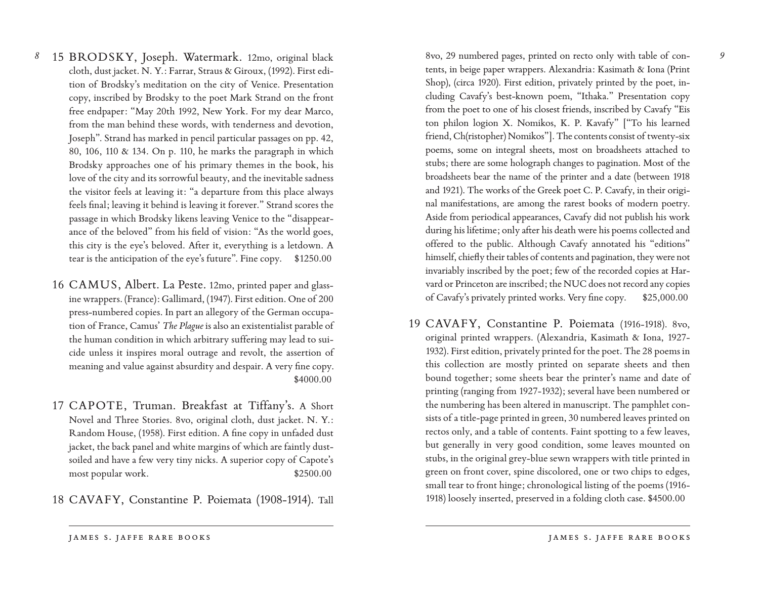15 BRODSKY, Joseph. Watermark. 12mo, original black cloth, dust jacket. N. Y.: Farrar, Straus & Giroux, (1992). First edition of Brodsky's meditation on the city of Venice. Presentation copy, inscribed by Brodsky to the poet Mark Strand on the front free endpaper: "May 20th 1992, New York. For my dear Marco, from the man behind these words, with tenderness and devotion, Joseph". Strand has marked in pencil particular passages on pp. 42, 80, 106, 110 & 134. On p. 110, he marks the paragraph in which Brodsky approaches one of his primary themes in the book, his love of the city and its sorrowful beauty, and the inevitable sadness the visitor feels at leaving it: "a departure from this place always feels final; leaving it behind is leaving it forever." Strand scores the passage in which Brodsky likens leaving Venice to the "disappearance of the beloved" from his field of vision: "As the world goes, this city is the eye's beloved. After it, everything is a letdown. A tear is the anticipation of the eye's future". Fine copy. $1250.00

16 CAMUS, Albert. La Peste. 12mo, printed paper and glassine wrappers. (France): Gallimard, (1947). First edition. One of 200 press-numbered copies. In part an allegory of the German occupation of France, Camus' *The Plague* is also an existentialist parable of the human condition in which arbitrary suffering may lead to suicide unless it inspires moral outrage and revolt, the assertion of meaning and value against absurdity and despair. A very fine copy. $4000.00

17 CAPOTE, Truman. Breakfast at Tiffany's. A Short Novel and Three Stories. 8vo, original cloth, dust jacket. N. Y.: Random House, (1958). First edition. A fine copy in unfaded dust jacket, the back panel and white margins of which are faintly dust-soiled and have a few very tiny nicks. A superior copy of Capote's most popular work. $2500.00

18 CAVAFY, Constantine P. Poiemata (1908-1914). Tall 8vo, 29 numbered pages, printed on recto only with table of contents, in beige paper wrappers. Alexandria: Kasimath & Iona (Print Shop), (circa 1920). First edition, privately printed by the poet, including Cavafy's best-known poem, "Ithaka." Presentation copy from the poet to one of his closest friends, inscribed by Cavafy "Eis ton philon logion X. Nomikos, K. P. Kavafy" ["To his learned friend, Ch(ristopher) Nomikos"]. The contents consist of twenty-six poems, some on integral sheets, most on broadsheets attached to stubs; there are some holograph changes to pagination. Most of the broadsheets bear the name of the printer and a date (between 1918 and 1921). The works of the Greek poet C. P. Cavafy, in their original manifestations, are among the rarest books of modern poetry. Aside from periodical appearances, Cavafy did not publish his work during his lifetime; only after his death were his poems collected and offered to the public. Although Cavafy annotated his "editions" himself, chiefly their tables of contents and pagination, they were not invariably inscribed by the poet; few of the recorded copies at Harvard or Princeton are inscribed; the NUC does not record any copies of Cavafy's privately printed works. Very fine copy. $25,000.00

19 CAVAFY, Constantine P. Poiemata (1916-1918). 8vo, original printed wrappers. (Alexandria, Kasimath & Iona, 1927-1932). First edition, privately printed for the poet. The 28 poems in this collection are mostly printed on separate sheets and then bound together; some sheets bear the printer's name and date of printing (ranging from 1927-1932); several have been numbered or the numbering has been altered in manuscript. The pamphlet consists of a title-page printed in green, 30 numbered leaves printed on rectos only, and a table of contents. Faint spotting to a few leaves, but generally in very good condition, some leaves mounted on stubs, in the original grey-blue sewn wrappers with title printed in green on front cover, spine discolored, one or two chips to edges, small tear to front hinge; chronological listing of the poems (1916-1918) loosely inserted, preserved in a folding cloth case. $4500.00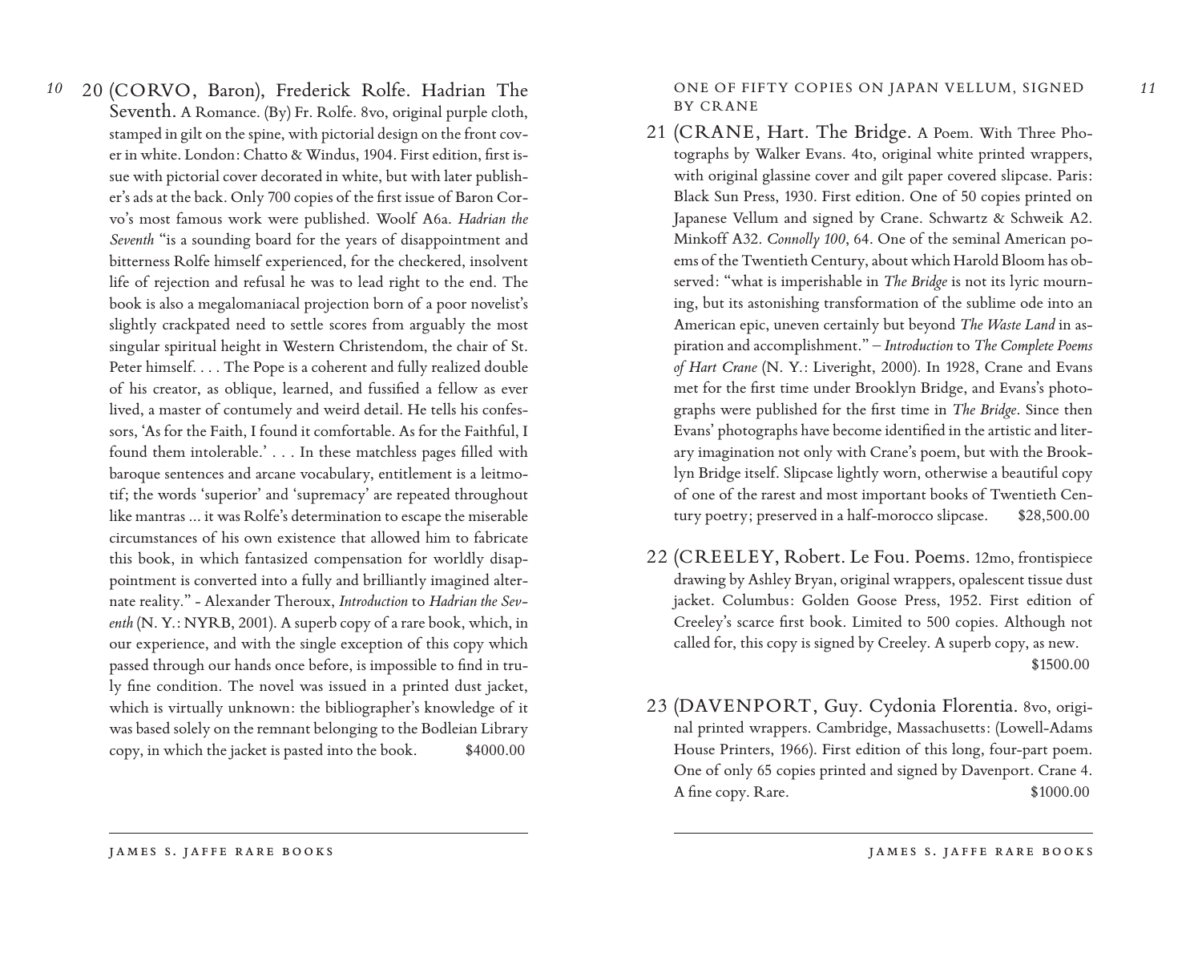20 (CORVO, Baron), Frederick Rolfe. Hadrian The Seventh. A Romance. (By) Fr. Rolfe. 8vo, original purple cloth, stamped in gilt on the spine, with pictorial design on the front cover in white. London: Chatto & Windus, 1904. First edition, first issue with pictorial cover decorated in white, but with later publisher's ads at the back. Only 700 copies of the first issue of Baron Corvo's most famous work were published. Woolf A6a. *Hadrian the Seventh* "is a sounding board for the years of disappointment and bitterness Rolfe himself experienced, for the checkered, insolvent life of rejection and refusal he was to lead right to the end. The book is also a megalomaniacal projection born of a poor novelist's slightly crackpated need to settle scores from arguably the most singular spiritual height in Western Christendom, the chair of St. Peter himself. . . . The Pope is a coherent and fully realized double of his creator, as oblique, learned, and fussified a fellow as ever lived, a master of contumely and weird detail. He tells his confessors, 'As for the Faith, I found it comfortable. As for the Faithful, I found them intolerable.' . . . In these matchless pages filled with baroque sentences and arcane vocabulary, entitlement is a leitmotif; the words 'superior' and 'supremacy' are repeated throughout like mantras ... it was Rolfe's determination to escape the miserable circumstances of his own existence that allowed him to fabricate this book, in which fantasized compensation for worldly disappointment is converted into a fully and brilliantly imagined alternate reality." - Alexander Theroux, *Introduction* to *Hadrian the Seventh* (N. Y.: NYRB, 2001). A superb copy of a rare book, which, in our experience, and with the single exception of this copy which passed through our hands once before, is impossible to find in truly fine condition. The novel was issued in a printed dust jacket, which is virtually unknown: the bibliographer's knowledge of it was based solely on the remnant belonging to the Bodleian Library copy, in which the jacket is pasted into the book. $4000.00

ONE OF FIFTY COPIES ON JAPAN VELLUM, SIGNED BY CRANE

21 (CRANE, Hart. The Bridge. A Poem. With Three Photographs by Walker Evans. 4to, original white printed wrappers, with original glassine cover and gilt paper covered slipcase. Paris: Black Sun Press, 1930. First edition. One of 50 copies printed on Japanese Vellum and signed by Crane. Schwartz & Schweik A2. Minkoff A32. *Connolly 100*, 64. One of the seminal American poems of the Twentieth Century, about which Harold Bloom has observed: "what is imperishable in *The Bridge* is not its lyric mourning, but its astonishing transformation of the sublime ode into an American epic, uneven certainly but beyond *The Waste Land* in aspiration and accomplishment." – *Introduction* to *The Complete Poems of Hart Crane* (N. Y.: Liveright, 2000). In 1928, Crane and Evans met for the first time under Brooklyn Bridge, and Evans's photographs were published for the first time in *The Bridge*. Since then Evans' photographs have become identified in the artistic and literary imagination not only with Crane's poem, but with the Brooklyn Bridge itself. Slipcase lightly worn, otherwise a beautiful copy of one of the rarest and most important books of Twentieth Century poetry; preserved in a half-morocco slipcase. $28,500.00

22 (CREELEY, Robert. Le Fou. Poems. 12mo, frontispiece drawing by Ashley Bryan, original wrappers, opalescent tissue dust jacket. Columbus: Golden Goose Press, 1952. First edition of Creeley's scarce first book. Limited to 500 copies. Although not called for, this copy is signed by Creeley. A superb copy, as new. $1500.00

23 (DAVENPORT, Guy. Cydonia Florentia. 8vo, original printed wrappers. Cambridge, Massachusetts: (Lowell-Adams House Printers, 1966). First edition of this long, four-part poem. One of only 65 copies printed and signed by Davenport. Crane 4. A fine copy. Rare. $1000.00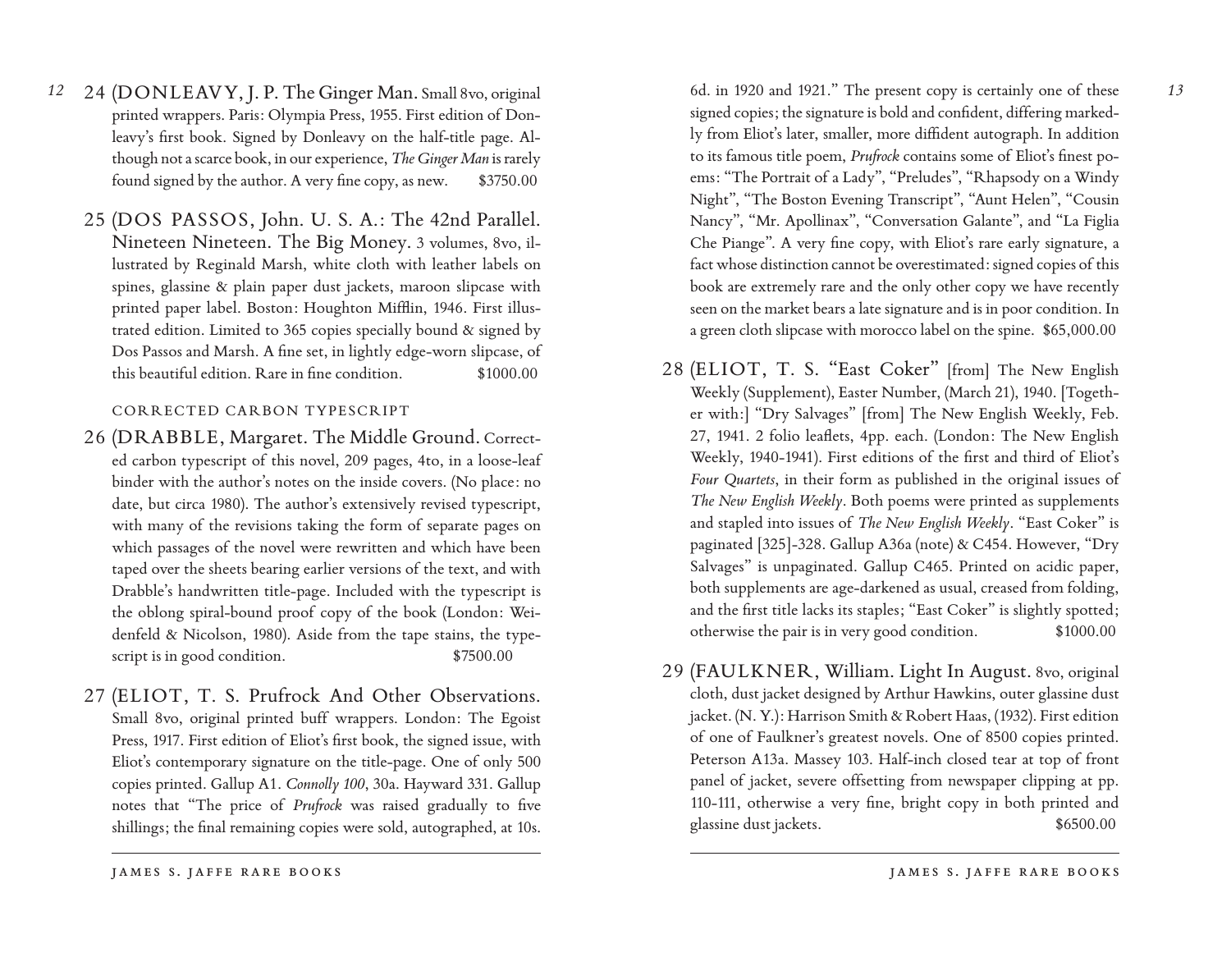24 (DONLEAVY, J. P. The Ginger Man. Small 8vo, original printed wrappers. Paris: Olympia Press, 1955. First edition of Donleavy's first book. Signed by Donleavy on the half-title page. Although not a scarce book, in our experience, *The Ginger Man* is rarely found signed by the author. A very fine copy, as new. $3750.00

25 (DOS PASSOS, John. U. S. A.: The 42nd Parallel. Nineteen Nineteen. The Big Money. 3 volumes, 8vo, illustrated by Reginald Marsh, white cloth with leather labels on spines, glassine & plain paper dust jackets, maroon slipcase with printed paper label. Boston: Houghton Mifflin, 1946. First illustrated edition. Limited to 365 copies specially bound & signed by Dos Passos and Marsh. A fine set, in lightly edge-worn slipcase, of this beautiful edition. Rare in fine condition. $1000.00

CORRECTED CARBON TYPESCRIPT

26 (DRABBLE, Margaret. The Middle Ground. Corrected carbon typescript of this novel, 209 pages, 4to, in a loose-leaf binder with the author's notes on the inside covers. (No place: no date, but circa 1980). The author's extensively revised typescript, with many of the revisions taking the form of separate pages on which passages of the novel were rewritten and which have been taped over the sheets bearing earlier versions of the text, and with Drabble's handwritten title-page. Included with the typescript is the oblong spiral-bound proof copy of the book (London: Weidenfeld & Nicolson, 1980). Aside from the tape stains, the typescript is in good condition. $7500.00

27 (ELIOT, T. S. Prufrock And Other Observations. Small 8vo, original printed buff wrappers. London: The Egoist Press, 1917. First edition of Eliot's first book, the signed issue, with Eliot's contemporary signature on the title-page. One of only 500 copies printed. Gallup A1. *Connolly 100*, 30a. Hayward 331. Gallup notes that "The price of *Prufrock* was raised gradually to five shillings; the final remaining copies were sold, autographed, at 10s. 6d. in 1920 and 1921." The present copy is certainly one of these signed copies; the signature is bold and confident, differing markedly from Eliot's later, smaller, more diffident autograph. In addition to its famous title poem, *Prufrock* contains some of Eliot's finest poems: "The Portrait of a Lady", "Preludes", "Rhapsody on a Windy Night", "The Boston Evening Transcript", "Aunt Helen", "Cousin Nancy", "Mr. Apollinax", "Conversation Galante", and "La Figlia Che Piange". A very fine copy, with Eliot's rare early signature, a fact whose distinction cannot be overestimated: signed copies of this book are extremely rare and the only other copy we have recently seen on the market bears a late signature and is in poor condition. In a green cloth slipcase with morocco label on the spine. $65,000.00

28 (ELIOT, T. S. "East Coker" [from] The New English Weekly (Supplement), Easter Number, (March 21), 1940. [Together with:] "Dry Salvages" [from] The New English Weekly, Feb. 27, 1941. 2 folio leaflets, 4pp. each. (London: The New English Weekly, 1940-1941). First editions of the first and third of Eliot's *Four Quartets*, in their form as published in the original issues of *The New English Weekly*. Both poems were printed as supplements and stapled into issues of *The New English Weekly*. "East Coker" is paginated [325]-328. Gallup A36a (note) & C454. However, "Dry Salvages" is unpaginated. Gallup C465. Printed on acidic paper, both supplements are age-darkened as usual, creased from folding, and the first title lacks its staples; "East Coker" is slightly spotted; otherwise the pair is in very good condition. $1000.00

29 (FAULKNER, William. Light In August. 8vo, original cloth, dust jacket designed by Arthur Hawkins, outer glassine dust jacket. (N. Y.): Harrison Smith & Robert Haas, (1932). First edition of one of Faulkner's greatest novels. One of 8500 copies printed. Peterson A13a. Massey 103. Half-inch closed tear at top of front panel of jacket, severe offsetting from newspaper clipping at pp. 110-111, otherwise a very fine, bright copy in both printed and glassine dust jackets. $6500.00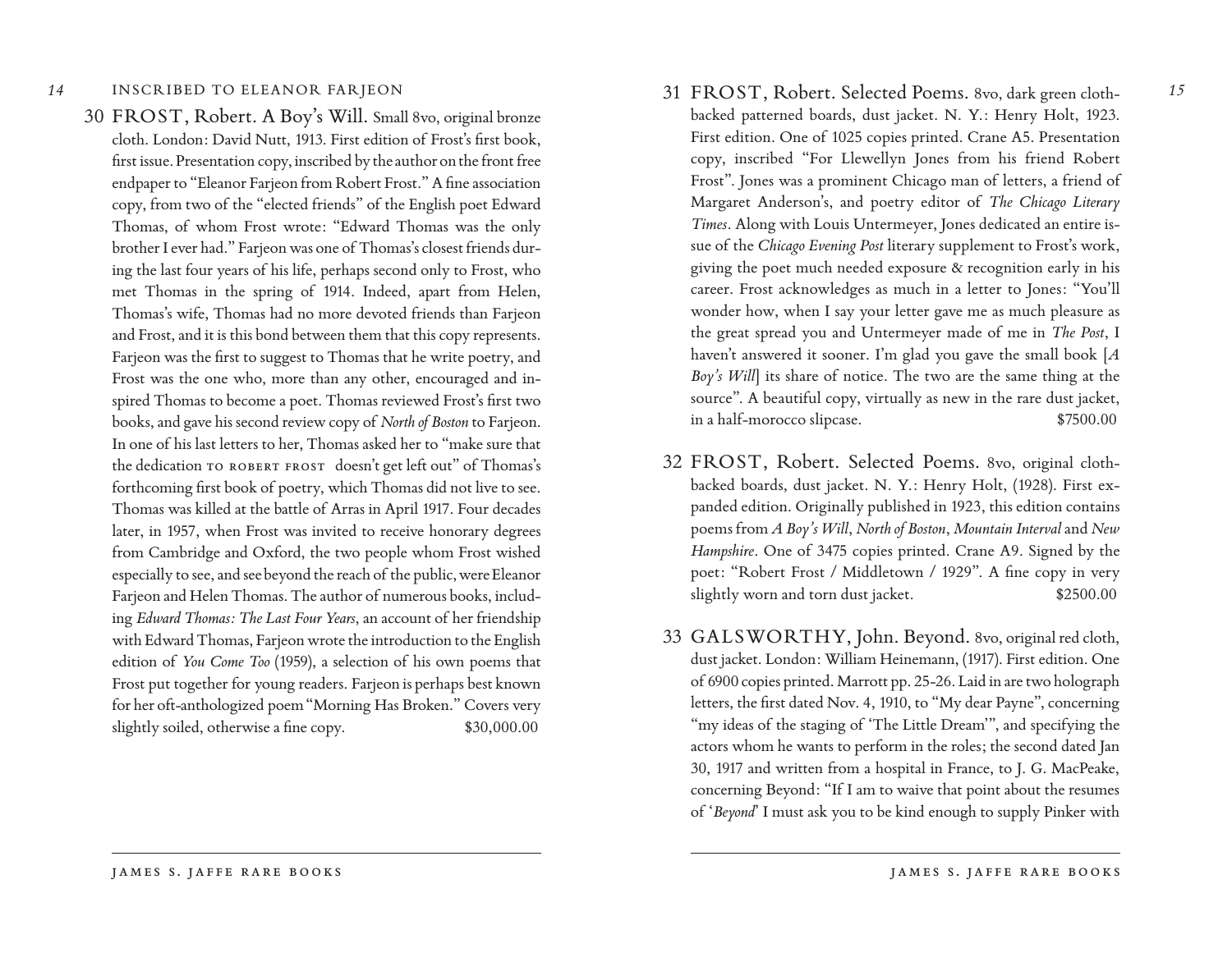## INSCRIBED TO ELEANOR FARJEON

30 FROST, Robert. A Boy's Will. Small 8vo, original bronze cloth. London: David Nutt, 1913. First edition of Frost's first book, first issue. Presentation copy, inscribed by the author on the front free endpaper to "Eleanor Farjeon from Robert Frost." A fine association copy, from two of the "elected friends" of the English poet Edward Thomas, of whom Frost wrote: "Edward Thomas was the only brother I ever had." Farjeon was one of Thomas's closest friends during the last four years of his life, perhaps second only to Frost, who met Thomas in the spring of 1914. Indeed, apart from Helen, Thomas's wife, Thomas had no more devoted friends than Farjeon and Frost, and it is this bond between them that this copy represents. Farjeon was the first to suggest to Thomas that he write poetry, and Frost was the one who, more than any other, encouraged and inspired Thomas to become a poet. Thomas reviewed Frost's first two books, and gave his second review copy of *North of Boston* to Farjeon. In one of his last letters to her, Thomas asked her to "make sure that the dedication TO ROBERT FROST doesn't get left out" of Thomas's forthcoming first book of poetry, which Thomas did not live to see. Thomas was killed at the battle of Arras in April 1917. Four decades later, in 1957, when Frost was invited to receive honorary degrees from Cambridge and Oxford, the two people whom Frost wished especially to see, and see beyond the reach of the public, were Eleanor Farjeon and Helen Thomas. The author of numerous books, including *Edward Thomas: The Last Four Years*, an account of her friendship with Edward Thomas, Farjeon wrote the introduction to the English edition of *You Come Too* (1959), a selection of his own poems that Frost put together for young readers. Farjeon is perhaps best known for her oft-anthologized poem "Morning Has Broken." Covers very slightly soiled, otherwise a fine copy. $30,000.00

31 FROST, Robert. Selected Poems. 8vo, dark green cloth-backed patterned boards, dust jacket. N. Y.: Henry Holt, 1923. First edition. One of 1025 copies printed. Crane A5. Presentation copy, inscribed "For Llewellyn Jones from his friend Robert Frost". Jones was a prominent Chicago man of letters, a friend of Margaret Anderson's, and poetry editor of *The Chicago Literary Times*. Along with Louis Untermeyer, Jones dedicated an entire issue of the *Chicago Evening Post* literary supplement to Frost's work, giving the poet much needed exposure & recognition early in his career. Frost acknowledges as much in a letter to Jones: "You'll wonder how, when I say your letter gave me as much pleasure as the great spread you and Untermeyer made of me in *The Post*, I haven't answered it sooner. I'm glad you gave the small book [*A Boy's Will*] its share of notice. The two are the same thing at the source". A beautiful copy, virtually as new in the rare dust jacket, in a half-morocco slipcase. $7500.00

32 FROST, Robert. Selected Poems. 8vo, original cloth-backed boards, dust jacket. N. Y.: Henry Holt, (1928). First expanded edition. Originally published in 1923, this edition contains poems from *A Boy's Will*, *North of Boston*, *Mountain Interval* and *New Hampshire*. One of 3475 copies printed. Crane A9. Signed by the poet: "Robert Frost / Middletown / 1929". A fine copy in very slightly worn and torn dust jacket. $2500.00

33 GALSWORTHY, John. Beyond. 8vo, original red cloth, dust jacket. London: William Heinemann, (1917). First edition. One of 6900 copies printed. Marrott pp. 25-26. Laid in are two holograph letters, the first dated Nov. 4, 1910, to "My dear Payne", concerning "my ideas of the staging of 'The Little Dream'", and specifying the actors whom he wants to perform in the roles; the second dated Jan 30, 1917 and written from a hospital in France, to J. G. MacPeake, concerning Beyond: "If I am to waive that point about the resumes of '*Beyond*' I must ask you to be kind enough to supply Pinker with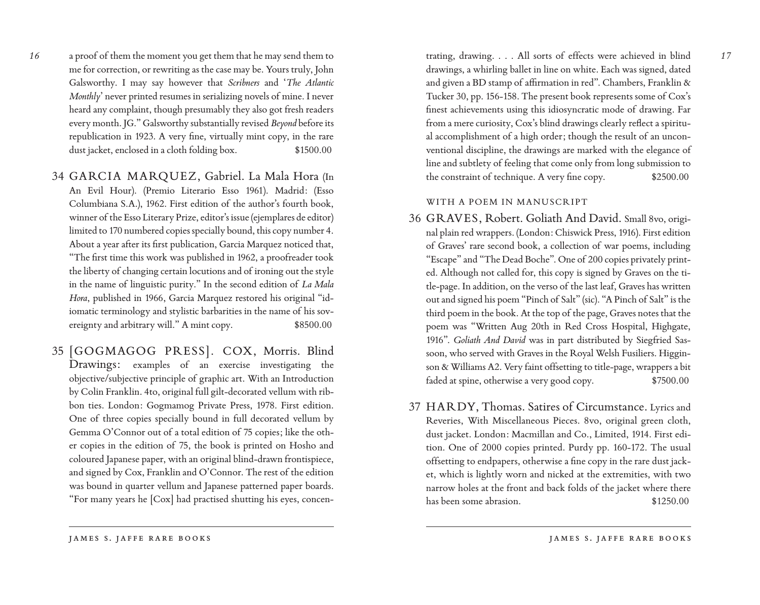a proof of them the moment you get them that he may send them to me for correction, or rewriting as the case may be. Yours truly, John Galsworthy. I may say however that *Scribners* and '*The Atlantic Monthly*' never printed resumes in serializing novels of mine. I never heard any complaint, though presumably they also got fresh readers every month. JG." Galsworthy substantially revised *Beyond* before its republication in 1923. A very fine, virtually mint copy, in the rare dust jacket, enclosed in a cloth folding box. $1500.00

34 GARCIA MARQUEZ, Gabriel. La Mala Hora (In An Evil Hour). (Premio Literario Esso 1961). Madrid: (Esso Columbiana S.A.), 1962. First edition of the author's fourth book, winner of the Esso Literary Prize, editor's issue (ejemplares de editor) limited to 170 numbered copies specially bound, this copy number 4. About a year after its first publication, Garcia Marquez noticed that, "The first time this work was published in 1962, a proofreader took the liberty of changing certain locutions and of ironing out the style in the name of linguistic purity." In the second edition of *La Mala Hora*, published in 1966, Garcia Marquez restored his original "idiomatic terminology and stylistic barbarities in the name of his sovereignty and arbitrary will." A mint copy. $8500.00

35 [GOGMAGOG PRESS]. COX, Morris. Blind Drawings: examples of an exercise investigating the objective/subjective principle of graphic art. With an Introduction by Colin Franklin. 4to, original full gilt-decorated vellum with ribbon ties. London: Gogmamog Private Press, 1978. First edition. One of three copies specially bound in full decorated vellum by Gemma O'Connor out of a total edition of 75 copies; like the other copies in the edition of 75, the book is printed on Hosho and coloured Japanese paper, with an original blind-drawn frontispiece, and signed by Cox, Franklin and O'Connor. The rest of the edition was bound in quarter vellum and Japanese patterned paper boards. "For many years he [Cox] had practised shutting his eyes, concentrating, drawing. . . . All sorts of effects were achieved in blind drawings, a whirling ballet in line on white. Each was signed, dated and given a BD stamp of affirmation in red". Chambers, Franklin & Tucker 30, pp. 156-158. The present book represents some of Cox's finest achievements using this idiosyncratic mode of drawing. Far from a mere curiosity, Cox's blind drawings clearly reflect a spiritual accomplishment of a high order; though the result of an unconventional discipline, the drawings are marked with the elegance of line and subtlety of feeling that come only from long submission to the constraint of technique. A very fine copy. $2500.00

WITH A POEM IN MANUSCRIPT

36 GRAVES, Robert. Goliath And David. Small 8vo, original plain red wrappers. (London: Chiswick Press, 1916). First edition of Graves' rare second book, a collection of war poems, including "Escape" and "The Dead Boche". One of 200 copies privately printed. Although not called for, this copy is signed by Graves on the title-page. In addition, on the verso of the last leaf, Graves has written out and signed his poem "Pinch of Salt" (sic). "A Pinch of Salt" is the third poem in the book. At the top of the page, Graves notes that the poem was "Written Aug 20th in Red Cross Hospital, Highgate, 1916". *Goliath And David* was in part distributed by Siegfried Sassoon, who served with Graves in the Royal Welsh Fusiliers. Higginson & Williams A2. Very faint offsetting to title-page, wrappers a bit faded at spine, otherwise a very good copy. $7500.00

37 HARDY, Thomas. Satires of Circumstance. Lyrics and Reveries, With Miscellaneous Pieces. 8vo, original green cloth, dust jacket. London: Macmillan and Co., Limited, 1914. First edition. One of 2000 copies printed. Purdy pp. 160-172. The usual offsetting to endpapers, otherwise a fine copy in the rare dust jacket, which is lightly worn and nicked at the extremities, with two narrow holes at the front and back folds of the jacket where there has been some abrasion. $1250.00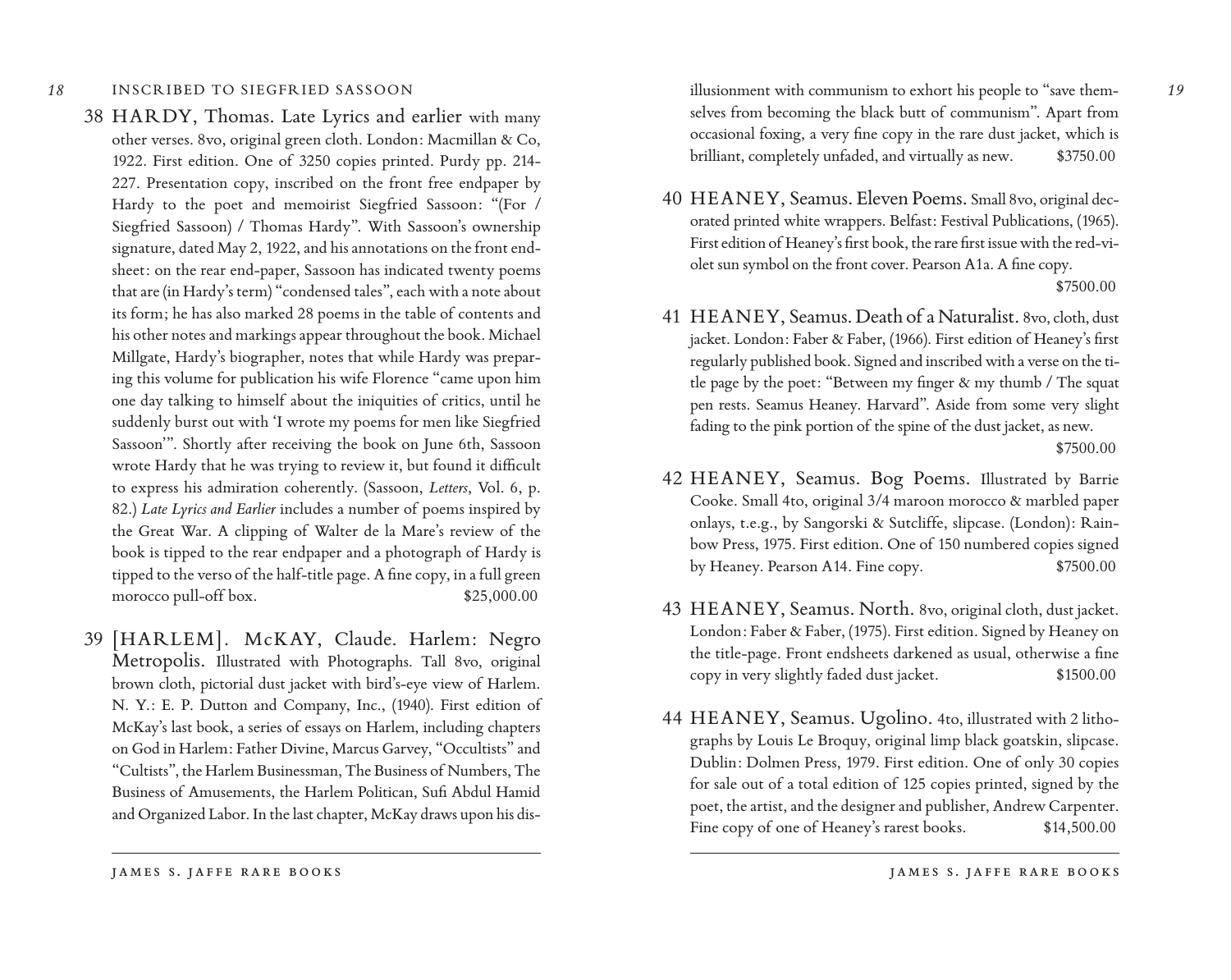INSCRIBED TO SIEGFRIED SASSOON

38 HARDY, Thomas. Late Lyrics and earlier with many other verses. 8vo, original green cloth. London: Macmillan & Co, 1922. First edition. One of 3250 copies printed. Purdy pp. 214-227. Presentation copy, inscribed on the front free endpaper by Hardy to the poet and memoirist Siegfried Sassoon: "(For / Siegfried Sassoon) / Thomas Hardy". With Sassoon's ownership signature, dated May 2, 1922, and his annotations on the front endsheet: on the rear end-paper, Sassoon has indicated twenty poems that are (in Hardy's term) "condensed tales", each with a note about its form; he has also marked 28 poems in the table of contents and his other notes and markings appear throughout the book. Michael Millgate, Hardy's biographer, notes that while Hardy was preparing this volume for publication his wife Florence "came upon him one day talking to himself about the iniquities of critics, until he suddenly burst out with 'I wrote my poems for men like Siegfried Sassoon'". Shortly after receiving the book on June 6th, Sassoon wrote Hardy that he was trying to review it, but found it difficult to express his admiration coherently. (Sassoon, *Letters*, Vol. 6, p. 82.) *Late Lyrics and Earlier* includes a number of poems inspired by the Great War. A clipping of Walter de la Mare's review of the book is tipped to the rear endpaper and a photograph of Hardy is tipped to the verso of the half-title page. A fine copy, in a full green morocco pull-off box. $25,000.00

39 [HARLEM]. McKAY, Claude. Harlem: Negro Metropolis. Illustrated with Photographs. Tall 8vo, original brown cloth, pictorial dust jacket with bird's-eye view of Harlem. N. Y.: E. P. Dutton and Company, Inc., (1940). First edition of McKay's last book, a series of essays on Harlem, including chapters on God in Harlem: Father Divine, Marcus Garvey, "Occultists" and "Cultists", the Harlem Businessman, The Business of Numbers, The Business of Amusements, the Harlem Politican, Sufi Abdul Hamid and Organized Labor. In the last chapter, McKay draws upon his disillusionment with communism to exhort his people to "save themselves from becoming the black butt of communism". Apart from occasional foxing, a very fine copy in the rare dust jacket, which is brilliant, completely unfaded, and virtually as new. $3750.00

40 HEANEY, Seamus. Eleven Poems. Small 8vo, original decorated printed white wrappers. Belfast: Festival Publications, (1965). First edition of Heaney's first book, the rare first issue with the red-violet sun symbol on the front cover. Pearson A1a. A fine copy. $7500.00

41 HEANEY, Seamus. Death of a Naturalist. 8vo, cloth, dust jacket. London: Faber & Faber, (1966). First edition of Heaney's first regularly published book. Signed and inscribed with a verse on the title page by the poet: "Between my finger & my thumb / The squat pen rests. Seamus Heaney. Harvard". Aside from some very slight fading to the pink portion of the spine of the dust jacket, as new. $7500.00

42 HEANEY, Seamus. Bog Poems. Illustrated by Barrie Cooke. Small 4to, original 3/4 maroon morocco & marbled paper onlays, t.e.g., by Sangorski & Sutcliffe, slipcase. (London): Rainbow Press, 1975. First edition. One of 150 numbered copies signed by Heaney. Pearson A14. Fine copy. $7500.00

43 HEANEY, Seamus. North. 8vo, original cloth, dust jacket. London: Faber & Faber, (1975). First edition. Signed by Heaney on the title-page. Front endsheets darkened as usual, otherwise a fine copy in very slightly faded dust jacket. $1500.00

44 HEANEY, Seamus. Ugolino. 4to, illustrated with 2 lithographs by Louis Le Broquy, original limp black goatskin, slipcase. Dublin: Dolmen Press, 1979. First edition. One of only 30 copies for sale out of a total edition of 125 copies printed, signed by the poet, the artist, and the designer and publisher, Andrew Carpenter. Fine copy of one of Heaney's rarest books. $14,500.00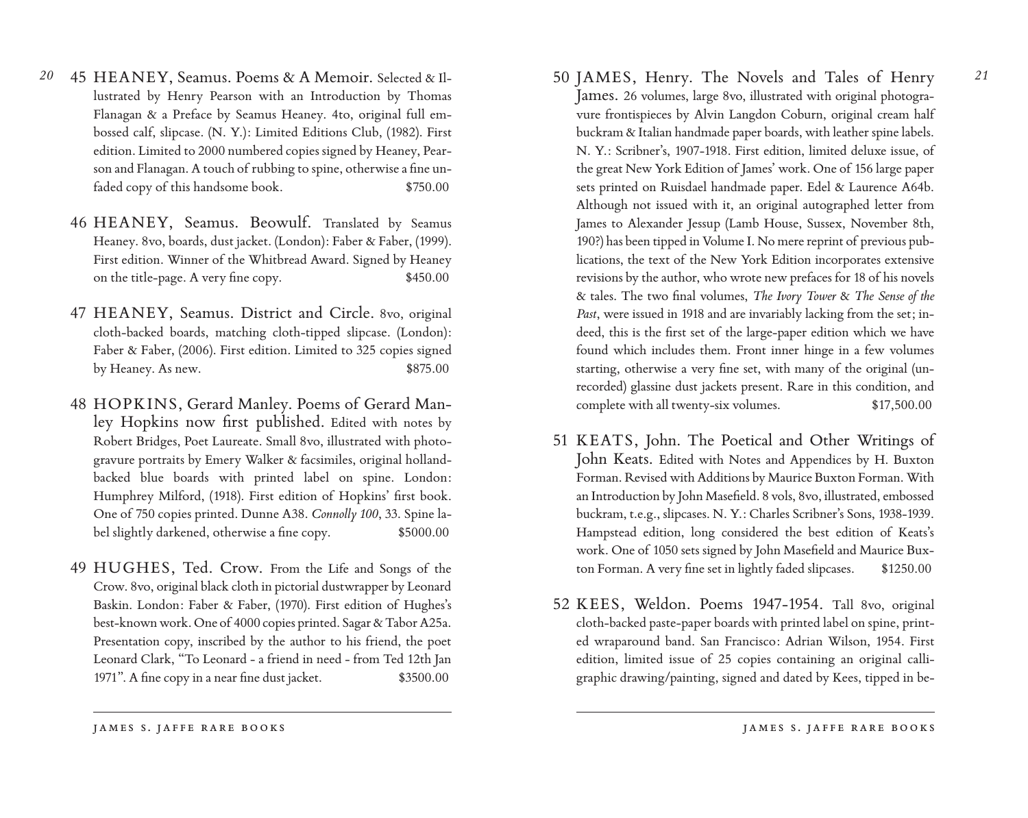45 HEANEY, Seamus. Poems & A Memoir. Selected & Illustrated by Henry Pearson with an Introduction by Thomas Flanagan & a Preface by Seamus Heaney. 4to, original full embossed calf, slipcase. (N. Y.): Limited Editions Club, (1982). First edition. Limited to 2000 numbered copies signed by Heaney, Pearson and Flanagan. A touch of rubbing to spine, otherwise a fine unfaded copy of this handsome book. $750.00

46 HEANEY, Seamus. Beowulf. Translated by Seamus Heaney. 8vo, boards, dust jacket. (London): Faber & Faber, (1999). First edition. Winner of the Whitbread Award. Signed by Heaney on the title-page. A very fine copy. $450.00

47 HEANEY, Seamus. District and Circle. 8vo, original cloth-backed boards, matching cloth-tipped slipcase. (London): Faber & Faber, (2006). First edition. Limited to 325 copies signed by Heaney. As new. $875.00

48 HOPKINS, Gerard Manley. Poems of Gerard Manley Hopkins now first published. Edited with notes by Robert Bridges, Poet Laureate. Small 8vo, illustrated with photogravure portraits by Emery Walker & facsimiles, original holland-backed blue boards with printed label on spine. London: Humphrey Milford, (1918). First edition of Hopkins' first book. One of 750 copies printed. Dunne A38. *Connolly 100*, 33. Spine label slightly darkened, otherwise a fine copy. $5000.00

49 HUGHES, Ted. Crow. From the Life and Songs of the Crow. 8vo, original black cloth in pictorial dustwrapper by Leonard Baskin. London: Faber & Faber, (1970). First edition of Hughes's best-known work. One of 4000 copies printed. Sagar & Tabor A25a. Presentation copy, inscribed by the author to his friend, the poet Leonard Clark, "To Leonard - a friend in need - from Ted 12th Jan 1971". A fine copy in a near fine dust jacket. $3500.00

50 JAMES, Henry. The Novels and Tales of Henry James. 26 volumes, large 8vo, illustrated with original photogravure frontispieces by Alvin Langdon Coburn, original cream half buckram & Italian handmade paper boards, with leather spine labels. N. Y.: Scribner's, 1907-1918. First edition, limited deluxe issue, of the great New York Edition of James' work. One of 156 large paper sets printed on Ruisdael handmade paper. Edel & Laurence A64b. Although not issued with it, an original autographed letter from James to Alexander Jessup (Lamb House, Sussex, November 8th, 190?) has been tipped in Volume I. No mere reprint of previous publications, the text of the New York Edition incorporates extensive revisions by the author, who wrote new prefaces for 18 of his novels & tales. The two final volumes, *The Ivory Tower* & *The Sense of the Past*, were issued in 1918 and are invariably lacking from the set; indeed, this is the first set of the large-paper edition which we have found which includes them. Front inner hinge in a few volumes starting, otherwise a very fine set, with many of the original (unrecorded) glassine dust jackets present. Rare in this condition, and complete with all twenty-six volumes. $17,500.00

51 KEATS, John. The Poetical and Other Writings of John Keats. Edited with Notes and Appendices by H. Buxton Forman. Revised with Additions by Maurice Buxton Forman. With an Introduction by John Masefield. 8 vols, 8vo, illustrated, embossed buckram, t.e.g., slipcases. N. Y.: Charles Scribner's Sons, 1938-1939. Hampstead edition, long considered the best edition of Keats's work. One of 1050 sets signed by John Masefield and Maurice Buxton Forman. A very fine set in lightly faded slipcases. $1250.00

52 KEES, Weldon. Poems 1947-1954. Tall 8vo, original cloth-backed paste-paper boards with printed label on spine, printed wraparound band. San Francisco: Adrian Wilson, 1954. First edition, limited issue of 25 copies containing an original calligraphic drawing/painting, signed and dated by Kees, tipped in be-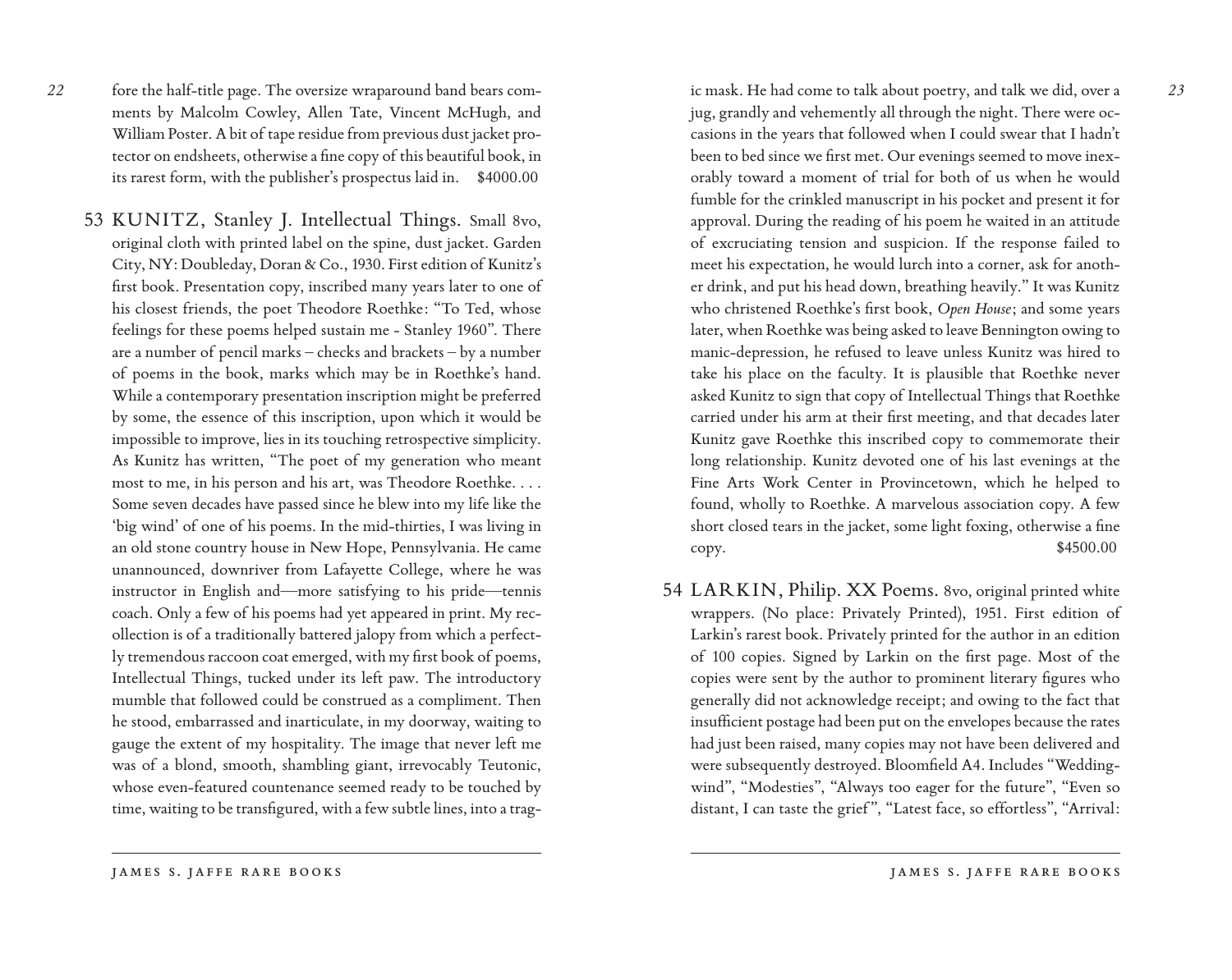fore the half-title page. The oversize wraparound band bears comments by Malcolm Cowley, Allen Tate, Vincent McHugh, and William Poster. A bit of tape residue from previous dust jacket protector on endsheets, otherwise a fine copy of this beautiful book, in its rarest form, with the publisher's prospectus laid in. $4000.00

53 KUNITZ, Stanley J. Intellectual Things. Small 8vo, original cloth with printed label on the spine, dust jacket. Garden City, NY: Doubleday, Doran & Co., 1930. First edition of Kunitz's first book. Presentation copy, inscribed many years later to one of his closest friends, the poet Theodore Roethke: "To Ted, whose feelings for these poems helped sustain me - Stanley 1960". There are a number of pencil marks – checks and brackets – by a number of poems in the book, marks which may be in Roethke's hand. While a contemporary presentation inscription might be preferred by some, the essence of this inscription, upon which it would be impossible to improve, lies in its touching retrospective simplicity. As Kunitz has written, "The poet of my generation who meant most to me, in his person and his art, was Theodore Roethke. . . . Some seven decades have passed since he blew into my life like the 'big wind' of one of his poems. In the mid-thirties, I was living in an old stone country house in New Hope, Pennsylvania. He came unannounced, downriver from Lafayette College, where he was instructor in English and—more satisfying to his pride—tennis coach. Only a few of his poems had yet appeared in print. My recollection is of a traditionally battered jalopy from which a perfectly tremendous raccoon coat emerged, with my first book of poems, Intellectual Things, tucked under its left paw. The introductory mumble that followed could be construed as a compliment. Then he stood, embarrassed and inarticulate, in my doorway, waiting to gauge the extent of my hospitality. The image that never left me was of a blond, smooth, shambling giant, irrevocably Teutonic, whose even-featured countenance seemed ready to be touched by time, waiting to be transfigured, with a few subtle lines, into a tragic mask. He had come to talk about poetry, and talk we did, over a jug, grandly and vehemently all through the night. There were occasions in the years that followed when I could swear that I hadn't been to bed since we first met. Our evenings seemed to move inexorably toward a moment of trial for both of us when he would fumble for the crinkled manuscript in his pocket and present it for approval. During the reading of his poem he waited in an attitude of excruciating tension and suspicion. If the response failed to meet his expectation, he would lurch into a corner, ask for another drink, and put his head down, breathing heavily." It was Kunitz who christened Roethke's first book, *Open House*; and some years later, when Roethke was being asked to leave Bennington owing to manic-depression, he refused to leave unless Kunitz was hired to take his place on the faculty. It is plausible that Roethke never asked Kunitz to sign that copy of Intellectual Things that Roethke carried under his arm at their first meeting, and that decades later Kunitz gave Roethke this inscribed copy to commemorate their long relationship. Kunitz devoted one of his last evenings at the Fine Arts Work Center in Provincetown, which he helped to found, wholly to Roethke. A marvelous association copy. A few short closed tears in the jacket, some light foxing, otherwise a fine copy. $4500.00

54 LARKIN, Philip. XX Poems. 8vo, original printed white wrappers. (No place: Privately Printed), 1951. First edition of Larkin's rarest book. Privately printed for the author in an edition of 100 copies. Signed by Larkin on the first page. Most of the copies were sent by the author to prominent literary figures who generally did not acknowledge receipt; and owing to the fact that insufficient postage had been put on the envelopes because the rates had just been raised, many copies may not have been delivered and were subsequently destroyed. Bloomfield A4. Includes "Wedding-wind", "Modesties", "Always too eager for the future", "Even so distant, I can taste the grief", "Latest face, so effortless", "Arrival: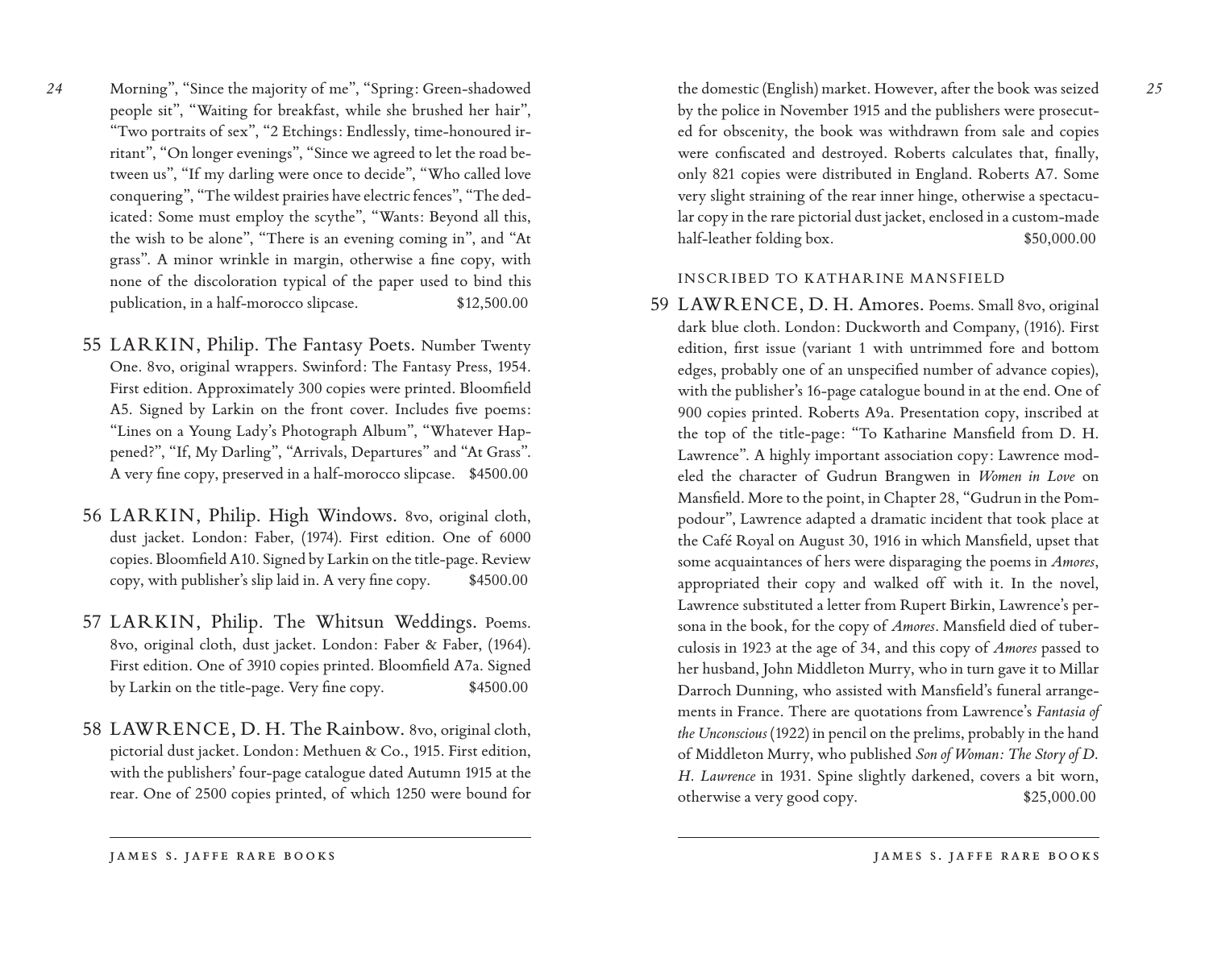Morning", "Since the majority of me", "Spring: Green-shadowed people sit", "Waiting for breakfast, while she brushed her hair", "Two portraits of sex", "2 Etchings: Endlessly, time-honoured irritant", "On longer evenings", "Since we agreed to let the road between us", "If my darling were once to decide", "Who called love conquering", "The wildest prairies have electric fences", "The dedicated: Some must employ the scythe", "Wants: Beyond all this, the wish to be alone", "There is an evening coming in", and "At grass". A minor wrinkle in margin, otherwise a fine copy, with none of the discoloration typical of the paper used to bind this publication, in a half-morocco slipcase. $12,500.00

55 LARKIN, Philip. The Fantasy Poets. Number Twenty One. 8vo, original wrappers. Swinford: The Fantasy Press, 1954. First edition. Approximately 300 copies were printed. Bloomfield A5. Signed by Larkin on the front cover. Includes five poems: "Lines on a Young Lady's Photograph Album", "Whatever Happened?", "If, My Darling", "Arrivals, Departures" and "At Grass". A very fine copy, preserved in a half-morocco slipcase. $4500.00

56 LARKIN, Philip. High Windows. 8vo, original cloth, dust jacket. London: Faber, (1974). First edition. One of 6000 copies. Bloomfield A10. Signed by Larkin on the title-page. Review copy, with publisher's slip laid in. A very fine copy. $4500.00

57 LARKIN, Philip. The Whitsun Weddings. Poems. 8vo, original cloth, dust jacket. London: Faber & Faber, (1964). First edition. One of 3910 copies printed. Bloomfield A7a. Signed by Larkin on the title-page. Very fine copy. $4500.00

58 LAWRENCE, D. H. The Rainbow. 8vo, original cloth, pictorial dust jacket. London: Methuen & Co., 1915. First edition, with the publishers' four-page catalogue dated Autumn 1915 at the rear. One of 2500 copies printed, of which 1250 were bound for the domestic (English) market. However, after the book was seized by the police in November 1915 and the publishers were prosecuted for obscenity, the book was withdrawn from sale and copies were confiscated and destroyed. Roberts calculates that, finally, only 821 copies were distributed in England. Roberts A7. Some very slight straining of the rear inner hinge, otherwise a spectacular copy in the rare pictorial dust jacket, enclosed in a custom-made half-leather folding box. $50,000.00

INSCRIBED TO KATHARINE MANSFIELD

59 LAWRENCE, D. H. Amores. Poems. Small 8vo, original dark blue cloth. London: Duckworth and Company, (1916). First edition, first issue (variant 1 with untrimmed fore and bottom edges, probably one of an unspecified number of advance copies), with the publisher's 16-page catalogue bound in at the end. One of 900 copies printed. Roberts A9a. Presentation copy, inscribed at the top of the title-page: "To Katharine Mansfield from D. H. Lawrence". A highly important association copy: Lawrence modeled the character of Gudrun Brangwen in *Women in Love* on Mansfield. More to the point, in Chapter 28, "Gudrun in the Pompodour", Lawrence adapted a dramatic incident that took place at the Café Royal on August 30, 1916 in which Mansfield, upset that some acquaintances of hers were disparaging the poems in *Amores*, appropriated their copy and walked off with it. In the novel, Lawrence substituted a letter from Rupert Birkin, Lawrence's persona in the book, for the copy of *Amores*. Mansfield died of tuberculosis in 1923 at the age of 34, and this copy of *Amores* passed to her husband, John Middleton Murry, who in turn gave it to Millar Darroch Dunning, who assisted with Mansfield's funeral arrangements in France. There are quotations from Lawrence's *Fantasia of the Unconscious* (1922) in pencil on the prelims, probably in the hand of Middleton Murry, who published *Son of Woman: The Story of D. H. Lawrence* in 1931. Spine slightly darkened, covers a bit worn, otherwise a very good copy. $25,000.00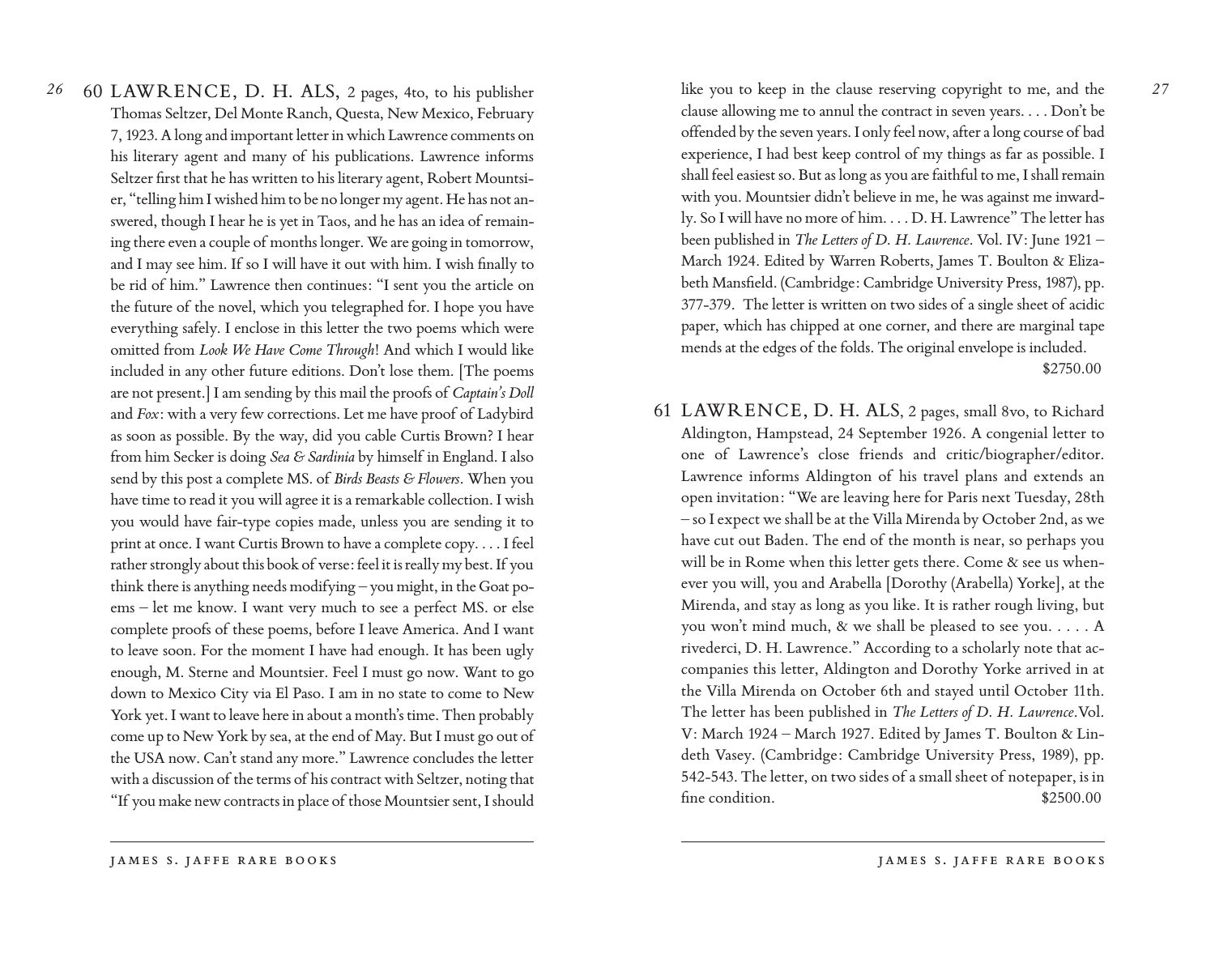60 LAWRENCE, D. H. ALS, 2 pages, 4to, to his publisher Thomas Seltzer, Del Monte Ranch, Questa, New Mexico, February 7, 1923. A long and important letter in which Lawrence comments on his literary agent and many of his publications. Lawrence informs Seltzer first that he has written to his literary agent, Robert Mountsier, "telling him I wished him to be no longer my agent. He has not answered, though I hear he is yet in Taos, and he has an idea of remaining there even a couple of months longer. We are going in tomorrow, and I may see him. If so I will have it out with him. I wish finally to be rid of him." Lawrence then continues: "I sent you the article on the future of the novel, which you telegraphed for. I hope you have everything safely. I enclose in this letter the two poems which were omitted from *Look We Have Come Through*! And which I would like included in any other future editions. Don't lose them. [The poems are not present.] I am sending by this mail the proofs of *Captain's Doll* and *Fox*: with a very few corrections. Let me have proof of Ladybird as soon as possible. By the way, did you cable Curtis Brown? I hear from him Secker is doing *Sea & Sardinia* by himself in England. I also send by this post a complete MS. of *Birds Beasts & Flowers*. When you have time to read it you will agree it is a remarkable collection. I wish you would have fair-type copies made, unless you are sending it to print at once. I want Curtis Brown to have a complete copy. . . . I feel rather strongly about this book of verse: feel it is really my best. If you think there is anything needs modifying – you might, in the Goat poems – let me know. I want very much to see a perfect MS. or else complete proofs of these poems, before I leave America. And I want to leave soon. For the moment I have had enough. It has been ugly enough, M. Sterne and Mountsier. Feel I must go now. Want to go down to Mexico City via El Paso. I am in no state to come to New York yet. I want to leave here in about a month's time. Then probably come up to New York by sea, at the end of May. But I must go out of the USA now. Can't stand any more." Lawrence concludes the letter with a discussion of the terms of his contract with Seltzer, noting that "If you make new contracts in place of those Mountsier sent, I should like you to keep in the clause reserving copyright to me, and the clause allowing me to annul the contract in seven years. . . . Don't be offended by the seven years. I only feel now, after a long course of bad experience, I had best keep control of my things as far as possible. I shall feel easiest so. But as long as you are faithful to me, I shall remain with you. Mountsier didn't believe in me, he was against me inwardly. So I will have no more of him. . . . D. H. Lawrence" The letter has been published in *The Letters of D. H. Lawrence*. Vol. IV: June 1921 – March 1924. Edited by Warren Roberts, James T. Boulton & Elizabeth Mansfield. (Cambridge: Cambridge University Press, 1987), pp. 377-379. The letter is written on two sides of a single sheet of acidic paper, which has chipped at one corner, and there are marginal tape mends at the edges of the folds. The original envelope is included.

$2750.00

61 LAWRENCE, D. H. ALS, 2 pages, small 8vo, to Richard Aldington, Hampstead, 24 September 1926. A congenial letter to one of Lawrence's close friends and critic/biographer/editor. Lawrence informs Aldington of his travel plans and extends an open invitation: "We are leaving here for Paris next Tuesday, 28th – so I expect we shall be at the Villa Mirenda by October 2nd, as we have cut out Baden. The end of the month is near, so perhaps you will be in Rome when this letter gets there. Come & see us whenever you will, you and Arabella [Dorothy (Arabella) Yorke], at the Mirenda, and stay as long as you like. It is rather rough living, but you won't mind much, & we shall be pleased to see you. . . . . A rivederci, D. H. Lawrence." According to a scholarly note that accompanies this letter, Aldington and Dorothy Yorke arrived in at the Villa Mirenda on October 6th and stayed until October 11th. The letter has been published in *The Letters of D. H. Lawrence*.Vol. V: March 1924 – March 1927. Edited by James T. Boulton & Lindeth Vasey. (Cambridge: Cambridge University Press, 1989), pp. 542-543. The letter, on two sides of a small sheet of notepaper, is in fine condition. $2500.00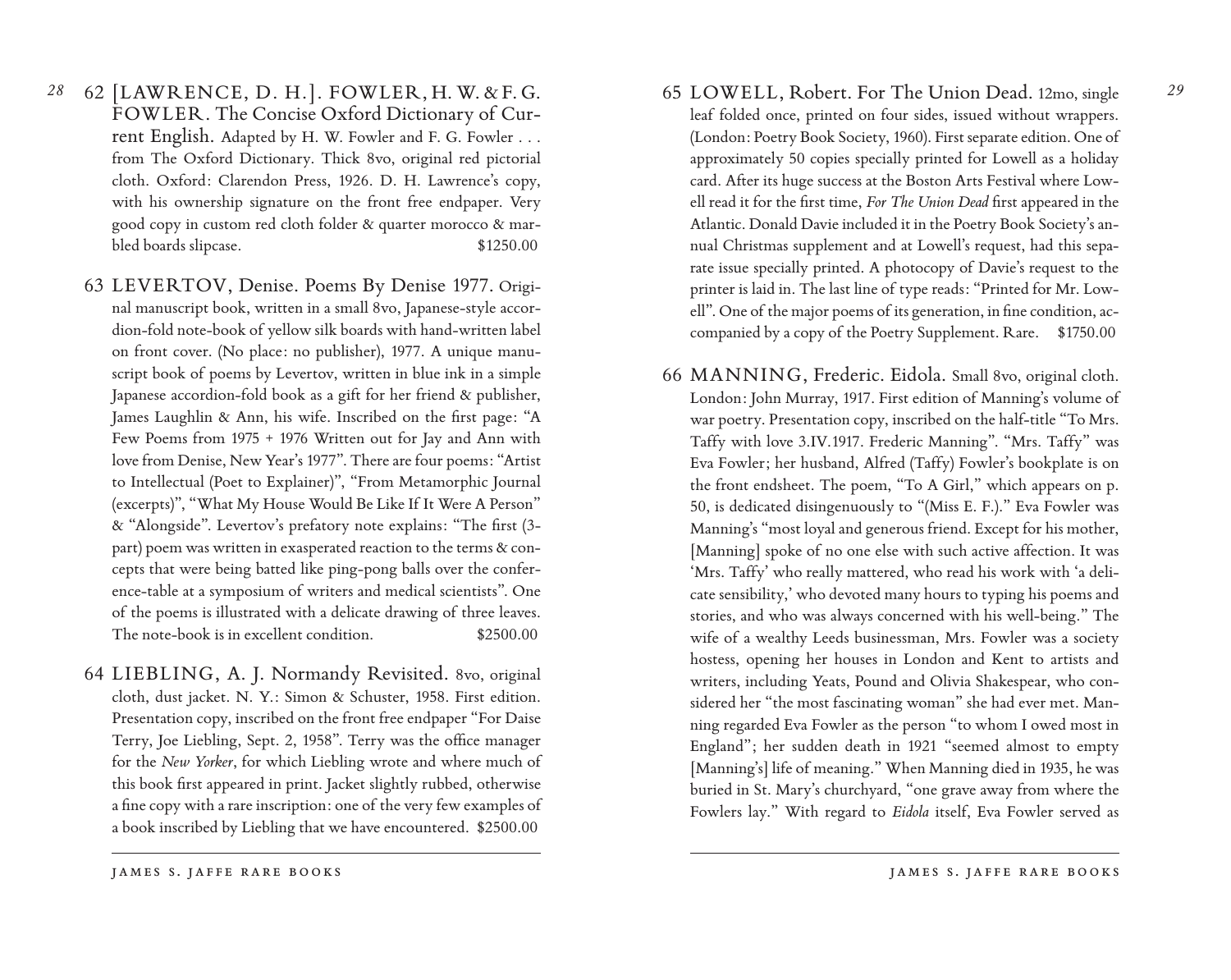62 [LAWRENCE, D. H.]. FOWLER, H. W. & F. G. FOWLER. The Concise Oxford Dictionary of Current English. Adapted by H. W. Fowler and F. G. Fowler . . . from The Oxford Dictionary. Thick 8vo, original red pictorial cloth. Oxford: Clarendon Press, 1926. D. H. Lawrence's copy, with his ownership signature on the front free endpaper. Very good copy in custom red cloth folder & quarter morocco & marbled boards slipcase. $1250.00

63 LEVERTOV, Denise. Poems By Denise 1977. Original manuscript book, written in a small 8vo, Japanese-style accordion-fold note-book of yellow silk boards with hand-written label on front cover. (No place: no publisher), 1977. A unique manuscript book of poems by Levertov, written in blue ink in a simple Japanese accordion-fold book as a gift for her friend & publisher, James Laughlin & Ann, his wife. Inscribed on the first page: "A Few Poems from 1975 + 1976 Written out for Jay and Ann with love from Denise, New Year's 1977". There are four poems: "Artist to Intellectual (Poet to Explainer)", "From Metamorphic Journal (excerpts)", "What My House Would Be Like If It Were A Person" & "Alongside". Levertov's prefatory note explains: "The first (3-part) poem was written in exasperated reaction to the terms & concepts that were being batted like ping-pong balls over the conference-table at a symposium of writers and medical scientists". One of the poems is illustrated with a delicate drawing of three leaves. The note-book is in excellent condition. $2500.00

64 LIEBLING, A. J. Normandy Revisited. 8vo, original cloth, dust jacket. N. Y.: Simon & Schuster, 1958. First edition. Presentation copy, inscribed on the front free endpaper "For Daise Terry, Joe Liebling, Sept. 2, 1958". Terry was the office manager for the *New Yorker*, for which Liebling wrote and where much of this book first appeared in print. Jacket slightly rubbed, otherwise a fine copy with a rare inscription: one of the very few examples of a book inscribed by Liebling that we have encountered. $2500.00

65 LOWELL, Robert. For The Union Dead. 12mo, single leaf folded once, printed on four sides, issued without wrappers. (London: Poetry Book Society, 1960). First separate edition. One of approximately 50 copies specially printed for Lowell as a holiday card. After its huge success at the Boston Arts Festival where Lowell read it for the first time, *For The Union Dead* first appeared in the Atlantic. Donald Davie included it in the Poetry Book Society's annual Christmas supplement and at Lowell's request, had this separate issue specially printed. A photocopy of Davie's request to the printer is laid in. The last line of type reads: "Printed for Mr. Lowell". One of the major poems of its generation, in fine condition, accompanied by a copy of the Poetry Supplement. Rare. $1750.00

66 MANNING, Frederic. Eidola. Small 8vo, original cloth. London: John Murray, 1917. First edition of Manning's volume of war poetry. Presentation copy, inscribed on the half-title "To Mrs. Taffy with love 3.IV.1917. Frederic Manning". "Mrs. Taffy" was Eva Fowler; her husband, Alfred (Taffy) Fowler's bookplate is on the front endsheet. The poem, "To A Girl," which appears on p. 50, is dedicated disingenuously to "(Miss E. F.)." Eva Fowler was Manning's "most loyal and generous friend. Except for his mother, [Manning] spoke of no one else with such active affection. It was 'Mrs. Taffy' who really mattered, who read his work with 'a delicate sensibility,' who devoted many hours to typing his poems and stories, and who was always concerned with his well-being." The wife of a wealthy Leeds businessman, Mrs. Fowler was a society hostess, opening her houses in London and Kent to artists and writers, including Yeats, Pound and Olivia Shakespear, who considered her "the most fascinating woman" she had ever met. Manning regarded Eva Fowler as the person "to whom I owed most in England"; her sudden death in 1921 "seemed almost to empty [Manning's] life of meaning." When Manning died in 1935, he was buried in St. Mary's churchyard, "one grave away from where the Fowlers lay." With regard to *Eidola* itself, Eva Fowler served as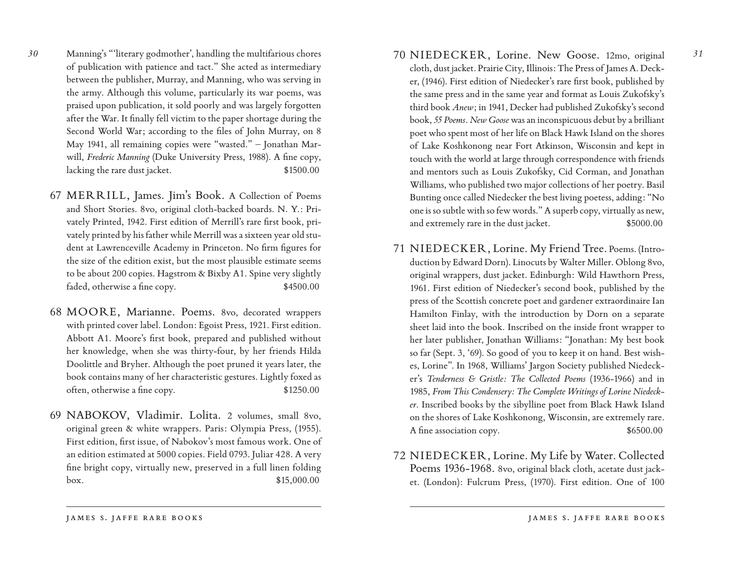Manning's "'literary godmother', handling the multifarious chores of publication with patience and tact." She acted as intermediary between the publisher, Murray, and Manning, who was serving in the army. Although this volume, particularly its war poems, was praised upon publication, it sold poorly and was largely forgotten after the War. It finally fell victim to the paper shortage during the Second World War; according to the files of John Murray, on 8 May 1941, all remaining copies were "wasted." – Jonathan Marwill, *Frederic Manning* (Duke University Press, 1988). A fine copy, lacking the rare dust jacket. $1500.00

67 MERRILL, James. Jim's Book. A Collection of Poems and Short Stories. 8vo, original cloth-backed boards. N. Y.: Privately Printed, 1942. First edition of Merrill's rare first book, privately printed by his father while Merrill was a sixteen year old student at Lawrenceville Academy in Princeton. No firm figures for the size of the edition exist, but the most plausible estimate seems to be about 200 copies. Hagstrom & Bixby A1. Spine very slightly faded, otherwise a fine copy. $4500.00

68 MOORE, Marianne. Poems. 8vo, decorated wrappers with printed cover label. London: Egoist Press, 1921. First edition. Abbott A1. Moore's first book, prepared and published without her knowledge, when she was thirty-four, by her friends Hilda Doolittle and Bryher. Although the poet pruned it years later, the book contains many of her characteristic gestures. Lightly foxed as often, otherwise a fine copy. $1250.00

69 NABOKOV, Vladimir. Lolita. 2 volumes, small 8vo, original green & white wrappers. Paris: Olympia Press, (1955). First edition, first issue, of Nabokov's most famous work. One of an edition estimated at 5000 copies. Field 0793. Juliar 428. A very fine bright copy, virtually new, preserved in a full linen folding box. $15,000.00

70 NIEDECKER, Lorine. New Goose. 12mo, original cloth, dust jacket. Prairie City, Illinois: The Press of James A. Decker, (1946). First edition of Niedecker's rare first book, published by the same press and in the same year and format as Louis Zukofsky's third book *Anew*; in 1941, Decker had published Zukofsky's second book, *55 Poems*. *New Goose* was an inconspicuous debut by a brilliant poet who spent most of her life on Black Hawk Island on the shores of Lake Koshkonong near Fort Atkinson, Wisconsin and kept in touch with the world at large through correspondence with friends and mentors such as Louis Zukofsky, Cid Corman, and Jonathan Williams, who published two major collections of her poetry. Basil Bunting once called Niedecker the best living poetess, adding: "No one is so subtle with so few words." A superb copy, virtually as new, and extremely rare in the dust jacket. $5000.00

71 NIEDECKER, Lorine. My Friend Tree. Poems. (Introduction by Edward Dorn). Linocuts by Walter Miller. Oblong 8vo, original wrappers, dust jacket. Edinburgh: Wild Hawthorn Press, 1961. First edition of Niedecker's second book, published by the press of the Scottish concrete poet and gardener extraordinaire Ian Hamilton Finlay, with the introduction by Dorn on a separate sheet laid into the book. Inscribed on the inside front wrapper to her later publisher, Jonathan Williams: "Jonathan: My best book so far (Sept. 3, '69). So good of you to keep it on hand. Best wishes, Lorine". In 1968, Williams' Jargon Society published Niedecker's *Tenderness & Gristle: The Collected Poems* (1936-1966) and in 1985, *From This Condensery: The Complete Writings of Lorine Niedecker*. Inscribed books by the sibylline poet from Black Hawk Island on the shores of Lake Koshkonong, Wisconsin, are extremely rare. A fine association copy. $6500.00

72 NIEDECKER, Lorine. My Life by Water. Collected Poems 1936-1968. 8vo, original black cloth, acetate dust jacket. (London): Fulcrum Press, (1970). First edition. One of 100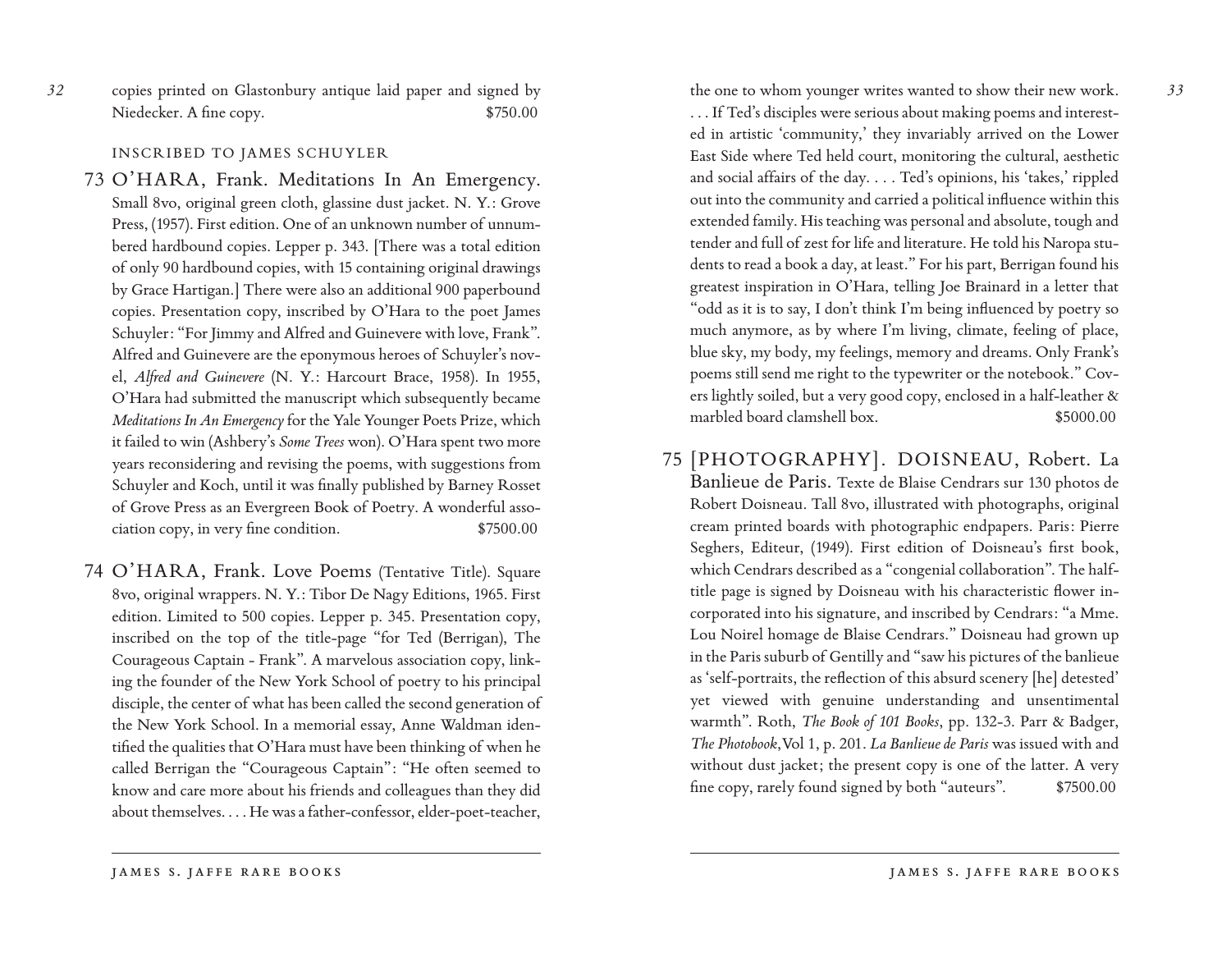copies printed on Glastonbury antique laid paper and signed by Niedecker. A fine copy. $750.00

INSCRIBED TO JAMES SCHUYLER

73 O'HARA, Frank. Meditations In An Emergency. Small 8vo, original green cloth, glassine dust jacket. N. Y.: Grove Press, (1957). First edition. One of an unknown number of unnumbered hardbound copies. Lepper p. 343. [There was a total edition of only 90 hardbound copies, with 15 containing original drawings by Grace Hartigan.] There were also an additional 900 paperbound copies. Presentation copy, inscribed by O'Hara to the poet James Schuyler: "For Jimmy and Alfred and Guinevere with love, Frank". Alfred and Guinevere are the eponymous heroes of Schuyler's novel, *Alfred and Guinevere* (N. Y.: Harcourt Brace, 1958). In 1955, O'Hara had submitted the manuscript which subsequently became *Meditations In An Emergency* for the Yale Younger Poets Prize, which it failed to win (Ashbery's *Some Trees* won). O'Hara spent two more years reconsidering and revising the poems, with suggestions from Schuyler and Koch, until it was finally published by Barney Rosset of Grove Press as an Evergreen Book of Poetry. A wonderful association copy, in very fine condition. $7500.00

74 O'HARA, Frank. Love Poems (Tentative Title). Square 8vo, original wrappers. N. Y.: Tibor De Nagy Editions, 1965. First edition. Limited to 500 copies. Lepper p. 345. Presentation copy, inscribed on the top of the title-page "for Ted (Berrigan), The Courageous Captain - Frank". A marvelous association copy, linking the founder of the New York School of poetry to his principal disciple, the center of what has been called the second generation of the New York School. In a memorial essay, Anne Waldman identified the qualities that O'Hara must have been thinking of when he called Berrigan the "Courageous Captain": "He often seemed to know and care more about his friends and colleagues than they did about themselves. . . . He was a father-confessor, elder-poet-teacher, the one to whom younger writes wanted to show their new work. . . . If Ted's disciples were serious about making poems and interested in artistic 'community,' they invariably arrived on the Lower East Side where Ted held court, monitoring the cultural, aesthetic and social affairs of the day. . . . Ted's opinions, his 'takes,' rippled out into the community and carried a political influence within this extended family. His teaching was personal and absolute, tough and tender and full of zest for life and literature. He told his Naropa students to read a book a day, at least." For his part, Berrigan found his greatest inspiration in O'Hara, telling Joe Brainard in a letter that "odd as it is to say, I don't think I'm being influenced by poetry so much anymore, as by where I'm living, climate, feeling of place, blue sky, my body, my feelings, memory and dreams. Only Frank's poems still send me right to the typewriter or the notebook." Covers lightly soiled, but a very good copy, enclosed in a half-leather & marbled board clamshell box. $5000.00

75 [PHOTOGRAPHY]. DOISNEAU, Robert. La Banlieue de Paris. Texte de Blaise Cendrars sur 130 photos de Robert Doisneau. Tall 8vo, illustrated with photographs, original cream printed boards with photographic endpapers. Paris: Pierre Seghers, Editeur, (1949). First edition of Doisneau's first book, which Cendrars described as a "congenial collaboration". The half-title page is signed by Doisneau with his characteristic flower incorporated into his signature, and inscribed by Cendrars: "a Mme. Lou Noirel homage de Blaise Cendrars." Doisneau had grown up in the Paris suburb of Gentilly and "saw his pictures of the banlieue as 'self-portraits, the reflection of this absurd scenery [he] detested' yet viewed with genuine understanding and unsentimental warmth". Roth, *The Book of 101 Books*, pp. 132-3. Parr & Badger, *The Photobook*, Vol 1, p. 201. *La Banlieue de Paris* was issued with and without dust jacket; the present copy is one of the latter. A very fine copy, rarely found signed by both "auteurs". $7500.00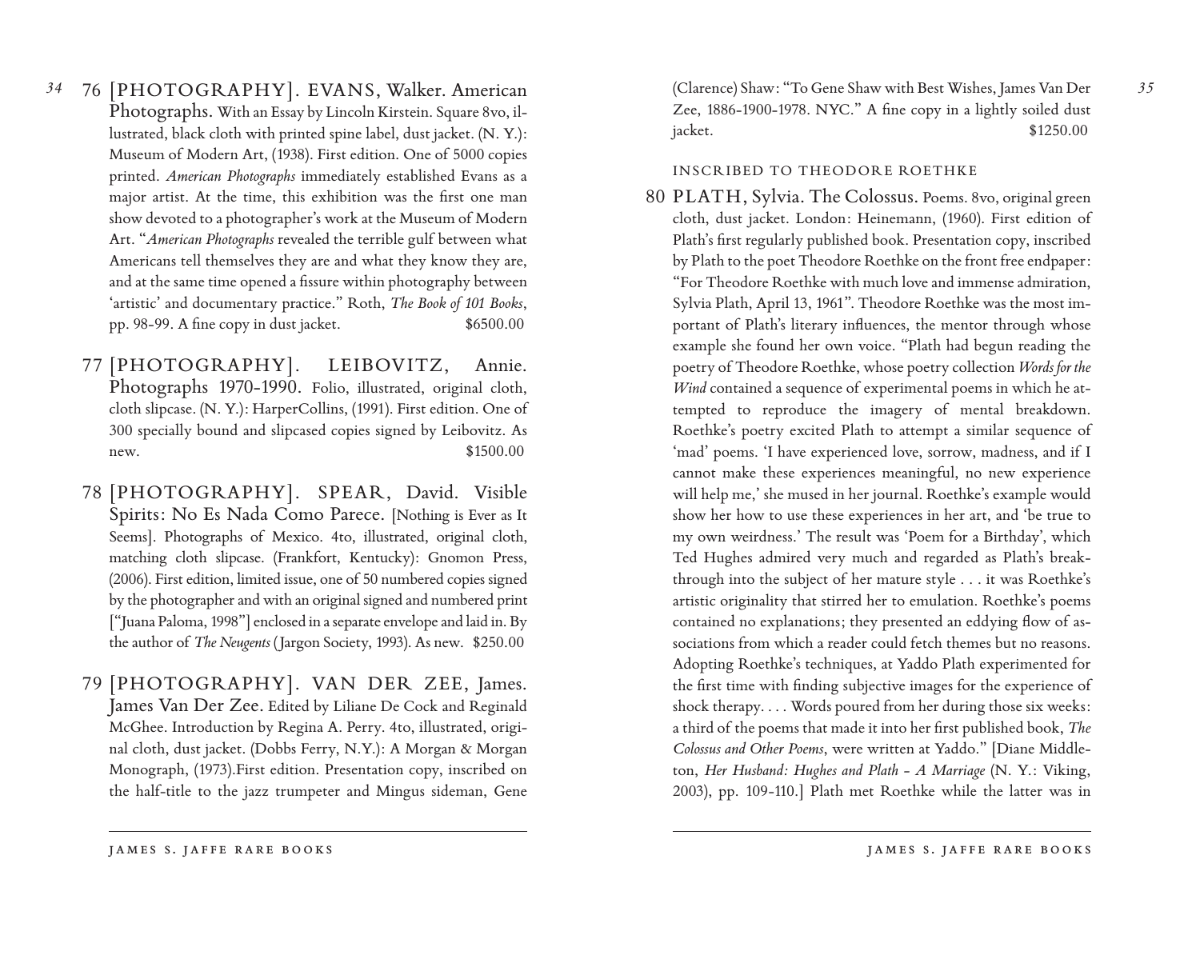76 [PHOTOGRAPHY]. EVANS, Walker. American Photographs. With an Essay by Lincoln Kirstein. Square 8vo, illustrated, black cloth with printed spine label, dust jacket. (N. Y.): Museum of Modern Art, (1938). First edition. One of 5000 copies printed. *American Photographs* immediately established Evans as a major artist. At the time, this exhibition was the first one man show devoted to a photographer's work at the Museum of Modern Art. "*American Photographs* revealed the terrible gulf between what Americans tell themselves they are and what they know they are, and at the same time opened a fissure within photography between 'artistic' and documentary practice." Roth, *The Book of 101 Books*, pp. 98-99. A fine copy in dust jacket. $6500.00

77 [PHOTOGRAPHY]. LEIBOVITZ, Annie. Photographs 1970-1990. Folio, illustrated, original cloth, cloth slipcase. (N. Y.): HarperCollins, (1991). First edition. One of 300 specially bound and slipcased copies signed by Leibovitz. As new. $1500.00

78 [PHOTOGRAPHY]. SPEAR, David. Visible Spirits: No Es Nada Como Parece. [Nothing is Ever as It Seems]. Photographs of Mexico. 4to, illustrated, original cloth, matching cloth slipcase. (Frankfort, Kentucky): Gnomon Press, (2006). First edition, limited issue, one of 50 numbered copies signed by the photographer and with an original signed and numbered print ["Juana Paloma, 1998"] enclosed in a separate envelope and laid in. By the author of *The Neugents* (Jargon Society, 1993). As new. $250.00

79 [PHOTOGRAPHY]. VAN DER ZEE, James. James Van Der Zee. Edited by Liliane De Cock and Reginald McGhee. Introduction by Regina A. Perry. 4to, illustrated, original cloth, dust jacket. (Dobbs Ferry, N.Y.): A Morgan & Morgan Monograph, (1973).First edition. Presentation copy, inscribed on the half-title to the jazz trumpeter and Mingus sideman, Gene (Clarence) Shaw: "To Gene Shaw with Best Wishes, James Van Der Zee, 1886-1900-1978. NYC." A fine copy in a lightly soiled dust jacket. $1250.00

INSCRIBED TO THEODORE ROETHKE

80 PLATH, Sylvia. The Colossus. Poems. 8vo, original green cloth, dust jacket. London: Heinemann, (1960). First edition of Plath's first regularly published book. Presentation copy, inscribed by Plath to the poet Theodore Roethke on the front free endpaper: "For Theodore Roethke with much love and immense admiration, Sylvia Plath, April 13, 1961". Theodore Roethke was the most important of Plath's literary influences, the mentor through whose example she found her own voice. "Plath had begun reading the poetry of Theodore Roethke, whose poetry collection *Words for the Wind* contained a sequence of experimental poems in which he attempted to reproduce the imagery of mental breakdown. Roethke's poetry excited Plath to attempt a similar sequence of 'mad' poems. 'I have experienced love, sorrow, madness, and if I cannot make these experiences meaningful, no new experience will help me,' she mused in her journal. Roethke's example would show her how to use these experiences in her art, and 'be true to my own weirdness.' The result was 'Poem for a Birthday', which Ted Hughes admired very much and regarded as Plath's breakthrough into the subject of her mature style . . . it was Roethke's artistic originality that stirred her to emulation. Roethke's poems contained no explanations; they presented an eddying flow of associations from which a reader could fetch themes but no reasons. Adopting Roethke's techniques, at Yaddo Plath experimented for the first time with finding subjective images for the experience of shock therapy. . . . Words poured from her during those six weeks: a third of the poems that made it into her first published book, *The Colossus and Other Poems*, were written at Yaddo." [Diane Middleton, *Her Husband: Hughes and Plath - A Marriage* (N. Y.: Viking, 2003), pp. 109-110.] Plath met Roethke while the latter was in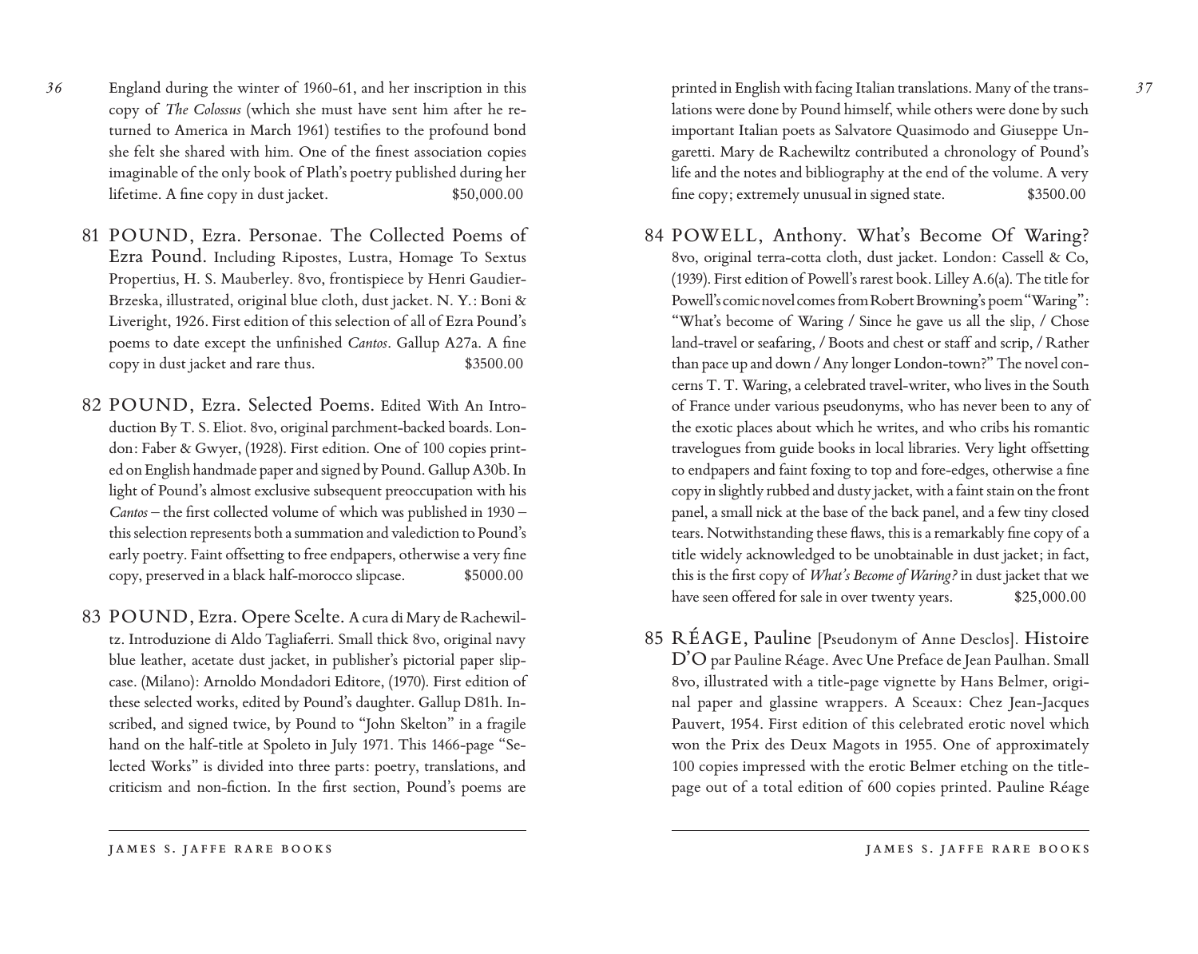England during the winter of 1960-61, and her inscription in this copy of *The Colossus* (which she must have sent him after he returned to America in March 1961) testifies to the profound bond she felt she shared with him. One of the finest association copies imaginable of the only book of Plath's poetry published during her lifetime. A fine copy in dust jacket. $50,000.00

81 POUND, Ezra. Personae. The Collected Poems of Ezra Pound. Including Ripostes, Lustra, Homage To Sextus Propertius, H. S. Mauberley. 8vo, frontispiece by Henri Gaudier-Brzeska, illustrated, original blue cloth, dust jacket. N. Y.: Boni & Liveright, 1926. First edition of this selection of all of Ezra Pound's poems to date except the unfinished *Cantos*. Gallup A27a. A fine copy in dust jacket and rare thus. $3500.00

82 POUND, Ezra. Selected Poems. Edited With An Introduction By T. S. Eliot. 8vo, original parchment-backed boards. London: Faber & Gwyer, (1928). First edition. One of 100 copies printed on English handmade paper and signed by Pound. Gallup A30b. In light of Pound's almost exclusive subsequent preoccupation with his *Cantos* – the first collected volume of which was published in 1930 – this selection represents both a summation and valediction to Pound's early poetry. Faint offsetting to free endpapers, otherwise a very fine copy, preserved in a black half-morocco slipcase. $5000.00

83 POUND, Ezra. Opere Scelte. A cura di Mary de Rachewiltz. Introduzione di Aldo Tagliaferri. Small thick 8vo, original navy blue leather, acetate dust jacket, in publisher's pictorial paper slipcase. (Milano): Arnoldo Mondadori Editore, (1970). First edition of these selected works, edited by Pound's daughter. Gallup D81h. Inscribed, and signed twice, by Pound to "John Skelton" in a fragile hand on the half-title at Spoleto in July 1971. This 1466-page "Selected Works" is divided into three parts: poetry, translations, and criticism and non-fiction. In the first section, Pound's poems are printed in English with facing Italian translations. Many of the translations were done by Pound himself, while others were done by such important Italian poets as Salvatore Quasimodo and Giuseppe Ungaretti. Mary de Rachewiltz contributed a chronology of Pound's life and the notes and bibliography at the end of the volume. A very fine copy; extremely unusual in signed state. $3500.00

84 POWELL, Anthony. What's Become Of Waring? 8vo, original terra-cotta cloth, dust jacket. London: Cassell & Co, (1939). First edition of Powell's rarest book. Lilley A.6(a). The title for Powell's comic novel comes from Robert Browning's poem "Waring": "What's become of Waring / Since he gave us all the slip, / Chose land-travel or seafaring, / Boots and chest or staff and scrip, / Rather than pace up and down / Any longer London-town?" The novel concerns T. T. Waring, a celebrated travel-writer, who lives in the South of France under various pseudonyms, who has never been to any of the exotic places about which he writes, and who cribs his romantic travelogues from guide books in local libraries. Very light offsetting to endpapers and faint foxing to top and fore-edges, otherwise a fine copy in slightly rubbed and dusty jacket, with a faint stain on the front panel, a small nick at the base of the back panel, and a few tiny closed tears. Notwithstanding these flaws, this is a remarkably fine copy of a title widely acknowledged to be unobtainable in dust jacket; in fact, this is the first copy of *What's Become of Waring?* in dust jacket that we have seen offered for sale in over twenty years. $25,000.00

85 RÉAGE, Pauline [Pseudonym of Anne Desclos]. Histoire D'O par Pauline Réage. Avec Une Preface de Jean Paulhan. Small 8vo, illustrated with a title-page vignette by Hans Belmer, original paper and glassine wrappers. A Sceaux: Chez Jean-Jacques Pauvert, 1954. First edition of this celebrated erotic novel which won the Prix des Deux Magots in 1955. One of approximately 100 copies impressed with the erotic Belmer etching on the title-page out of a total edition of 600 copies printed. Pauline Réage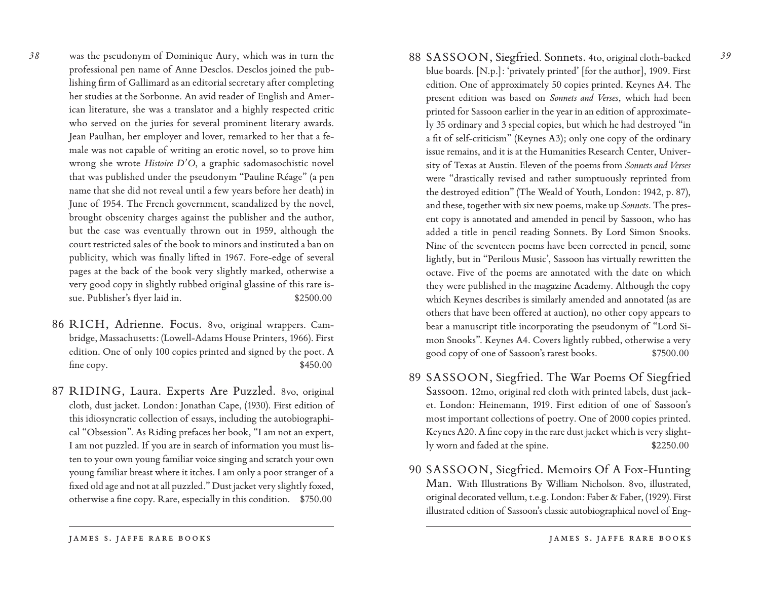was the pseudonym of Dominique Aury, which was in turn the professional pen name of Anne Desclos. Desclos joined the publishing firm of Gallimard as an editorial secretary after completing her studies at the Sorbonne. An avid reader of English and American literature, she was a translator and a highly respected critic who served on the juries for several prominent literary awards. Jean Paulhan, her employer and lover, remarked to her that a female was not capable of writing an erotic novel, so to prove him wrong she wrote *Histoire D'O*, a graphic sadomasochistic novel that was published under the pseudonym "Pauline Réage" (a pen name that she did not reveal until a few years before her death) in June of 1954. The French government, scandalized by the novel, brought obscenity charges against the publisher and the author, but the case was eventually thrown out in 1959, although the court restricted sales of the book to minors and instituted a ban on publicity, which was finally lifted in 1967. Fore-edge of several pages at the back of the book very slightly marked, otherwise a very good copy in slightly rubbed original glassine of this rare issue. Publisher's flyer laid in. $2500.00

86 RICH, Adrienne. Focus. 8vo, original wrappers. Cambridge, Massachusetts: (Lowell-Adams House Printers, 1966). First edition. One of only 100 copies printed and signed by the poet. A fine copy. $450.00

87 RIDING, Laura. Experts Are Puzzled. 8vo, original cloth, dust jacket. London: Jonathan Cape, (1930). First edition of this idiosyncratic collection of essays, including the autobiographical "Obsession". As Riding prefaces her book, "I am not an expert, I am not puzzled. If you are in search of information you must listen to your own young familiar voice singing and scratch your own young familiar breast where it itches. I am only a poor stranger of a fixed old age and not at all puzzled." Dust jacket very slightly foxed, otherwise a fine copy. Rare, especially in this condition. $750.00

88 SASSOON, Siegfried. Sonnets. 4to, original cloth-backed blue boards. [N.p.]: 'privately printed' [for the author], 1909. First edition. One of approximately 50 copies printed. Keynes A4. The present edition was based on *Sonnets and Verses*, which had been printed for Sassoon earlier in the year in an edition of approximately 35 ordinary and 3 special copies, but which he had destroyed "in a fit of self-criticism" (Keynes A3); only one copy of the ordinary issue remains, and it is at the Humanities Research Center, University of Texas at Austin. Eleven of the poems from *Sonnets and Verses* were "drastically revised and rather sumptuously reprinted from the destroyed edition" (The Weald of Youth, London: 1942, p. 87), and these, together with six new poems, make up *Sonnets*. The present copy is annotated and amended in pencil by Sassoon, who has added a title in pencil reading Sonnets. By Lord Simon Snooks. Nine of the seventeen poems have been corrected in pencil, some lightly, but in "Perilous Music', Sassoon has virtually rewritten the octave. Five of the poems are annotated with the date on which they were published in the magazine Academy. Although the copy which Keynes describes is similarly amended and annotated (as are others that have been offered at auction), no other copy appears to bear a manuscript title incorporating the pseudonym of "Lord Simon Snooks". Keynes A4. Covers lightly rubbed, otherwise a very good copy of one of Sassoon's rarest books. $7500.00

89 SASSOON, Siegfried. The War Poems Of Siegfried Sassoon. 12mo, original red cloth with printed labels, dust jacket. London: Heinemann, 1919. First edition of one of Sassoon's most important collections of poetry. One of 2000 copies printed. Keynes A20. A fine copy in the rare dust jacket which is very slightly worn and faded at the spine. $2250.00

90 SASSOON, Siegfried. Memoirs Of A Fox-Hunting Man. With Illustrations By William Nicholson. 8vo, illustrated, original decorated vellum, t.e.g. London: Faber & Faber, (1929). First illustrated edition of Sassoon's classic autobiographical novel of Eng-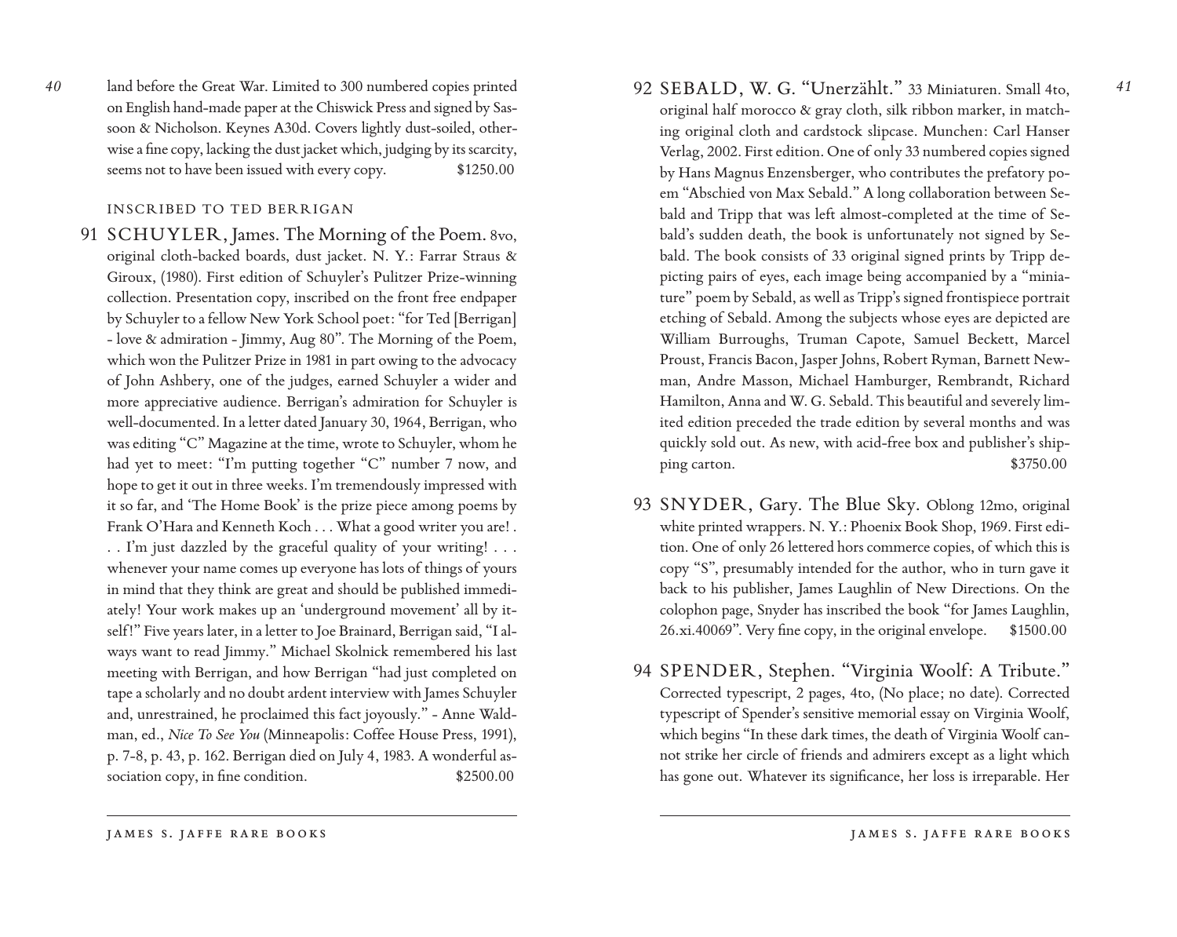land before the Great War. Limited to 300 numbered copies printed on English hand-made paper at the Chiswick Press and signed by Sassoon & Nicholson. Keynes A30d. Covers lightly dust-soiled, otherwise a fine copy, lacking the dust jacket which, judging by its scarcity, seems not to have been issued with every copy. $1250.00

INSCRIBED TO TED BERRIGAN

91 SCHUYLER, James. The Morning of the Poem. 8vo, original cloth-backed boards, dust jacket. N. Y.: Farrar Straus & Giroux, (1980). First edition of Schuyler's Pulitzer Prize-winning collection. Presentation copy, inscribed on the front free endpaper by Schuyler to a fellow New York School poet: "for Ted [Berrigan] - love & admiration - Jimmy, Aug 80". The Morning of the Poem, which won the Pulitzer Prize in 1981 in part owing to the advocacy of John Ashbery, one of the judges, earned Schuyler a wider and more appreciative audience. Berrigan's admiration for Schuyler is well-documented. In a letter dated January 30, 1964, Berrigan, who was editing "C" Magazine at the time, wrote to Schuyler, whom he had yet to meet: "I'm putting together "C" number 7 now, and hope to get it out in three weeks. I'm tremendously impressed with it so far, and 'The Home Book' is the prize piece among poems by Frank O'Hara and Kenneth Koch . . . What a good writer you are! . . . I'm just dazzled by the graceful quality of your writing! . . . whenever your name comes up everyone has lots of things of yours in mind that they think are great and should be published immediately! Your work makes up an 'underground movement' all by itself!" Five years later, in a letter to Joe Brainard, Berrigan said, "I always want to read Jimmy." Michael Skolnick remembered his last meeting with Berrigan, and how Berrigan "had just completed on tape a scholarly and no doubt ardent interview with James Schuyler and, unrestrained, he proclaimed this fact joyously." - Anne Waldman, ed., *Nice To See You* (Minneapolis: Coffee House Press, 1991), p. 7-8, p. 43, p. 162. Berrigan died on July 4, 1983. A wonderful association copy, in fine condition. $2500.00

92 SEBALD, W. G. "Unerzählt." 33 Miniaturen. Small 4to, original half morocco & gray cloth, silk ribbon marker, in matching original cloth and cardstock slipcase. Munchen: Carl Hanser Verlag, 2002. First edition. One of only 33 numbered copies signed by Hans Magnus Enzensberger, who contributes the prefatory poem "Abschied von Max Sebald." A long collaboration between Sebald and Tripp that was left almost-completed at the time of Sebald's sudden death, the book is unfortunately not signed by Sebald. The book consists of 33 original signed prints by Tripp depicting pairs of eyes, each image being accompanied by a "miniature" poem by Sebald, as well as Tripp's signed frontispiece portrait etching of Sebald. Among the subjects whose eyes are depicted are William Burroughs, Truman Capote, Samuel Beckett, Marcel Proust, Francis Bacon, Jasper Johns, Robert Ryman, Barnett Newman, Andre Masson, Michael Hamburger, Rembrandt, Richard Hamilton, Anna and W. G. Sebald. This beautiful and severely limited edition preceded the trade edition by several months and was quickly sold out. As new, with acid-free box and publisher's shipping carton. $3750.00

93 SNYDER, Gary. The Blue Sky. Oblong 12mo, original white printed wrappers. N. Y.: Phoenix Book Shop, 1969. First edition. One of only 26 lettered hors commerce copies, of which this is copy "S", presumably intended for the author, who in turn gave it back to his publisher, James Laughlin of New Directions. On the colophon page, Snyder has inscribed the book "for James Laughlin, 26.xi.40069". Very fine copy, in the original envelope. $1500.00

94 SPENDER, Stephen. "Virginia Woolf: A Tribute." Corrected typescript, 2 pages, 4to, (No place; no date). Corrected typescript of Spender's sensitive memorial essay on Virginia Woolf, which begins "In these dark times, the death of Virginia Woolf cannot strike her circle of friends and admirers except as a light which has gone out. Whatever its significance, her loss is irreparable. Her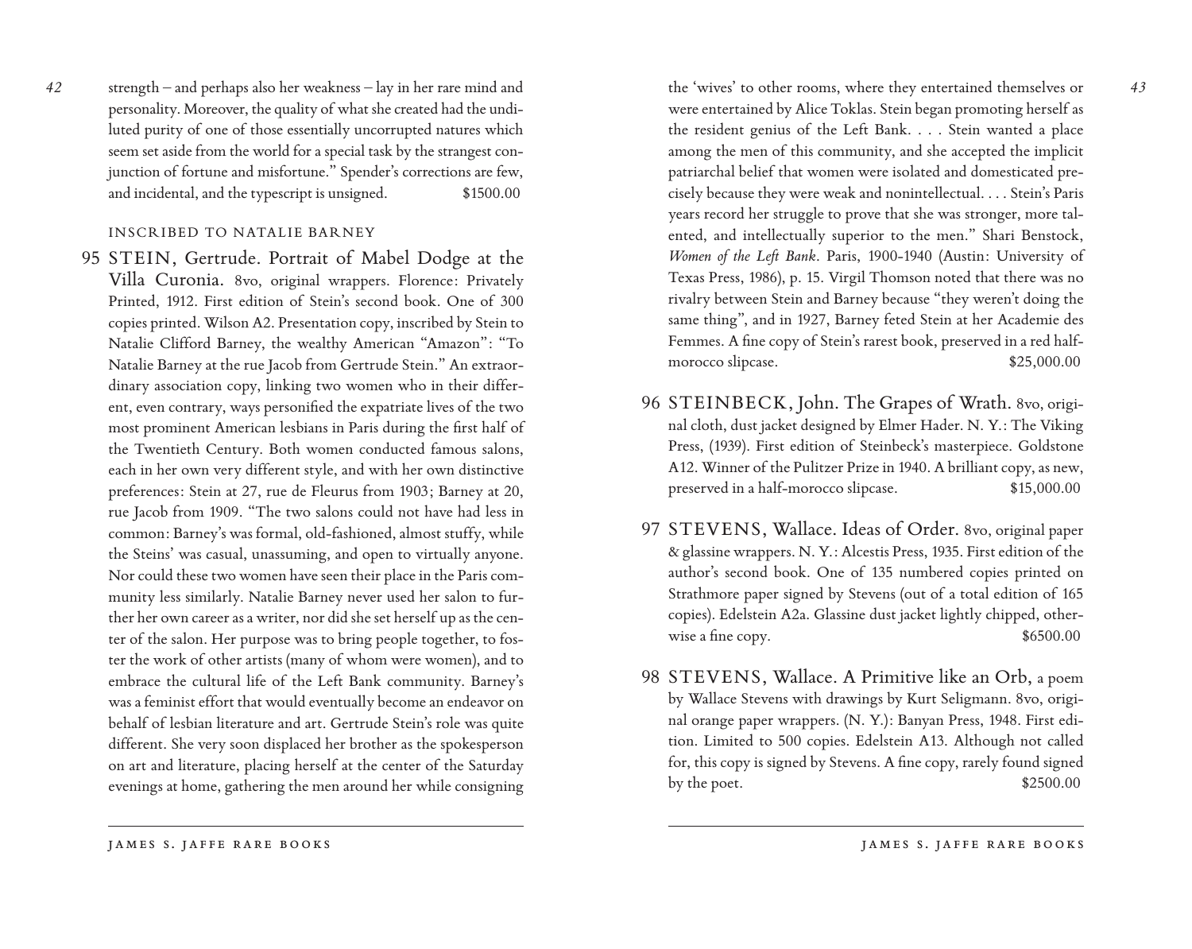strength – and perhaps also her weakness – lay in her rare mind and personality. Moreover, the quality of what she created had the undiluted purity of one of those essentially uncorrupted natures which seem set aside from the world for a special task by the strangest conjunction of fortune and misfortune." Spender's corrections are few, and incidental, and the typescript is unsigned. $1500.00

INSCRIBED TO NATALIE BARNEY

95 STEIN, Gertrude. Portrait of Mabel Dodge at the Villa Curonia. 8vo, original wrappers. Florence: Privately Printed, 1912. First edition of Stein's second book. One of 300 copies printed. Wilson A2. Presentation copy, inscribed by Stein to Natalie Clifford Barney, the wealthy American "Amazon": "To Natalie Barney at the rue Jacob from Gertrude Stein." An extraordinary association copy, linking two women who in their different, even contrary, ways personified the expatriate lives of the two most prominent American lesbians in Paris during the first half of the Twentieth Century. Both women conducted famous salons, each in her own very different style, and with her own distinctive preferences: Stein at 27, rue de Fleurus from 1903; Barney at 20, rue Jacob from 1909. "The two salons could not have had less in common: Barney's was formal, old-fashioned, almost stuffy, while the Steins' was casual, unassuming, and open to virtually anyone. Nor could these two women have seen their place in the Paris community less similarly. Natalie Barney never used her salon to further her own career as a writer, nor did she set herself up as the center of the salon. Her purpose was to bring people together, to foster the work of other artists (many of whom were women), and to embrace the cultural life of the Left Bank community. Barney's was a feminist effort that would eventually become an endeavor on behalf of lesbian literature and art. Gertrude Stein's role was quite different. She very soon displaced her brother as the spokesperson on art and literature, placing herself at the center of the Saturday evenings at home, gathering the men around her while consigning the 'wives' to other rooms, where they entertained themselves or were entertained by Alice Toklas. Stein began promoting herself as the resident genius of the Left Bank. . . . Stein wanted a place among the men of this community, and she accepted the implicit patriarchal belief that women were isolated and domesticated precisely because they were weak and nonintellectual. . . . Stein's Paris years record her struggle to prove that she was stronger, more talented, and intellectually superior to the men." Shari Benstock, *Women of the Left Bank*. Paris, 1900-1940 (Austin: University of Texas Press, 1986), p. 15. Virgil Thomson noted that there was no rivalry between Stein and Barney because "they weren't doing the same thing", and in 1927, Barney feted Stein at her Academie des Femmes. A fine copy of Stein's rarest book, preserved in a red half-morocco slipcase. $25,000.00

96 STEINBECK, John. The Grapes of Wrath. 8vo, original cloth, dust jacket designed by Elmer Hader. N. Y.: The Viking Press, (1939). First edition of Steinbeck's masterpiece. Goldstone A12. Winner of the Pulitzer Prize in 1940. A brilliant copy, as new, preserved in a half-morocco slipcase. $15,000.00

97 STEVENS, Wallace. Ideas of Order. 8vo, original paper & glassine wrappers. N. Y.: Alcestis Press, 1935. First edition of the author's second book. One of 135 numbered copies printed on Strathmore paper signed by Stevens (out of a total edition of 165 copies). Edelstein A2a. Glassine dust jacket lightly chipped, otherwise a fine copy. $6500.00

98 STEVENS, Wallace. A Primitive like an Orb, a poem by Wallace Stevens with drawings by Kurt Seligmann. 8vo, original orange paper wrappers. (N. Y.): Banyan Press, 1948. First edition. Limited to 500 copies. Edelstein A13. Although not called for, this copy is signed by Stevens. A fine copy, rarely found signed by the poet. $2500.00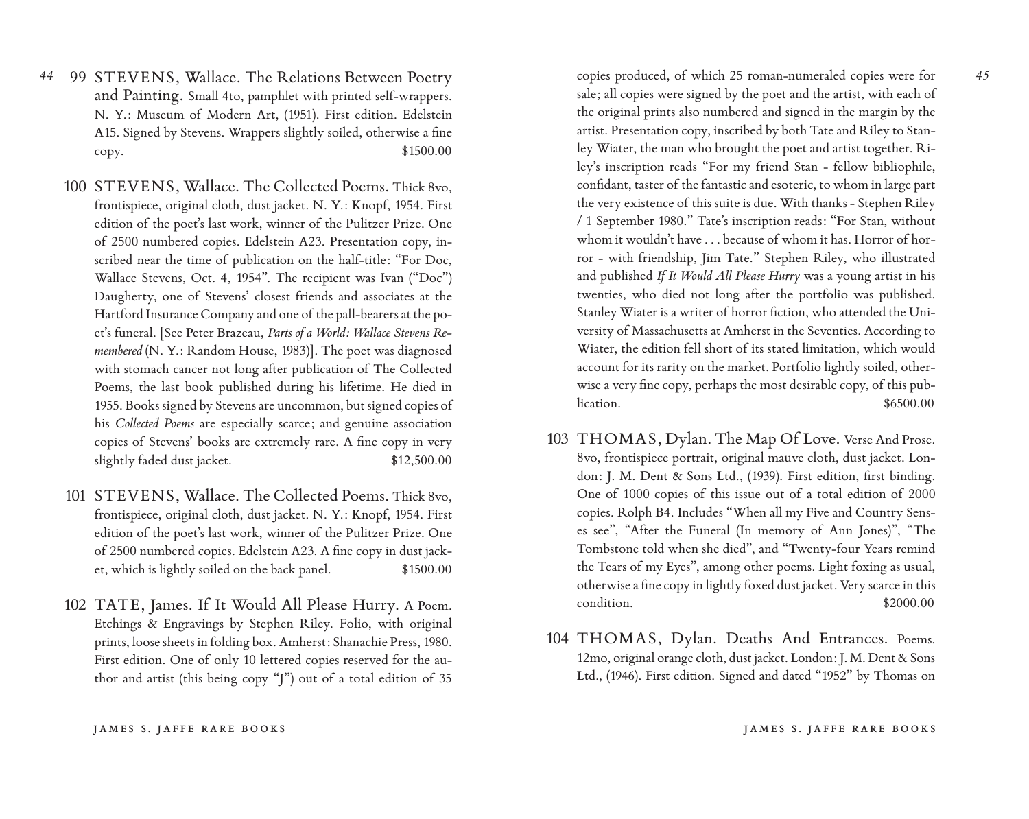99 **STEVENS, Wallace. The Relations Between Poetry and Painting.** Small 4to, pamphlet with printed self-wrappers. N. Y.: Museum of Modern Art, (1951). First edition. Edelstein A15. Signed by Stevens. Wrappers slightly soiled, otherwise a fine copy. $1500.00

100 **STEVENS, Wallace. The Collected Poems.** Thick 8vo, frontispiece, original cloth, dust jacket. N. Y.: Knopf, 1954. First edition of the poet's last work, winner of the Pulitzer Prize. One of 2500 numbered copies. Edelstein A23. Presentation copy, inscribed near the time of publication on the half-title: "For Doc, Wallace Stevens, Oct. 4, 1954". The recipient was Ivan ("Doc") Daugherty, one of Stevens' closest friends and associates at the Hartford Insurance Company and one of the pall-bearers at the poet's funeral. [See Peter Brazeau, *Parts of a World: Wallace Stevens Remembered* (N. Y.: Random House, 1983)]. The poet was diagnosed with stomach cancer not long after publication of The Collected Poems, the last book published during his lifetime. He died in 1955. Books signed by Stevens are uncommon, but signed copies of his *Collected Poems* are especially scarce; and genuine association copies of Stevens' books are extremely rare. A fine copy in very slightly faded dust jacket. $12,500.00

101 **STEVENS, Wallace. The Collected Poems.** Thick 8vo, frontispiece, original cloth, dust jacket. N. Y.: Knopf, 1954. First edition of the poet's last work, winner of the Pulitzer Prize. One of 2500 numbered copies. Edelstein A23. A fine copy in dust jacket, which is lightly soiled on the back panel. $1500.00

102 **TATE, James. If It Would All Please Hurry.** A Poem. Etchings & Engravings by Stephen Riley. Folio, with original prints, loose sheets in folding box. Amherst: Shanachie Press, 1980. First edition. One of only 10 lettered copies reserved for the author and artist (this being copy "J") out of a total edition of 35 copies produced, of which 25 roman-numeraled copies were for sale; all copies were signed by the poet and the artist, with each of the original prints also numbered and signed in the margin by the artist. Presentation copy, inscribed by both Tate and Riley to Stanley Wiater, the man who brought the poet and artist together. Riley's inscription reads "For my friend Stan - fellow bibliophile, confidant, taster of the fantastic and esoteric, to whom in large part the very existence of this suite is due. With thanks - Stephen Riley / 1 September 1980." Tate's inscription reads: "For Stan, without whom it wouldn't have . . . because of whom it has. Horror of horror - with friendship, Jim Tate." Stephen Riley, who illustrated and published *If It Would All Please Hurry* was a young artist in his twenties, who died not long after the portfolio was published. Stanley Wiater is a writer of horror fiction, who attended the University of Massachusetts at Amherst in the Seventies. According to Wiater, the edition fell short of its stated limitation, which would account for its rarity on the market. Portfolio lightly soiled, otherwise a very fine copy, perhaps the most desirable copy, of this publication. $6500.00

103 **THOMAS, Dylan. The Map Of Love.** Verse And Prose. 8vo, frontispiece portrait, original mauve cloth, dust jacket. London: J. M. Dent & Sons Ltd., (1939). First edition, first binding. One of 1000 copies of this issue out of a total edition of 2000 copies. Rolph B4. Includes "When all my Five and Country Senses see", "After the Funeral (In memory of Ann Jones)", "The Tombstone told when she died", and "Twenty-four Years remind the Tears of my Eyes", among other poems. Light foxing as usual, otherwise a fine copy in lightly foxed dust jacket. Very scarce in this condition. $2000.00

104 **THOMAS, Dylan. Deaths And Entrances.** Poems. 12mo, original orange cloth, dust jacket. London: J. M. Dent & Sons Ltd., (1946). First edition. Signed and dated "1952" by Thomas on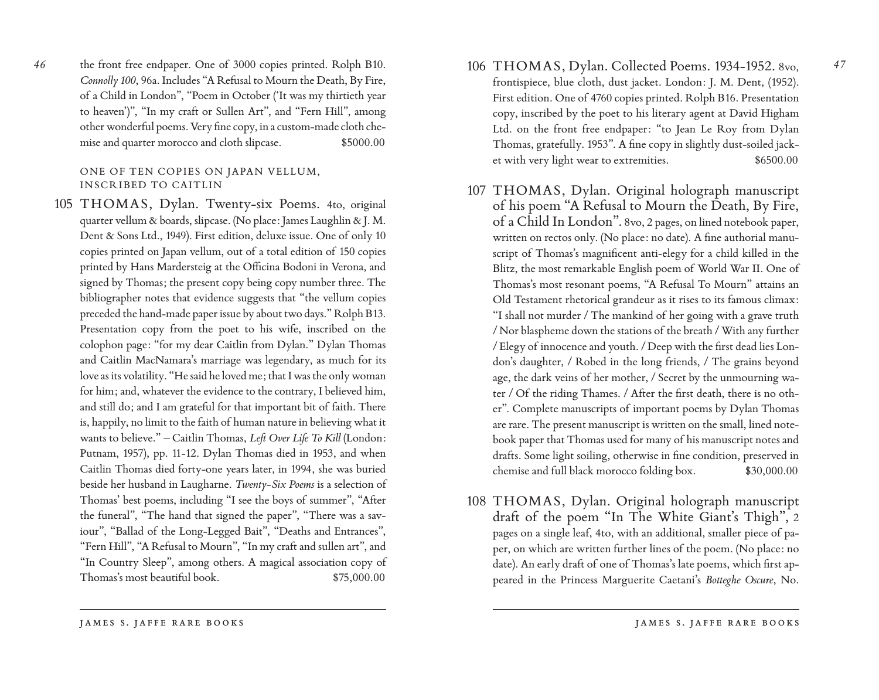the front free endpaper. One of 3000 copies printed. Rolph B10. *Connolly 100*, 96a. Includes "A Refusal to Mourn the Death, By Fire, of a Child in London", "Poem in October ('It was my thirtieth year to heaven')", "In my craft or Sullen Art", and "Fern Hill", among other wonderful poems. Very fine copy, in a custom-made cloth chemise and quarter morocco and cloth slipcase. $5000.00

ONE OF TEN COPIES ON JAPAN VELLUM, INSCRIBED TO CAITLIN

105 THOMAS, Dylan. Twenty-six Poems. 4to, original quarter vellum & boards, slipcase. (No place: James Laughlin & J. M. Dent & Sons Ltd., 1949). First edition, deluxe issue. One of only 10 copies printed on Japan vellum, out of a total edition of 150 copies printed by Hans Mardersteig at the Officina Bodoni in Verona, and signed by Thomas; the present copy being copy number three. The bibliographer notes that evidence suggests that "the vellum copies preceded the hand-made paper issue by about two days." Rolph B13. Presentation copy from the poet to his wife, inscribed on the colophon page: "for my dear Caitlin from Dylan." Dylan Thomas and Caitlin MacNamara's marriage was legendary, as much for its love as its volatility. "He said he loved me; that I was the only woman for him; and, whatever the evidence to the contrary, I believed him, and still do; and I am grateful for that important bit of faith. There is, happily, no limit to the faith of human nature in believing what it wants to believe." – Caitlin Thomas, *Left Over Life To Kill* (London: Putnam, 1957), pp. 11-12. Dylan Thomas died in 1953, and when Caitlin Thomas died forty-one years later, in 1994, she was buried beside her husband in Laugharne. *Twenty-Six Poems* is a selection of Thomas' best poems, including "I see the boys of summer", "After the funeral", "The hand that signed the paper", "There was a saviour", "Ballad of the Long-Legged Bait", "Deaths and Entrances", "Fern Hill", "A Refusal to Mourn", "In my craft and sullen art", and "In Country Sleep", among others. A magical association copy of Thomas's most beautiful book. $75,000.00

106 THOMAS, Dylan. Collected Poems. 1934-1952. 8vo, frontispiece, blue cloth, dust jacket. London: J. M. Dent, (1952). First edition. One of 4760 copies printed. Rolph B16. Presentation copy, inscribed by the poet to his literary agent at David Higham Ltd. on the front free endpaper: "to Jean Le Roy from Dylan Thomas, gratefully. 1953". A fine copy in slightly dust-soiled jacket with very light wear to extremities. $6500.00

107 THOMAS, Dylan. Original holograph manuscript of his poem "A Refusal to Mourn the Death, By Fire, of a Child In London". 8vo, 2 pages, on lined notebook paper, written on rectos only. (No place: no date). A fine authorial manuscript of Thomas's magnificent anti-elegy for a child killed in the Blitz, the most remarkable English poem of World War II. One of Thomas's most resonant poems, "A Refusal To Mourn" attains an Old Testament rhetorical grandeur as it rises to its famous climax: "I shall not murder / The mankind of her going with a grave truth / Nor blaspheme down the stations of the breath / With any further / Elegy of innocence and youth. / Deep with the first dead lies London's daughter, / Robed in the long friends, / The grains beyond age, the dark veins of her mother, / Secret by the unmourning water / Of the riding Thames. / After the first death, there is no other". Complete manuscripts of important poems by Dylan Thomas are rare. The present manuscript is written on the small, lined notebook paper that Thomas used for many of his manuscript notes and drafts. Some light soiling, otherwise in fine condition, preserved in chemise and full black morocco folding box. $30,000.00

108 THOMAS, Dylan. Original holograph manuscript draft of the poem "In The White Giant's Thigh", 2 pages on a single leaf, 4to, with an additional, smaller piece of paper, on which are written further lines of the poem. (No place: no date). An early draft of one of Thomas's late poems, which first appeared in the Princess Marguerite Caetani's *Botteghe Oscure*, No.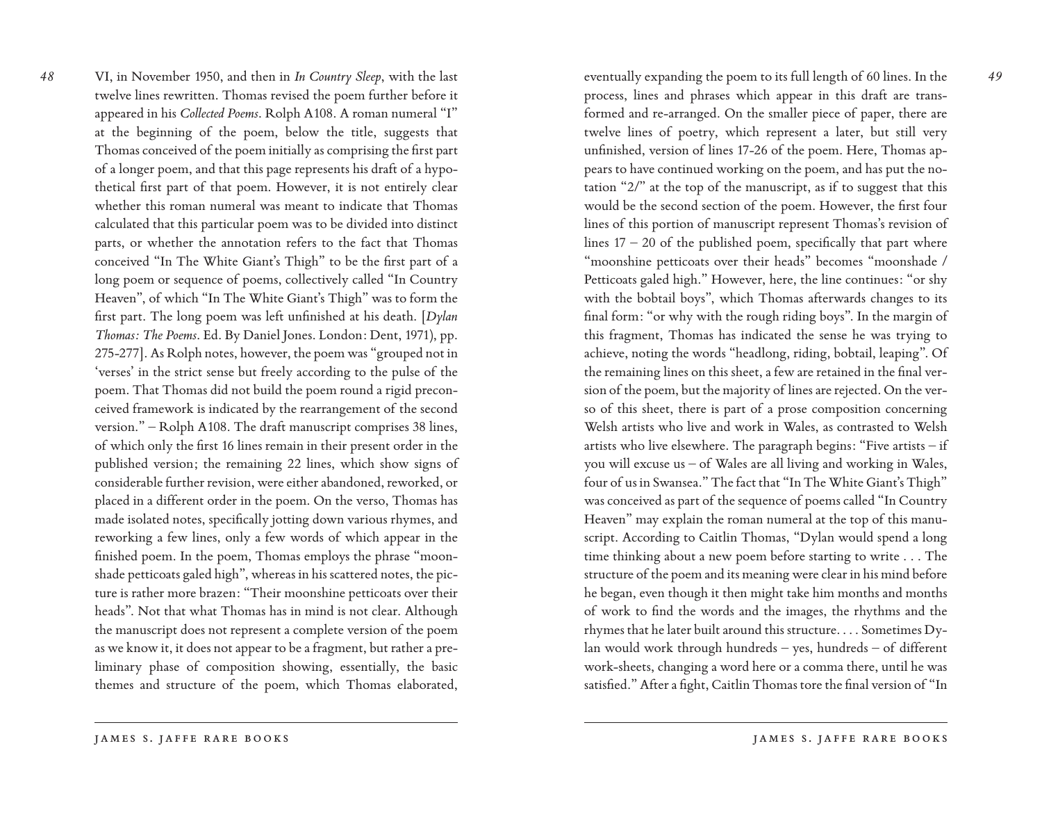VI, in November 1950, and then in *In Country Sleep*, with the last twelve lines rewritten. Thomas revised the poem further before it appeared in his *Collected Poems*. Rolph A108. A roman numeral "I" at the beginning of the poem, below the title, suggests that Thomas conceived of the poem initially as comprising the first part of a longer poem, and that this page represents his draft of a hypothetical first part of that poem. However, it is not entirely clear whether this roman numeral was meant to indicate that Thomas calculated that this particular poem was to be divided into distinct parts, or whether the annotation refers to the fact that Thomas conceived "In The White Giant's Thigh" to be the first part of a long poem or sequence of poems, collectively called "In Country Heaven", of which "In The White Giant's Thigh" was to form the first part. The long poem was left unfinished at his death. [*Dylan Thomas: The Poems*. Ed. By Daniel Jones. London: Dent, 1971), pp. 275-277]. As Rolph notes, however, the poem was "grouped not in 'verses' in the strict sense but freely according to the pulse of the poem. That Thomas did not build the poem round a rigid preconceived framework is indicated by the rearrangement of the second version." – Rolph A108. The draft manuscript comprises 38 lines, of which only the first 16 lines remain in their present order in the published version; the remaining 22 lines, which show signs of considerable further revision, were either abandoned, reworked, or placed in a different order in the poem. On the verso, Thomas has made isolated notes, specifically jotting down various rhymes, and reworking a few lines, only a few words of which appear in the finished poem. In the poem, Thomas employs the phrase "moonshade petticoats galed high", whereas in his scattered notes, the picture is rather more brazen: "Their moonshine petticoats over their heads". Not that what Thomas has in mind is not clear. Although the manuscript does not represent a complete version of the poem as we know it, it does not appear to be a fragment, but rather a preliminary phase of composition showing, essentially, the basic themes and structure of the poem, which Thomas elaborated, eventually expanding the poem to its full length of 60 lines. In the process, lines and phrases which appear in this draft are transformed and re-arranged. On the smaller piece of paper, there are twelve lines of poetry, which represent a later, but still very unfinished, version of lines 17-26 of the poem. Here, Thomas appears to have continued working on the poem, and has put the notation "2/" at the top of the manuscript, as if to suggest that this would be the second section of the poem. However, the first four lines of this portion of manuscript represent Thomas's revision of lines 17 – 20 of the published poem, specifically that part where "moonshine petticoats over their heads" becomes "moonshade / Petticoats galed high." However, here, the line continues: "or shy with the bobtail boys", which Thomas afterwards changes to its final form: "or why with the rough riding boys". In the margin of this fragment, Thomas has indicated the sense he was trying to achieve, noting the words "headlong, riding, bobtail, leaping". Of the remaining lines on this sheet, a few are retained in the final version of the poem, but the majority of lines are rejected. On the verso of this sheet, there is part of a prose composition concerning Welsh artists who live and work in Wales, as contrasted to Welsh artists who live elsewhere. The paragraph begins: "Five artists – if you will excuse us – of Wales are all living and working in Wales, four of us in Swansea." The fact that "In The White Giant's Thigh" was conceived as part of the sequence of poems called "In Country Heaven" may explain the roman numeral at the top of this manuscript. According to Caitlin Thomas, "Dylan would spend a long time thinking about a new poem before starting to write . . . The structure of the poem and its meaning were clear in his mind before he began, even though it then might take him months and months of work to find the words and the images, the rhythms and the rhymes that he later built around this structure. . . . Sometimes Dylan would work through hundreds – yes, hundreds – of different work-sheets, changing a word here or a comma there, until he was satisfied." After a fight, Caitlin Thomas tore the final version of "In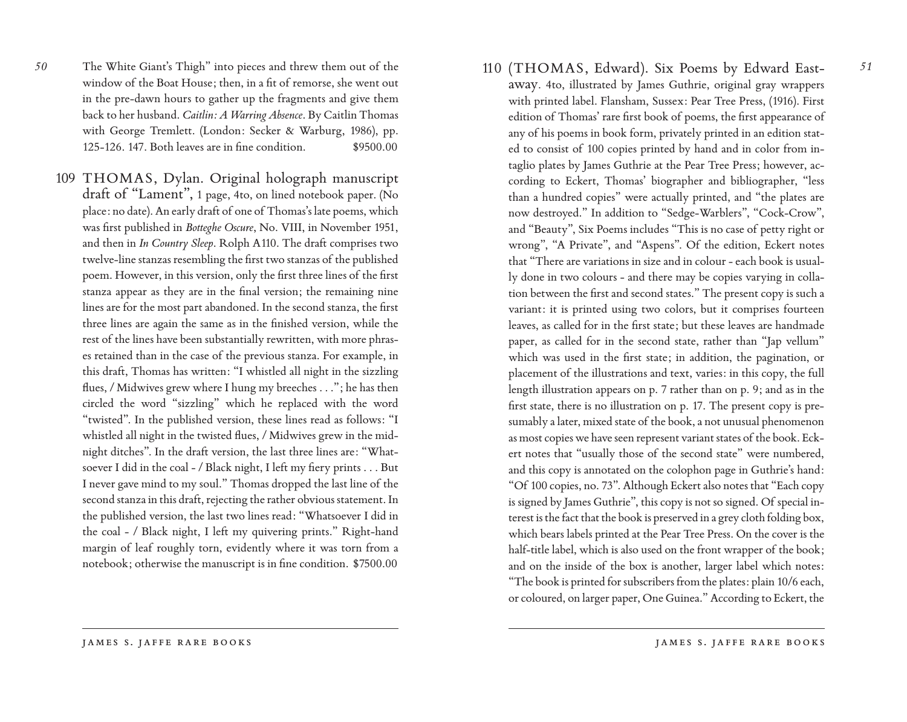The White Giant's Thigh" into pieces and threw them out of the window of the Boat House; then, in a fit of remorse, she went out in the pre-dawn hours to gather up the fragments and give them back to her husband. *Caitlin: A Warring Absence*. By Caitlin Thomas with George Tremlett. (London: Secker & Warburg, 1986), pp. 125-126. 147. Both leaves are in fine condition. $9500.00

109 THOMAS, Dylan. Original holograph manuscript draft of "Lament", 1 page, 4to, on lined notebook paper. (No place: no date). An early draft of one of Thomas's late poems, which was first published in *Botteghe Oscure*, No. VIII, in November 1951, and then in *In Country Sleep*. Rolph A110. The draft comprises two twelve-line stanzas resembling the first two stanzas of the published poem. However, in this version, only the first three lines of the first stanza appear as they are in the final version; the remaining nine lines are for the most part abandoned. In the second stanza, the first three lines are again the same as in the finished version, while the rest of the lines have been substantially rewritten, with more phrases retained than in the case of the previous stanza. For example, in this draft, Thomas has written: "I whistled all night in the sizzling flues, / Midwives grew where I hung my breeches . . ."; he has then circled the word "sizzling" which he replaced with the word "twisted". In the published version, these lines read as follows: "I whistled all night in the twisted flues, / Midwives grew in the midnight ditches". In the draft version, the last three lines are: "Whatsoever I did in the coal - / Black night, I left my fiery prints . . . But I never gave mind to my soul." Thomas dropped the last line of the second stanza in this draft, rejecting the rather obvious statement. In the published version, the last two lines read: "Whatsoever I did in the coal - / Black night, I left my quivering prints." Right-hand margin of leaf roughly torn, evidently where it was torn from a notebook; otherwise the manuscript is in fine condition. $7500.00

110 (THOMAS, Edward). Six Poems by Edward Eastaway. 4to, illustrated by James Guthrie, original gray wrappers with printed label. Flansham, Sussex: Pear Tree Press, (1916). First edition of Thomas' rare first book of poems, the first appearance of any of his poems in book form, privately printed in an edition stated to consist of 100 copies printed by hand and in color from intaglio plates by James Guthrie at the Pear Tree Press; however, according to Eckert, Thomas' biographer and bibliographer, "less than a hundred copies" were actually printed, and "the plates are now destroyed." In addition to "Sedge-Warblers", "Cock-Crow", and "Beauty", Six Poems includes "This is no case of petty right or wrong", "A Private", and "Aspens". Of the edition, Eckert notes that "There are variations in size and in colour - each book is usually done in two colours - and there may be copies varying in collation between the first and second states." The present copy is such a variant: it is printed using two colors, but it comprises fourteen leaves, as called for in the first state; but these leaves are handmade paper, as called for in the second state, rather than "Jap vellum" which was used in the first state; in addition, the pagination, or placement of the illustrations and text, varies: in this copy, the full length illustration appears on p. 7 rather than on p. 9; and as in the first state, there is no illustration on p. 17. The present copy is presumably a later, mixed state of the book, a not unusual phenomenon as most copies we have seen represent variant states of the book. Eckert notes that "usually those of the second state" were numbered, and this copy is annotated on the colophon page in Guthrie's hand: "Of 100 copies, no. 73". Although Eckert also notes that "Each copy is signed by James Guthrie", this copy is not so signed. Of special interest is the fact that the book is preserved in a grey cloth folding box, which bears labels printed at the Pear Tree Press. On the cover is the half-title label, which is also used on the front wrapper of the book; and on the inside of the box is another, larger label which notes: "The book is printed for subscribers from the plates: plain 10/6 each, or coloured, on larger paper, One Guinea." According to Eckert, the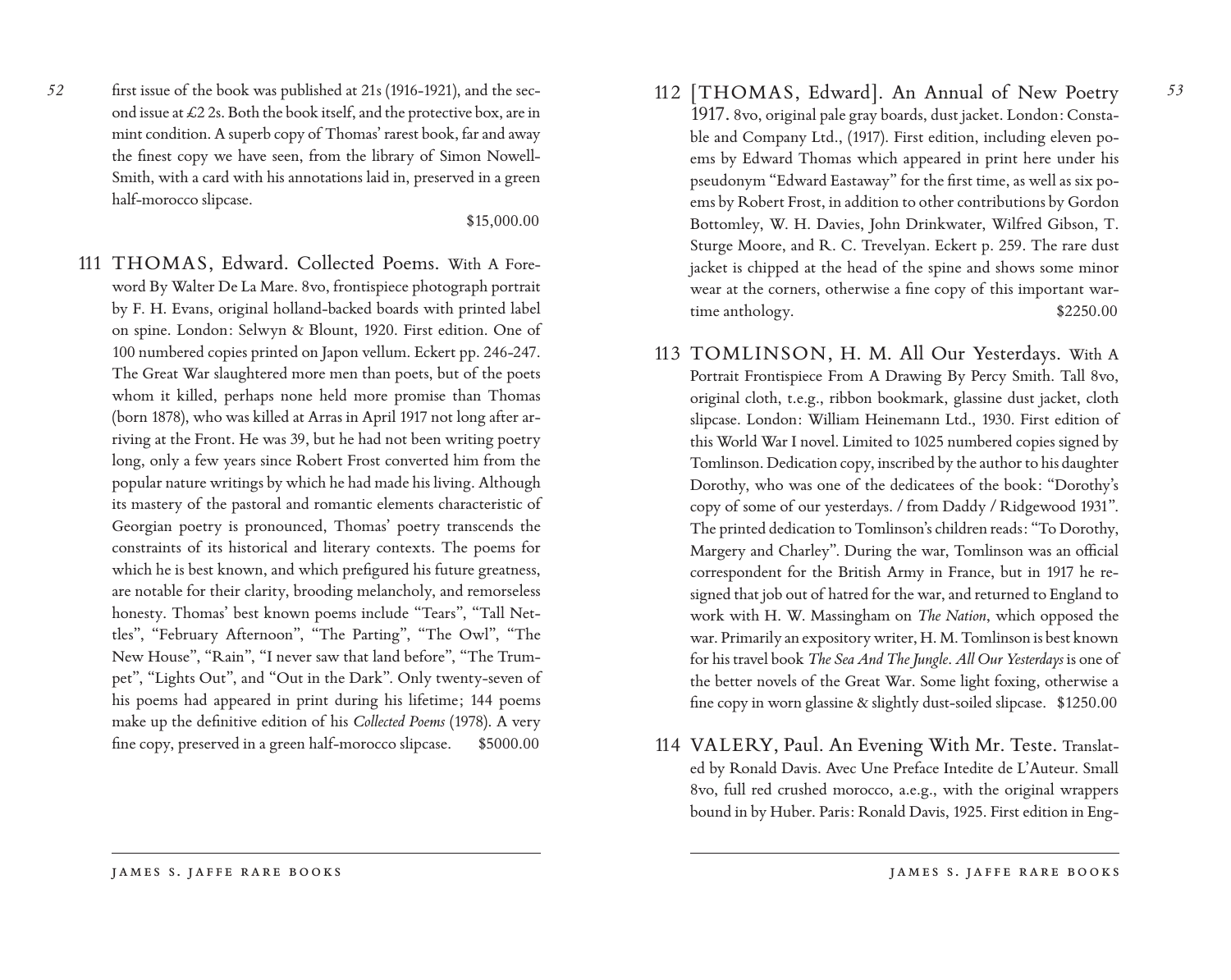first issue of the book was published at 21s (1916-1921), and the second issue at £2 2s. Both the book itself, and the protective box, are in mint condition. A superb copy of Thomas' rarest book, far and away the finest copy we have seen, from the library of Simon Nowell-Smith, with a card with his annotations laid in, preserved in a green half-morocco slipcase.

$15,000.00

111 THOMAS, Edward. Collected Poems. With A Foreword By Walter De La Mare. 8vo, frontispiece photograph portrait by F. H. Evans, original holland-backed boards with printed label on spine. London: Selwyn & Blount, 1920. First edition. One of 100 numbered copies printed on Japon vellum. Eckert pp. 246-247. The Great War slaughtered more men than poets, but of the poets whom it killed, perhaps none held more promise than Thomas (born 1878), who was killed at Arras in April 1917 not long after arriving at the Front. He was 39, but he had not been writing poetry long, only a few years since Robert Frost converted him from the popular nature writings by which he had made his living. Although its mastery of the pastoral and romantic elements characteristic of Georgian poetry is pronounced, Thomas' poetry transcends the constraints of its historical and literary contexts. The poems for which he is best known, and which prefigured his future greatness, are notable for their clarity, brooding melancholy, and remorseless honesty. Thomas' best known poems include "Tears", "Tall Nettles", "February Afternoon", "The Parting", "The Owl", "The New House", "Rain", "I never saw that land before", "The Trumpet", "Lights Out", and "Out in the Dark". Only twenty-seven of his poems had appeared in print during his lifetime; 144 poems make up the definitive edition of his *Collected Poems* (1978). A very fine copy, preserved in a green half-morocco slipcase. $5000.00

112 [THOMAS, Edward]. An Annual of New Poetry 1917. 8vo, original pale gray boards, dust jacket. London: Constable and Company Ltd., (1917). First edition, including eleven poems by Edward Thomas which appeared in print here under his pseudonym "Edward Eastaway" for the first time, as well as six poems by Robert Frost, in addition to other contributions by Gordon Bottomley, W. H. Davies, John Drinkwater, Wilfred Gibson, T. Sturge Moore, and R. C. Trevelyan. Eckert p. 259. The rare dust jacket is chipped at the head of the spine and shows some minor wear at the corners, otherwise a fine copy of this important wartime anthology. $2250.00

113 TOMLINSON, H. M. All Our Yesterdays. With A Portrait Frontispiece From A Drawing By Percy Smith. Tall 8vo, original cloth, t.e.g., ribbon bookmark, glassine dust jacket, cloth slipcase. London: William Heinemann Ltd., 1930. First edition of this World War I novel. Limited to 1025 numbered copies signed by Tomlinson. Dedication copy, inscribed by the author to his daughter Dorothy, who was one of the dedicatees of the book: "Dorothy's copy of some of our yesterdays. / from Daddy / Ridgewood 1931". The printed dedication to Tomlinson's children reads: "To Dorothy, Margery and Charley". During the war, Tomlinson was an official correspondent for the British Army in France, but in 1917 he resigned that job out of hatred for the war, and returned to England to work with H. W. Massingham on *The Nation*, which opposed the war. Primarily an expository writer, H. M. Tomlinson is best known for his travel book *The Sea And The Jungle*. *All Our Yesterdays* is one of the better novels of the Great War. Some light foxing, otherwise a fine copy in worn glassine & slightly dust-soiled slipcase. $1250.00

114 VALERY, Paul. An Evening With Mr. Teste. Translated by Ronald Davis. Avec Une Preface Intedite de L'Auteur. Small 8vo, full red crushed morocco, a.e.g., with the original wrappers bound in by Huber. Paris: Ronald Davis, 1925. First edition in Eng-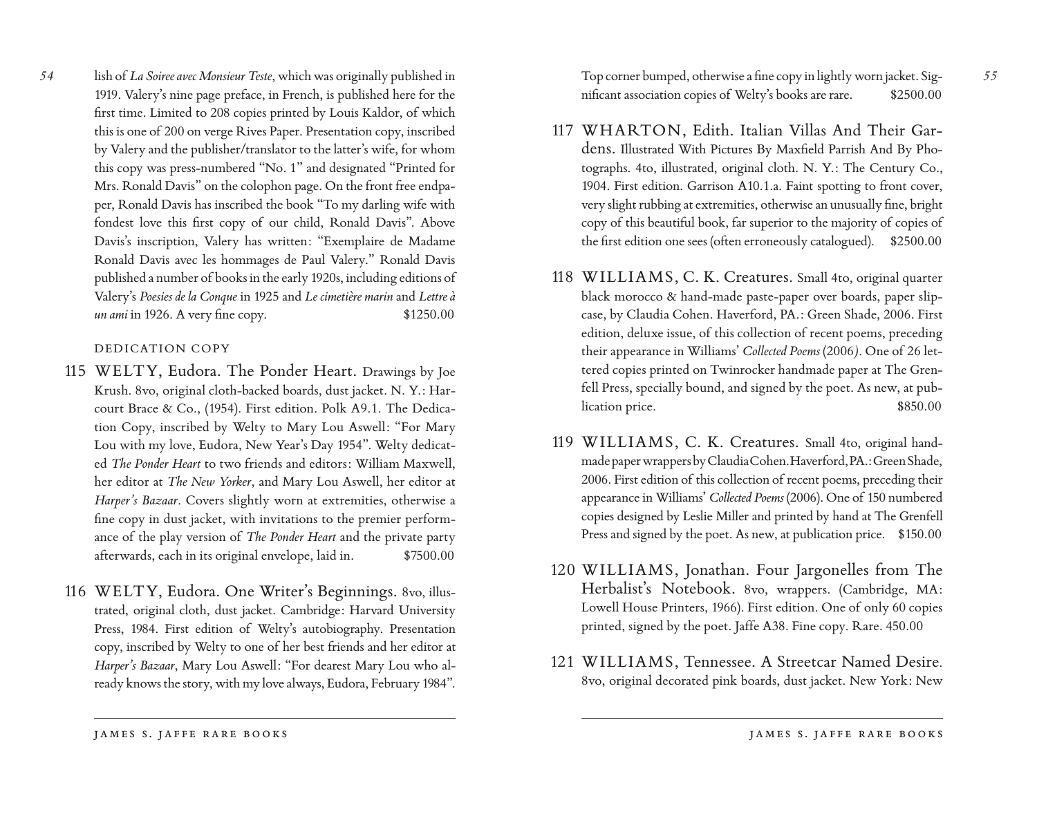lish of *La Soiree avec Monsieur Teste*, which was originally published in 1919. Valery's nine page preface, in French, is published here for the first time. Limited to 208 copies printed by Louis Kaldor, of which this is one of 200 on verge Rives Paper. Presentation copy, inscribed by Valery and the publisher/translator to the latter's wife, for whom this copy was press-numbered "No. 1" and designated "Printed for Mrs. Ronald Davis" on the colophon page. On the front free endpaper, Ronald Davis has inscribed the book "To my darling wife with fondest love this first copy of our child, Ronald Davis". Above Davis's inscription, Valery has written: "Exemplaire de Madame Ronald Davis avec les hommages de Paul Valery." Ronald Davis published a number of books in the early 1920s, including editions of Valery's *Poesies de la Conque* in 1925 and *Le cimetière marin* and *Lettre à un ami* in 1926. A very fine copy. $1250.00

DEDICATION COPY

115 WELTY, Eudora. The Ponder Heart. Drawings by Joe Krush. 8vo, original cloth-backed boards, dust jacket. N. Y.: Harcourt Brace & Co., (1954). First edition. Polk A9.1. The Dedication Copy, inscribed by Welty to Mary Lou Aswell: "For Mary Lou with my love, Eudora, New Year's Day 1954". Welty dedicated *The Ponder Heart* to two friends and editors: William Maxwell, her editor at *The New Yorker*, and Mary Lou Aswell, her editor at *Harper's Bazaar*. Covers slightly worn at extremities, otherwise a fine copy in dust jacket, with invitations to the premier performance of the play version of *The Ponder Heart* and the private party afterwards, each in its original envelope, laid in. $7500.00

116 WELTY, Eudora. One Writer's Beginnings. 8vo, illustrated, original cloth, dust jacket. Cambridge: Harvard University Press, 1984. First edition of Welty's autobiography. Presentation copy, inscribed by Welty to one of her best friends and her editor at *Harper's Bazaar*, Mary Lou Aswell: "For dearest Mary Lou who already knows the story, with my love always, Eudora, February 1984". Top corner bumped, otherwise a fine copy in lightly worn jacket. Significant association copies of Welty's books are rare. $2500.00

117 WHARTON, Edith. Italian Villas And Their Gardens. Illustrated With Pictures By Maxfield Parrish And By Photographs. 4to, illustrated, original cloth. N. Y.: The Century Co., 1904. First edition. Garrison A10.1.a. Faint spotting to front cover, very slight rubbing at extremities, otherwise an unusually fine, bright copy of this beautiful book, far superior to the majority of copies of the first edition one sees (often erroneously catalogued). $2500.00

118 WILLIAMS, C. K. Creatures. Small 4to, original quarter black morocco & hand-made paste-paper over boards, paper slipcase, by Claudia Cohen. Haverford, PA.: Green Shade, 2006. First edition, deluxe issue, of this collection of recent poems, preceding their appearance in Williams' *Collected Poems* (2006). One of 26 lettered copies printed on Twinrocker handmade paper at The Grenfell Press, specially bound, and signed by the poet. As new, at publication price. $850.00

119 WILLIAMS, C. K. Creatures. Small 4to, original handmade paper wrappers by Claudia Cohen. Haverford, PA.: Green Shade, 2006. First edition of this collection of recent poems, preceding their appearance in Williams' *Collected Poems* (2006). One of 150 numbered copies designed by Leslie Miller and printed by hand at The Grenfell Press and signed by the poet. As new, at publication price. $150.00

120 WILLIAMS, Jonathan. Four Jargonelles from The Herbalist's Notebook. 8vo, wrappers. (Cambridge, MA: Lowell House Printers, 1966). First edition. One of only 60 copies printed, signed by the poet. Jaffe A38. Fine copy. Rare. 450.00

121 WILLIAMS, Tennessee. A Streetcar Named Desire. 8vo, original decorated pink boards, dust jacket. New York: New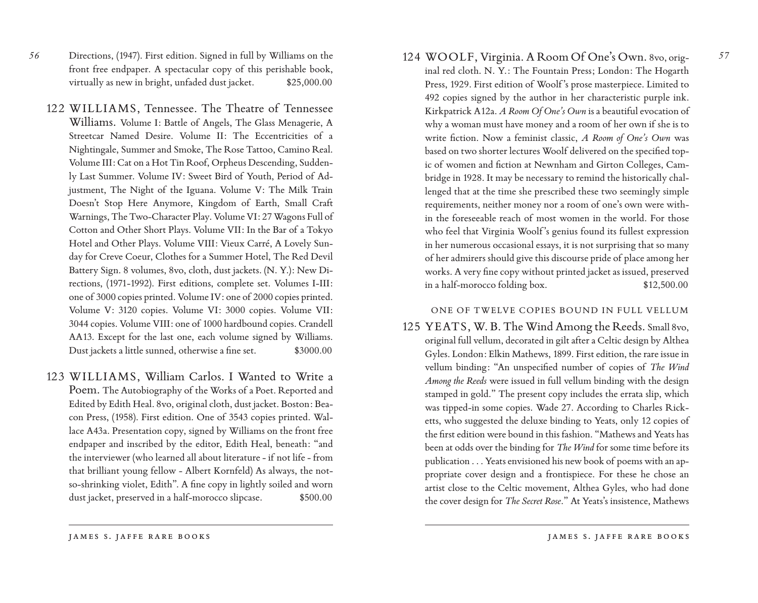Directions, (1947). First edition. Signed in full by Williams on the front free endpaper. A spectacular copy of this perishable book, virtually as new in bright, unfaded dust jacket. $25,000.00

122 WILLIAMS, Tennessee. The Theatre of Tennessee Williams. Volume I: Battle of Angels, The Glass Menagerie, A Streetcar Named Desire. Volume II: The Eccentricities of a Nightingale, Summer and Smoke, The Rose Tattoo, Camino Real. Volume III: Cat on a Hot Tin Roof, Orpheus Descending, Suddenly Last Summer. Volume IV: Sweet Bird of Youth, Period of Adjustment, The Night of the Iguana. Volume V: The Milk Train Doesn't Stop Here Anymore, Kingdom of Earth, Small Craft Warnings, The Two-Character Play. Volume VI: 27 Wagons Full of Cotton and Other Short Plays. Volume VII: In the Bar of a Tokyo Hotel and Other Plays. Volume VIII: Vieux Carré, A Lovely Sunday for Creve Coeur, Clothes for a Summer Hotel, The Red Devil Battery Sign. 8 volumes, 8vo, cloth, dust jackets. (N. Y.): New Directions, (1971-1992). First editions, complete set. Volumes I-III: one of 3000 copies printed. Volume IV: one of 2000 copies printed. Volume V: 3120 copies. Volume VI: 3000 copies. Volume VII: 3044 copies. Volume VIII: one of 1000 hardbound copies. Crandell AA13. Except for the last one, each volume signed by Williams. Dust jackets a little sunned, otherwise a fine set. $3000.00

123 WILLIAMS, William Carlos. I Wanted to Write a Poem. The Autobiography of the Works of a Poet. Reported and Edited by Edith Heal. 8vo, original cloth, dust jacket. Boston: Beacon Press, (1958). First edition. One of 3543 copies printed. Wallace A43a. Presentation copy, signed by Williams on the front free endpaper and inscribed by the editor, Edith Heal, beneath: "and the interviewer (who learned all about literature - if not life - from that brilliant young fellow - Albert Kornfeld) As always, the not-so-shrinking violet, Edith". A fine copy in lightly soiled and worn dust jacket, preserved in a half-morocco slipcase. $500.00

124 WOOLF, Virginia. A Room Of One's Own. 8vo, original red cloth. N. Y.: The Fountain Press; London: The Hogarth Press, 1929. First edition of Woolf's prose masterpiece. Limited to 492 copies signed by the author in her characteristic purple ink. Kirkpatrick A12a. *A Room Of One's Own* is a beautiful evocation of why a woman must have money and a room of her own if she is to write fiction. Now a feminist classic, *A Room of One's Own* was based on two shorter lectures Woolf delivered on the specified topic of women and fiction at Newnham and Girton Colleges, Cambridge in 1928. It may be necessary to remind the historically challenged that at the time she prescribed these two seemingly simple requirements, neither money nor a room of one's own were within the foreseeable reach of most women in the world. For those who feel that Virginia Woolf's genius found its fullest expression in her numerous occasional essays, it is not surprising that so many of her admirers should give this discourse pride of place among her works. A very fine copy without printed jacket as issued, preserved in a half-morocco folding box. $12,500.00

ONE OF TWELVE COPIES BOUND IN FULL VELLUM

125 YEATS, W. B. The Wind Among the Reeds. Small 8vo, original full vellum, decorated in gilt after a Celtic design by Althea Gyles. London: Elkin Mathews, 1899. First edition, the rare issue in vellum binding: "An unspecified number of copies of *The Wind Among the Reeds* were issued in full vellum binding with the design stamped in gold." The present copy includes the errata slip, which was tipped-in some copies. Wade 27. According to Charles Ricketts, who suggested the deluxe binding to Yeats, only 12 copies of the first edition were bound in this fashion. "Mathews and Yeats has been at odds over the binding for *The Wind* for some time before its publication . . . Yeats envisioned his new book of poems with an appropriate cover design and a frontispiece. For these he chose an artist close to the Celtic movement, Althea Gyles, who had done the cover design for *The Secret Rose*." At Yeats's insistence, Mathews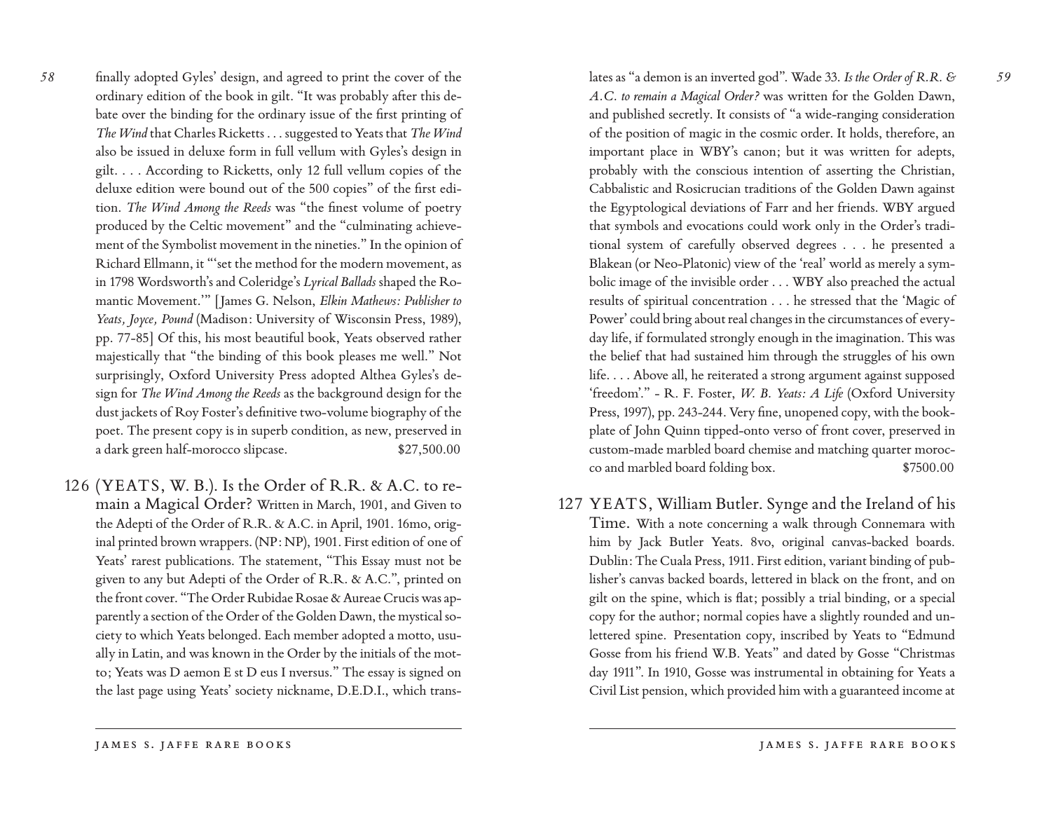finally adopted Gyles' design, and agreed to print the cover of the ordinary edition of the book in gilt. "It was probably after this debate over the binding for the ordinary issue of the first printing of *The Wind* that Charles Ricketts . . . suggested to Yeats that *The Wind* also be issued in deluxe form in full vellum with Gyles's design in gilt. . . . According to Ricketts, only 12 full vellum copies of the deluxe edition were bound out of the 500 copies" of the first edition. *The Wind Among the Reeds* was "the finest volume of poetry produced by the Celtic movement" and the "culminating achievement of the Symbolist movement in the nineties." In the opinion of Richard Ellmann, it "'set the method for the modern movement, as in 1798 Wordsworth's and Coleridge's *Lyrical Ballads* shaped the Romantic Movement.'" [James G. Nelson, *Elkin Mathews: Publisher to Yeats, Joyce, Pound* (Madison: University of Wisconsin Press, 1989), pp. 77-85] Of this, his most beautiful book, Yeats observed rather majestically that "the binding of this book pleases me well." Not surprisingly, Oxford University Press adopted Althea Gyles's design for *The Wind Among the Reeds* as the background design for the dust jackets of Roy Foster's definitive two-volume biography of the poet. The present copy is in superb condition, as new, preserved in a dark green half-morocco slipcase. $27,500.00

126 (YEATS, W. B.). Is the Order of R.R. & A.C. to remain a Magical Order? Written in March, 1901, and Given to the Adepti of the Order of R.R. & A.C. in April, 1901. 16mo, original printed brown wrappers. (NP: NP), 1901. First edition of one of Yeats' rarest publications. The statement, "This Essay must not be given to any but Adepti of the Order of R.R. & A.C.", printed on the front cover. "The Order Rubidae Rosae & Aureae Crucis was apparently a section of the Order of the Golden Dawn, the mystical society to which Yeats belonged. Each member adopted a motto, usually in Latin, and was known in the Order by the initials of the motto; Yeats was D aemon E st D eus I nversus." The essay is signed on the last page using Yeats' society nickname, D.E.D.I., which translates as "a demon is an inverted god". Wade 33. *Is the Order of R.R. & A.C. to remain a Magical Order?* was written for the Golden Dawn, and published secretly. It consists of "a wide-ranging consideration of the position of magic in the cosmic order. It holds, therefore, an important place in WBY's canon; but it was written for adepts, probably with the conscious intention of asserting the Christian, Cabbalistic and Rosicrucian traditions of the Golden Dawn against the Egyptological deviations of Farr and her friends. WBY argued that symbols and evocations could work only in the Order's traditional system of carefully observed degrees . . . he presented a Blakean (or Neo-Platonic) view of the 'real' world as merely a symbolic image of the invisible order . . . WBY also preached the actual results of spiritual concentration . . . he stressed that the 'Magic of Power' could bring about real changes in the circumstances of everyday life, if formulated strongly enough in the imagination. This was the belief that had sustained him through the struggles of his own life. . . . Above all, he reiterated a strong argument against supposed 'freedom'." - R. F. Foster, *W. B. Yeats: A Life* (Oxford University Press, 1997), pp. 243-244. Very fine, unopened copy, with the bookplate of John Quinn tipped-onto verso of front cover, preserved in custom-made marbled board chemise and matching quarter morocco and marbled board folding box. $7500.00

127 YEATS, William Butler. Synge and the Ireland of his Time. With a note concerning a walk through Connemara with him by Jack Butler Yeats. 8vo, original canvas-backed boards. Dublin: The Cuala Press, 1911. First edition, variant binding of publisher's canvas backed boards, lettered in black on the front, and on gilt on the spine, which is flat; possibly a trial binding, or a special copy for the author; normal copies have a slightly rounded and unlettered spine. Presentation copy, inscribed by Yeats to "Edmund Gosse from his friend W.B. Yeats" and dated by Gosse "Christmas day 1911". In 1910, Gosse was instrumental in obtaining for Yeats a Civil List pension, which provided him with a guaranteed income at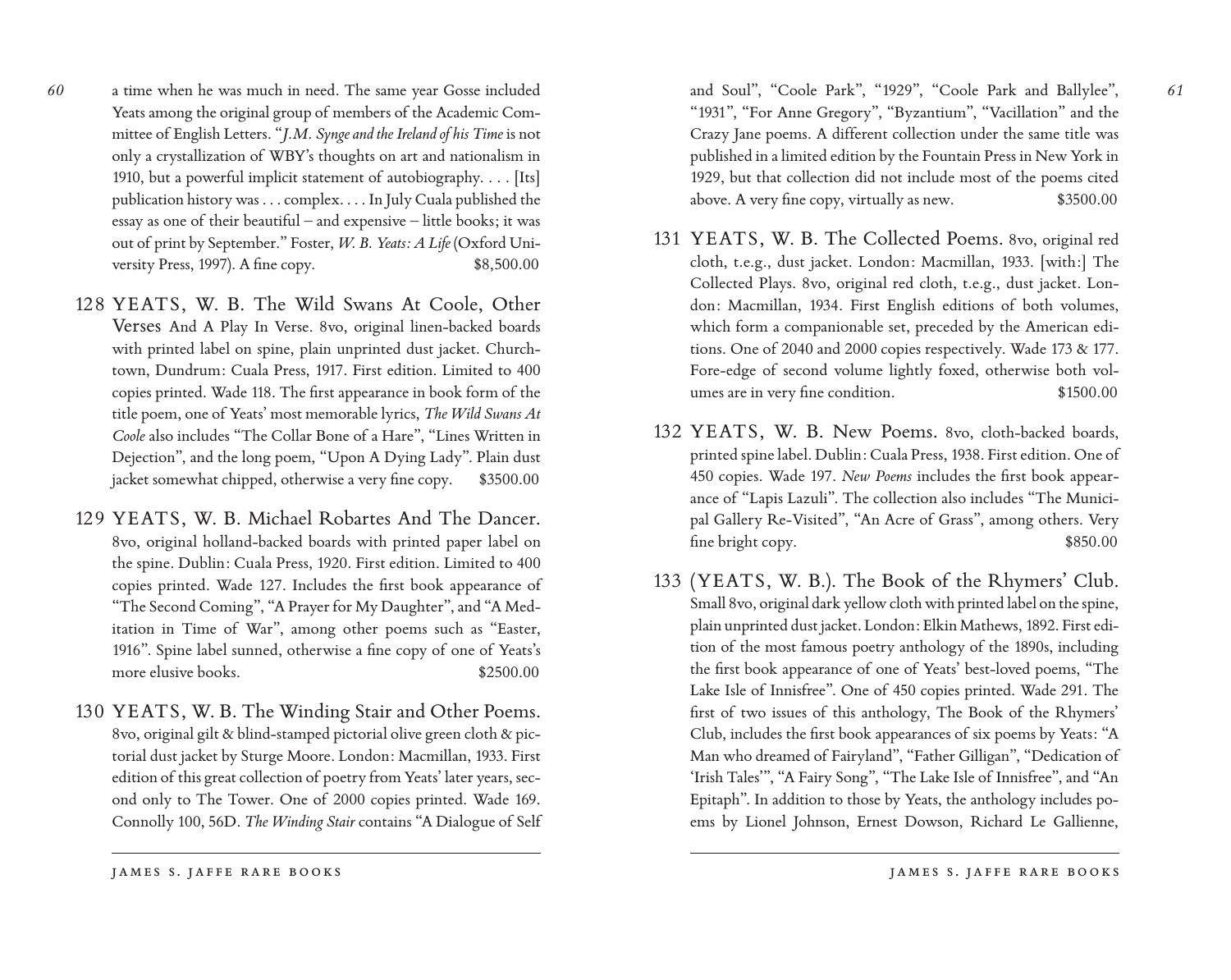a time when he was much in need. The same year Gosse included Yeats among the original group of members of the Academic Committee of English Letters. "*J.M. Synge and the Ireland of his Time* is not only a crystallization of WBY's thoughts on art and nationalism in 1910, but a powerful implicit statement of autobiography. . . . [Its] publication history was . . . complex. . . . In July Cuala published the essay as one of their beautiful – and expensive – little books; it was out of print by September." Foster, *W. B. Yeats: A Life* (Oxford University Press, 1997). A fine copy. $8,500.00

128 YEATS, W. B. The Wild Swans At Coole, Other Verses And A Play In Verse. 8vo, original linen-backed boards with printed label on spine, plain unprinted dust jacket. Churchtown, Dundrum: Cuala Press, 1917. First edition. Limited to 400 copies printed. Wade 118. The first appearance in book form of the title poem, one of Yeats' most memorable lyrics, *The Wild Swans At Coole* also includes "The Collar Bone of a Hare", "Lines Written in Dejection", and the long poem, "Upon A Dying Lady". Plain dust jacket somewhat chipped, otherwise a very fine copy. $3500.00

129 YEATS, W. B. Michael Robartes And The Dancer. 8vo, original holland-backed boards with printed paper label on the spine. Dublin: Cuala Press, 1920. First edition. Limited to 400 copies printed. Wade 127. Includes the first book appearance of "The Second Coming", "A Prayer for My Daughter", and "A Meditation in Time of War", among other poems such as "Easter, 1916". Spine label sunned, otherwise a fine copy of one of Yeats's more elusive books. $2500.00

130 YEATS, W. B. The Winding Stair and Other Poems. 8vo, original gilt & blind-stamped pictorial olive green cloth & pictorial dust jacket by Sturge Moore. London: Macmillan, 1933. First edition of this great collection of poetry from Yeats' later years, second only to The Tower. One of 2000 copies printed. Wade 169. Connolly 100, 56D. *The Winding Stair* contains "A Dialogue of Self and Soul", "Coole Park", "1929", "Coole Park and Ballylee", "1931", "For Anne Gregory", "Byzantium", "Vacillation" and the Crazy Jane poems. A different collection under the same title was published in a limited edition by the Fountain Press in New York in 1929, but that collection did not include most of the poems cited above. A very fine copy, virtually as new. $3500.00

131 YEATS, W. B. The Collected Poems. 8vo, original red cloth, t.e.g., dust jacket. London: Macmillan, 1933. [with:] The Collected Plays. 8vo, original red cloth, t.e.g., dust jacket. London: Macmillan, 1934. First English editions of both volumes, which form a companionable set, preceded by the American editions. One of 2040 and 2000 copies respectively. Wade 173 & 177. Fore-edge of second volume lightly foxed, otherwise both volumes are in very fine condition. $1500.00

132 YEATS, W. B. New Poems. 8vo, cloth-backed boards, printed spine label. Dublin: Cuala Press, 1938. First edition. One of 450 copies. Wade 197. *New Poems* includes the first book appearance of "Lapis Lazuli". The collection also includes "The Municipal Gallery Re-Visited", "An Acre of Grass", among others. Very fine bright copy. $850.00

133 (YEATS, W. B.). The Book of the Rhymers' Club. Small 8vo, original dark yellow cloth with printed label on the spine, plain unprinted dust jacket. London: Elkin Mathews, 1892. First edition of the most famous poetry anthology of the 1890s, including the first book appearance of one of Yeats' best-loved poems, "The Lake Isle of Innisfree". One of 450 copies printed. Wade 291. The first of two issues of this anthology, The Book of the Rhymers' Club, includes the first book appearances of six poems by Yeats: "A Man who dreamed of Fairyland", "Father Gilligan", "Dedication of 'Irish Tales'", "A Fairy Song", "The Lake Isle of Innisfree", and "An Epitaph". In addition to those by Yeats, the anthology includes poems by Lionel Johnson, Ernest Dowson, Richard Le Gallienne,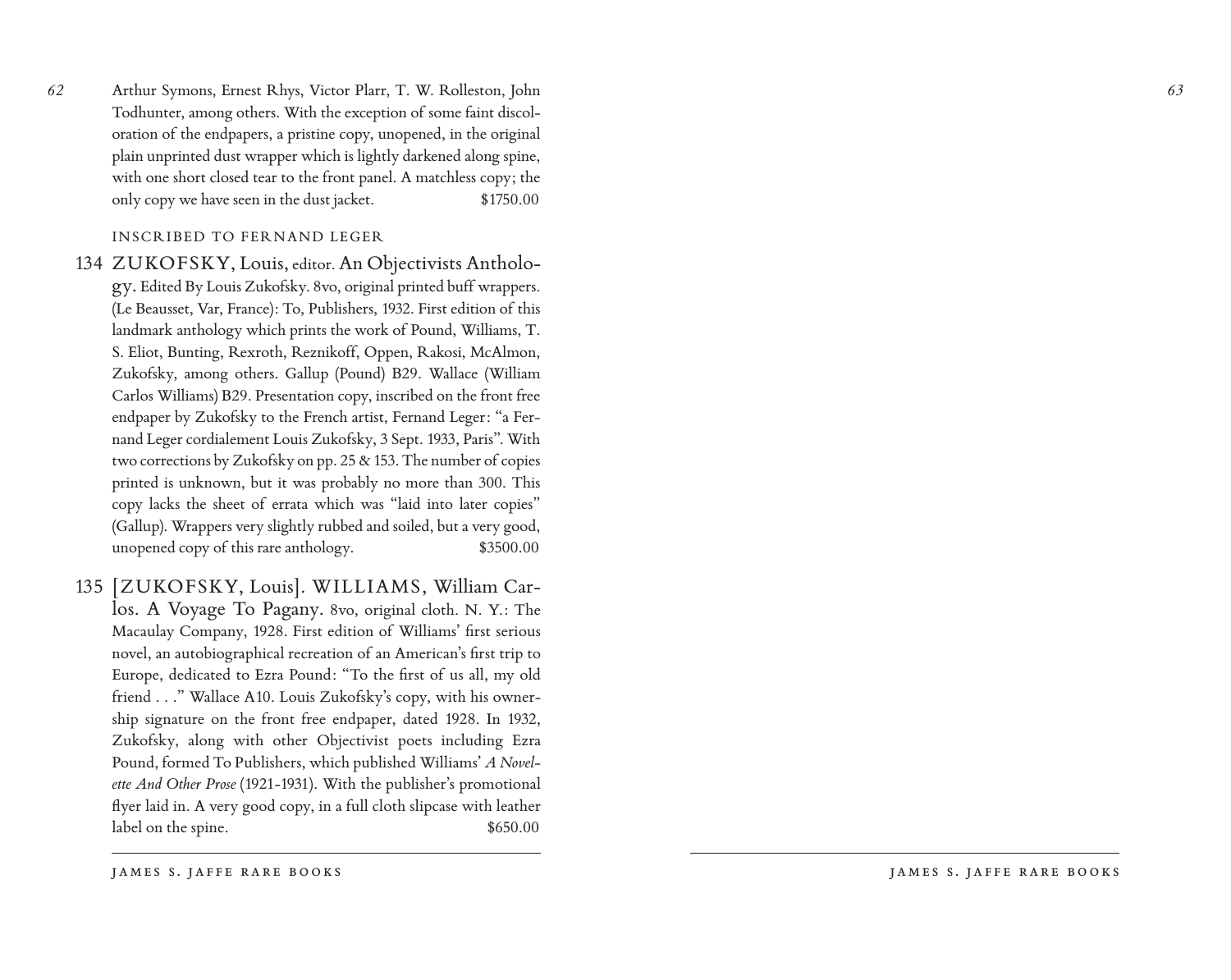Arthur Symons, Ernest Rhys, Victor Plarr, T. W. Rolleston, John Todhunter, among others. With the exception of some faint discoloration of the endpapers, a pristine copy, unopened, in the original plain unprinted dust wrapper which is lightly darkened along spine, with one short closed tear to the front panel. A matchless copy; the only copy we have seen in the dust jacket. $1750.00

INSCRIBED TO FERNAND LEGER

134 ZUKOFSKY, Louis, editor. An Objectivists Anthology. Edited By Louis Zukofsky. 8vo, original printed buff wrappers. (Le Beausset, Var, France): To, Publishers, 1932. First edition of this landmark anthology which prints the work of Pound, Williams, T. S. Eliot, Bunting, Rexroth, Reznikoff, Oppen, Rakosi, McAlmon, Zukofsky, among others. Gallup (Pound) B29. Wallace (William Carlos Williams) B29. Presentation copy, inscribed on the front free endpaper by Zukofsky to the French artist, Fernand Leger: "a Fernand Leger cordialement Louis Zukofsky, 3 Sept. 1933, Paris". With two corrections by Zukofsky on pp. 25 & 153. The number of copies printed is unknown, but it was probably no more than 300. This copy lacks the sheet of errata which was "laid into later copies" (Gallup). Wrappers very slightly rubbed and soiled, but a very good, unopened copy of this rare anthology. $3500.00

135 [ZUKOFSKY, Louis]. WILLIAMS, William Carlos. A Voyage To Pagany. 8vo, original cloth. N. Y.: The Macaulay Company, 1928. First edition of Williams' first serious novel, an autobiographical recreation of an American's first trip to Europe, dedicated to Ezra Pound: "To the first of us all, my old friend . . ." Wallace A10. Louis Zukofsky's copy, with his ownership signature on the front free endpaper, dated 1928. In 1932, Zukofsky, along with other Objectivist poets including Ezra Pound, formed To Publishers, which published Williams' *A Novelette And Other Prose* (1921-1931). With the publisher's promotional flyer laid in. A very good copy, in a full cloth slipcase with leather label on the spine. $650.00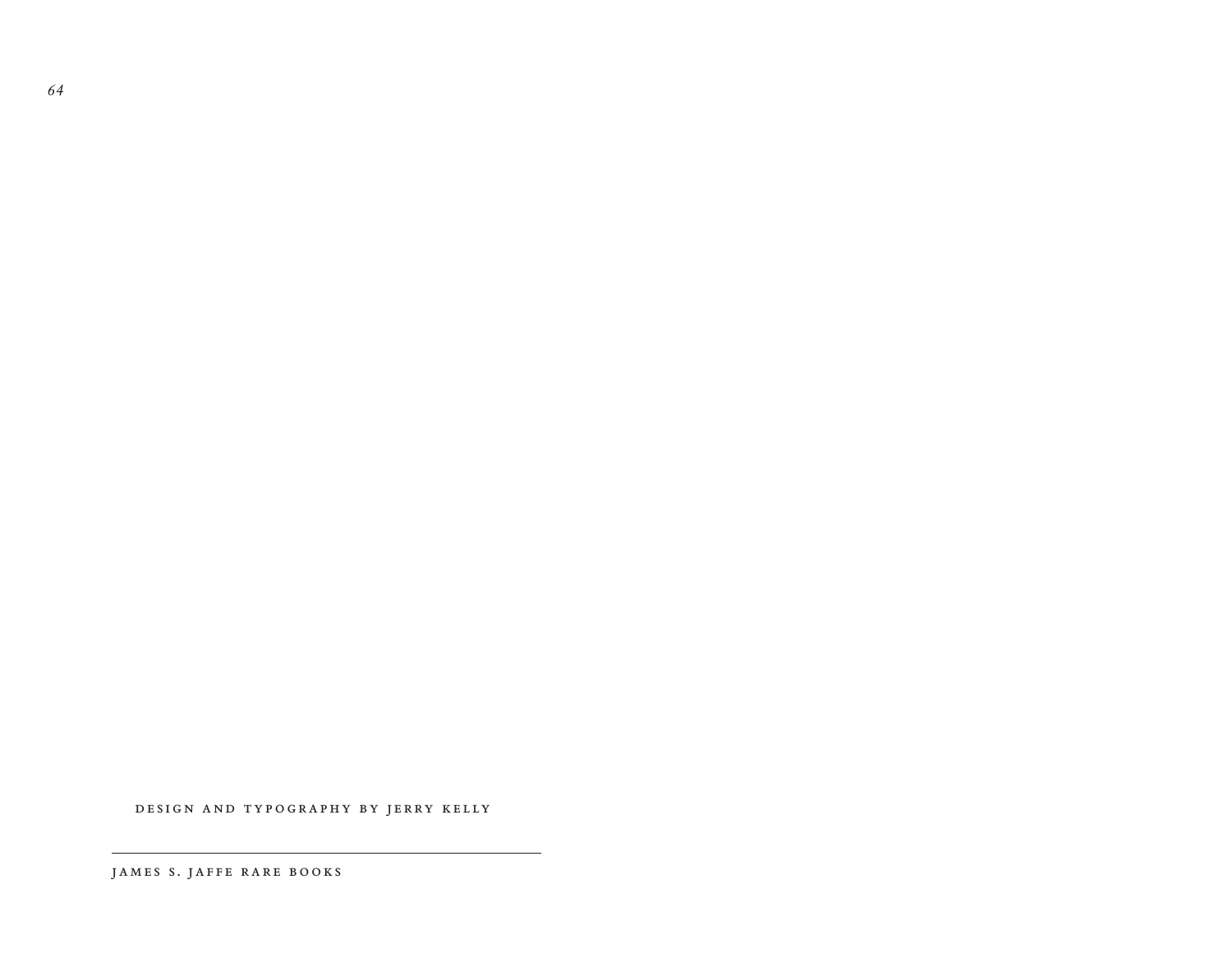DESIGN AND TYPOGRAPHY BY JERRY KELLY

---

JAMES S. JAFFE RARE BOOKS